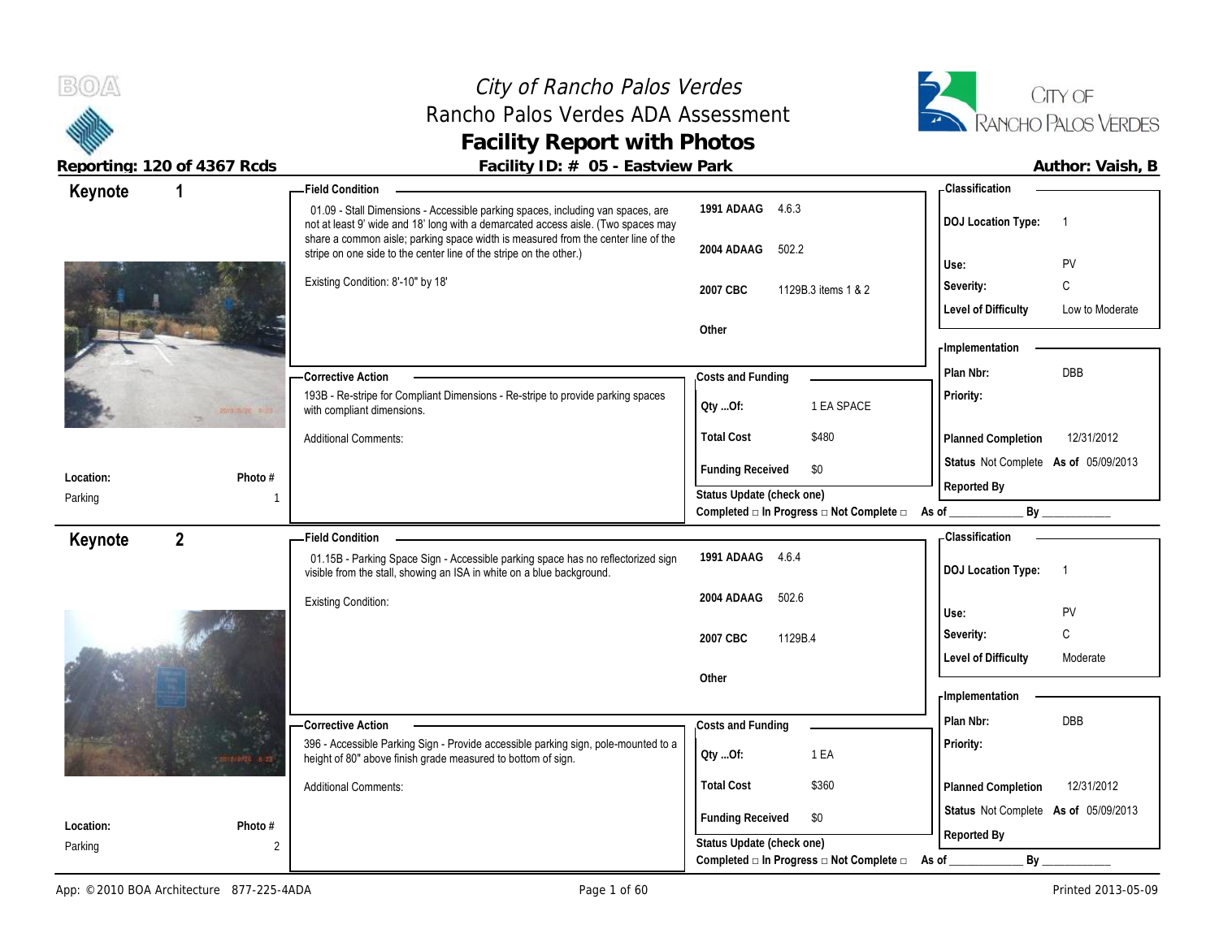# City of Rancho Palos Verdes
## Rancho Palos Verdes ADA Assessment
## Facility Report with Photos

**Reporting: 120 of 4367 Rcds** | **Facility ID: # 05 - Eastview Park** | **Author: Vaish, B**

---

## Keynote 1

**Location:** Parking
**Photo #** 1

**Field Condition**

01.09 - Stall Dimensions - Accessible parking spaces, including van spaces, are not at least 9' wide and 18' long with a demarcated access aisle. (Two spaces may share a common aisle; parking space width is measured from the center line of the stripe on one side to the center line of the stripe on the other.)

Existing Condition: 8'-10" by 18'

| Code | Section |
|---|---|
| 1991 ADAAG | 4.6.3 |
| 2004 ADAAG | 502.2 |
| 2007 CBC | 1129B.3 items 1 & 2 |
| Other | |

**Classification**

| | |
|---|---|
| DOJ Location Type: | 1 |
| Use: | PV |
| Severity: | C |
| Level of Difficulty | Low to Moderate |

**Corrective Action**

193B - Re-stripe for Compliant Dimensions - Re-stripe to provide parking spaces with compliant dimensions.

Additional Comments:

**Costs and Funding**

| | |
|---|---|
| Qty ...Of: | 1 EA SPACE |
| Total Cost | $480 |
| Funding Received | $0 |

Status Update (check one)
Completed □ In Progress □ Not Complete □ As of ____________ By ____________

**Implementation**

| | |
|---|---|
| Plan Nbr: | DBB |
| Priority: | |
| Planned Completion | 12/31/2012 |
| Status | Not Complete As of 05/09/2013 |
| Reported By | |

---

## Keynote 2

**Location:** Parking
**Photo #** 2

**Field Condition**

01.15B - Parking Space Sign - Accessible parking space has no reflectorized sign visible from the stall, showing an ISA in white on a blue background.

Existing Condition:

| Code | Section |
|---|---|
| 1991 ADAAG | 4.6.4 |
| 2004 ADAAG | 502.6 |
| 2007 CBC | 1129B.4 |
| Other | |

**Classification**

| | |
|---|---|
| DOJ Location Type: | 1 |
| Use: | PV |
| Severity: | C |
| Level of Difficulty | Moderate |

**Corrective Action**

396 - Accessible Parking Sign - Provide accessible parking sign, pole-mounted to a height of 80" above finish grade measured to bottom of sign.

Additional Comments:

**Costs and Funding**

| | |
|---|---|
| Qty ...Of: | 1 EA |
| Total Cost | $360 |
| Funding Received | $0 |

Status Update (check one)
Completed □ In Progress □ Not Complete □ As of ____________ By ____________

**Implementation**

| | |
|---|---|
| Plan Nbr: | DBB |
| Priority: | |
| Planned Completion | 12/31/2012 |
| Status | Not Complete As of 05/09/2013 |
| Reported By | |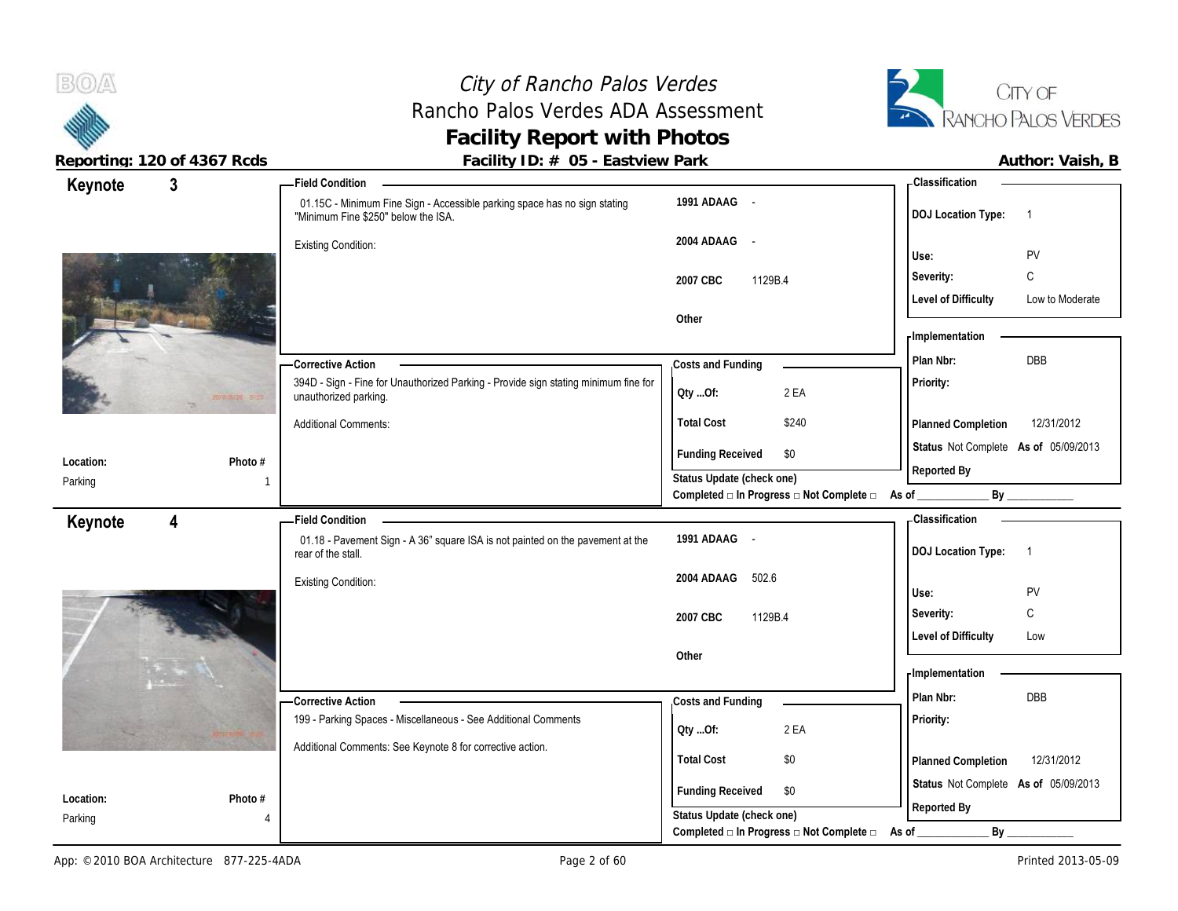# City of Rancho Palos Verdes
## Rancho Palos Verdes ADA Assessment
## Facility Report with Photos

**Reporting: 120 of 4367 Rcds** | **Facility ID: # 05 - Eastview Park** | **Author: Vaish, B**

---

### Keynote 3

**Location:** Parking | **Photo #** 1

**Field Condition**

01.15C - Minimum Fine Sign - Accessible parking space has no sign stating "Minimum Fine $250" below the ISA.

Existing Condition:

| Code | Section |
|---|---|
| 1991 ADAAG | - |
| 2004 ADAAG | - |
| 2007 CBC | 1129B.4 |
| Other | |

**Corrective Action**

394D - Sign - Fine for Unauthorized Parking - Provide sign stating minimum fine for unauthorized parking.

Additional Comments:

**Costs and Funding**

| | |
|---|---|
| Qty ...Of: | 2 EA |
| Total Cost | $240 |
| Funding Received | $0 |

Status Update (check one)
Completed □ In Progress □ Not Complete □ As of ____________ By ____________

**Classification**

| | |
|---|---|
| DOJ Location Type: | 1 |
| Use: | PV |
| Severity: | C |
| Level of Difficulty | Low to Moderate |

**Implementation**

| | |
|---|---|
| Plan Nbr: | DBB |
| Priority: | |
| Planned Completion | 12/31/2012 |
| Status | Not Complete As of 05/09/2013 |
| Reported By | |

---

### Keynote 4

**Location:** Parking | **Photo #** 4

**Field Condition**

01.18 - Pavement Sign - A 36" square ISA is not painted on the pavement at the rear of the stall.

Existing Condition:

| Code | Section |
|---|---|
| 1991 ADAAG | - |
| 2004 ADAAG | 502.6 |
| 2007 CBC | 1129B.4 |
| Other | |

**Corrective Action**

199 - Parking Spaces - Miscellaneous - See Additional Comments

Additional Comments: See Keynote 8 for corrective action.

**Costs and Funding**

| | |
|---|---|
| Qty ...Of: | 2 EA |
| Total Cost | $0 |
| Funding Received | $0 |

Status Update (check one)
Completed □ In Progress □ Not Complete □ As of ____________ By ____________

**Classification**

| | |
|---|---|
| DOJ Location Type: | 1 |
| Use: | PV |
| Severity: | C |
| Level of Difficulty | Low |

**Implementation**

| | |
|---|---|
| Plan Nbr: | DBB |
| Priority: | |
| Planned Completion | 12/31/2012 |
| Status | Not Complete As of 05/09/2013 |
| Reported By | |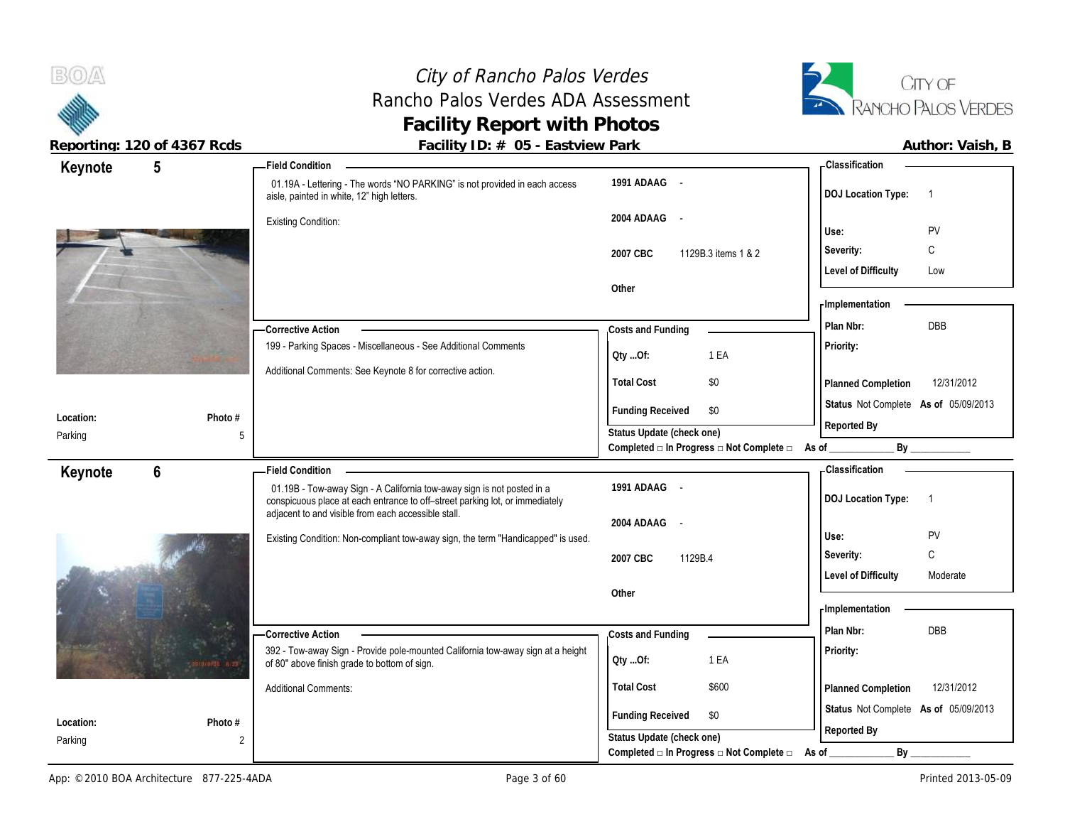# City of Rancho Palos Verdes
## Rancho Palos Verdes ADA Assessment
## Facility Report with Photos

**Reporting: 120 of 4367 Rcds** | **Facility ID: # 05 - Eastview Park** | **Author: Vaish, B**

---

### Keynote 5

**Field Condition**

01.19A - Lettering - The words "NO PARKING" is not provided in each access aisle, painted in white, 12" high letters.

Existing Condition:

| | |
|---|---|
| 1991 ADAAG | - |
| 2004 ADAAG | - |
| 2007 CBC | 1129B.3 items 1 & 2 |
| Other | |

**Classification**

| | |
|---|---|
| DOJ Location Type: | 1 |
| Use: | PV |
| Severity: | C |
| Level of Difficulty | Low |

**Corrective Action**

199 - Parking Spaces - Miscellaneous - See Additional Comments

Additional Comments: See Keynote 8 for corrective action.

**Costs and Funding**

| | |
|---|---|
| Qty ...Of: | 1 EA |
| Total Cost | $0 |
| Funding Received | $0 |

Status Update (check one)

Completed □ In Progress □ Not Complete □ As of ____________ By ____________

**Implementation**

| | |
|---|---|
| Plan Nbr: | DBB |
| Priority: | |
| Planned Completion | 12/31/2012 |
| Status | Not Complete As of 05/09/2013 |
| Reported By | |

**Location:** Parking | **Photo #** 5

---

### Keynote 6

**Field Condition**

01.19B - Tow-away Sign - A California tow-away sign is not posted in a conspicuous place at each entrance to off–street parking lot, or immediately adjacent to and visible from each accessible stall.

Existing Condition: Non-compliant tow-away sign, the term "Handicapped" is used.

| | |
|---|---|
| 1991 ADAAG | - |
| 2004 ADAAG | - |
| 2007 CBC | 1129B.4 |
| Other | |

**Classification**

| | |
|---|---|
| DOJ Location Type: | 1 |
| Use: | PV |
| Severity: | C |
| Level of Difficulty | Moderate |

**Corrective Action**

392 - Tow-away Sign - Provide pole-mounted California tow-away sign at a height of 80" above finish grade to bottom of sign.

Additional Comments:

**Costs and Funding**

| | |
|---|---|
| Qty ...Of: | 1 EA |
| Total Cost | $600 |
| Funding Received | $0 |

Status Update (check one)

Completed □ In Progress □ Not Complete □ As of ____________ By ____________

**Implementation**

| | |
|---|---|
| Plan Nbr: | DBB |
| Priority: | |
| Planned Completion | 12/31/2012 |
| Status | Not Complete As of 05/09/2013 |
| Reported By | |

**Location:** Parking | **Photo #** 2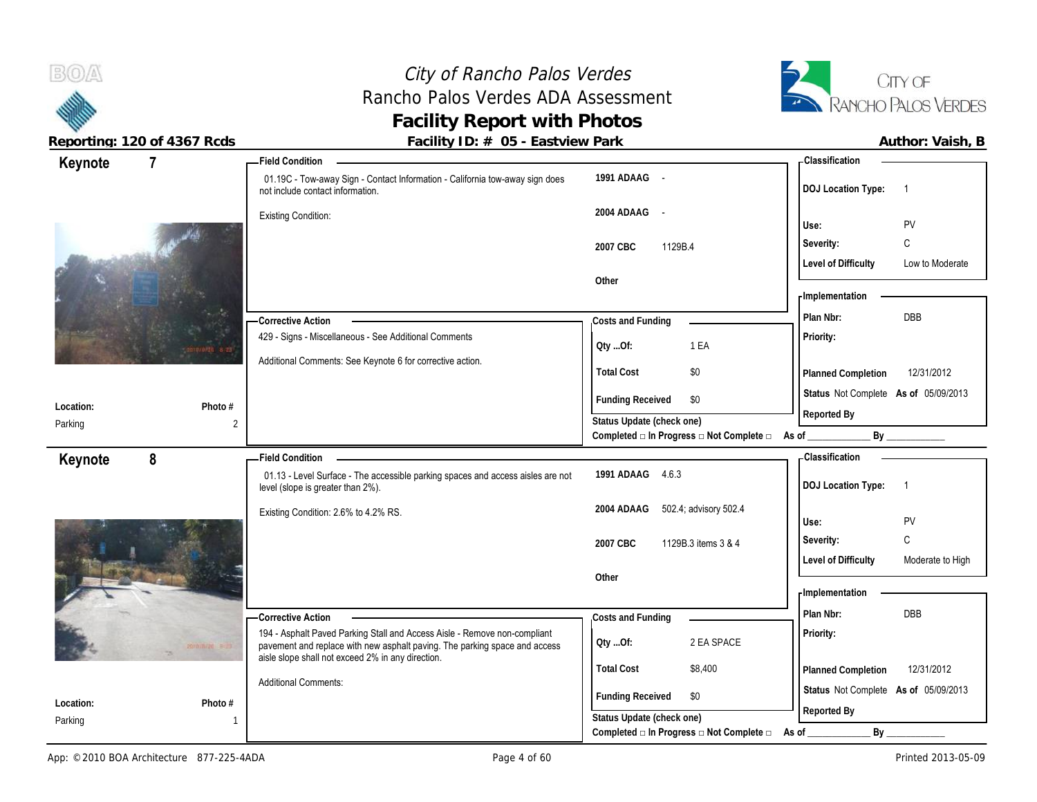# City of Rancho Palos Verdes
## Rancho Palos Verdes ADA Assessment
## Facility Report with Photos

**Reporting: 120 of 4367 Rcds** — **Facility ID: # 05 - Eastview Park** — **Author: Vaish, B**

---

## Keynote 7

**Location:** Parking
**Photo #:** 2

### Field Condition

01.19C - Tow-away Sign - Contact Information - California tow-away sign does not include contact information.

Existing Condition:

| | |
|---|---|
| 1991 ADAAG | - |
| 2004 ADAAG | - |
| 2007 CBC | 1129B.4 |
| Other | |

### Classification

| | |
|---|---|
| DOJ Location Type: | 1 |
| Use: | PV |
| Severity: | C |
| Level of Difficulty | Low to Moderate |

### Corrective Action

429 - Signs - Miscellaneous - See Additional Comments

Additional Comments: See Keynote 6 for corrective action.

### Costs and Funding

| | |
|---|---|
| Qty ...Of: | 1 EA |
| Total Cost | $0 |
| Funding Received | $0 |

Status Update (check one)
Completed □ In Progress □ Not Complete □ As of ____________ By ____________

### Implementation

| | |
|---|---|
| Plan Nbr: | DBB |
| Priority: | |
| Planned Completion | 12/31/2012 |
| Status | Not Complete As of 05/09/2013 |
| Reported By | |

---

## Keynote 8

**Location:** Parking
**Photo #:** 1

### Field Condition

01.13 - Level Surface - The accessible parking spaces and access aisles are not level (slope is greater than 2%).

Existing Condition: 2.6% to 4.2% RS.

| | |
|---|---|
| 1991 ADAAG | 4.6.3 |
| 2004 ADAAG | 502.4; advisory 502.4 |
| 2007 CBC | 1129B.3 items 3 & 4 |
| Other | |

### Classification

| | |
|---|---|
| DOJ Location Type: | 1 |
| Use: | PV |
| Severity: | C |
| Level of Difficulty | Moderate to High |

### Corrective Action

194 - Asphalt Paved Parking Stall and Access Aisle - Remove non-compliant pavement and replace with new asphalt paving. The parking space and access aisle slope shall not exceed 2% in any direction.

Additional Comments:

### Costs and Funding

| | |
|---|---|
| Qty ...Of: | 2 EA SPACE |
| Total Cost | $8,400 |
| Funding Received | $0 |

Status Update (check one)
Completed □ In Progress □ Not Complete □ As of ____________ By ____________

### Implementation

| | |
|---|---|
| Plan Nbr: | DBB |
| Priority: | |
| Planned Completion | 12/31/2012 |
| Status | Not Complete As of 05/09/2013 |
| Reported By | |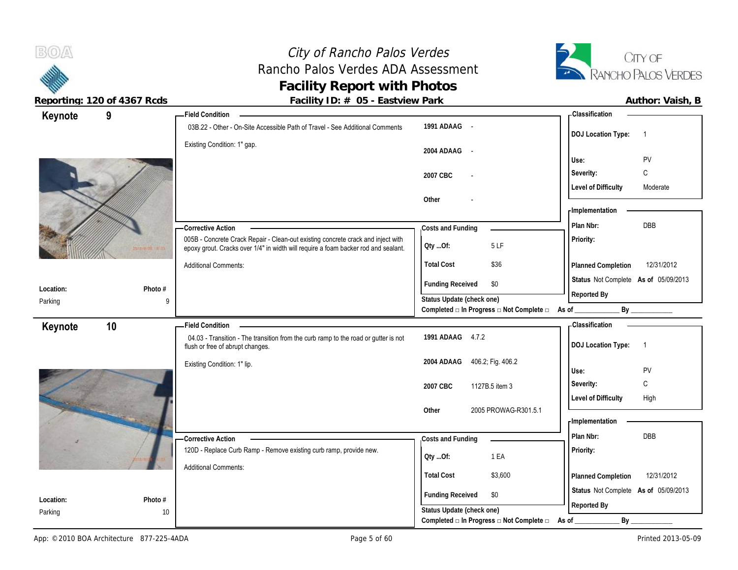# City of Rancho Palos Verdes
## Rancho Palos Verdes ADA Assessment
## Facility Report with Photos

**Reporting: 120 of 4367 Rcds** | **Facility ID: # 05 - Eastview Park** | **Author: Vaish, B**

---

### Keynote 9

**Location:** Parking
**Photo #:** 9

**Field Condition**

03B.22 - Other - On-Site Accessible Path of Travel - See Additional Comments

Existing Condition: 1" gap.

| Code | Reference |
|---|---|
| 1991 ADAAG | - |
| 2004 ADAAG | - |
| 2007 CBC | - |
| Other | - |

**Corrective Action**

005B - Concrete Crack Repair - Clean-out existing concrete crack and inject with epoxy grout. Cracks over 1/4" in width will require a foam backer rod and sealant.

Additional Comments:

**Costs and Funding**

| | |
|---|---|
| Qty ...Of: | 5 LF |
| Total Cost | $36 |
| Funding Received | $0 |

Status Update (check one)
Completed □ In Progress □ Not Complete □ As of ____________ By ____________

**Classification**

| | |
|---|---|
| DOJ Location Type: | 1 |
| Use: | PV |
| Severity: | C |
| Level of Difficulty | Moderate |

**Implementation**

| | |
|---|---|
| Plan Nbr: | DBB |
| Priority: | |
| Planned Completion | 12/31/2012 |
| Status | Not Complete As of 05/09/2013 |
| Reported By | |

---

### Keynote 10

**Location:** Parking
**Photo #:** 10

**Field Condition**

04.03 - Transition - The transition from the curb ramp to the road or gutter is not flush or free of abrupt changes.

Existing Condition: 1" lip.

| Code | Reference |
|---|---|
| 1991 ADAAG | 4.7.2 |
| 2004 ADAAG | 406.2; Fig. 406.2 |
| 2007 CBC | 1127B.5 item 3 |
| Other | 2005 PROWAG-R301.5.1 |

**Corrective Action**

120D - Replace Curb Ramp - Remove existing curb ramp, provide new.

Additional Comments:

**Costs and Funding**

| | |
|---|---|
| Qty ...Of: | 1 EA |
| Total Cost | $3,600 |
| Funding Received | $0 |

Status Update (check one)
Completed □ In Progress □ Not Complete □ As of ____________ By ____________

**Classification**

| | |
|---|---|
| DOJ Location Type: | 1 |
| Use: | PV |
| Severity: | C |
| Level of Difficulty | High |

**Implementation**

| | |
|---|---|
| Plan Nbr: | DBB |
| Priority: | |
| Planned Completion | 12/31/2012 |
| Status | Not Complete As of 05/09/2013 |
| Reported By | |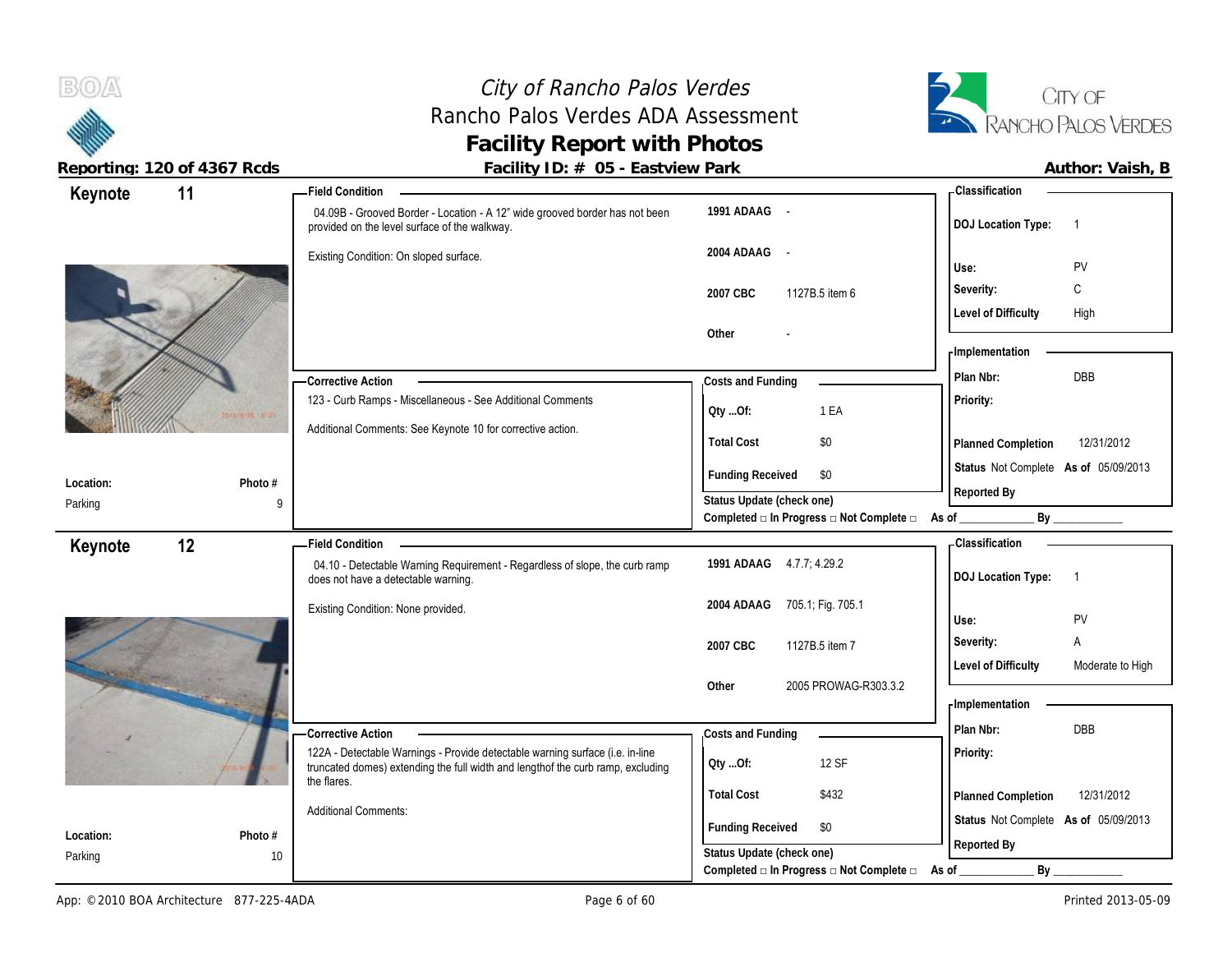# City of Rancho Palos Verdes
## Rancho Palos Verdes ADA Assessment
## Facility Report with Photos

**Reporting: 120 of 4367 Rcds** | **Facility ID: # 05 - Eastview Park** | **Author: Vaish, B**

---

## Keynote 11

**Location:** Parking
**Photo #:** 9

**Field Condition**

04.09B - Grooved Border - Location - A 12" wide grooved border has not been provided on the level surface of the walkway.

Existing Condition: On sloped surface.

| | |
|---|---|
| 1991 ADAAG | - |
| 2004 ADAAG | - |
| 2007 CBC | 1127B.5 item 6 |
| Other | - |

**Corrective Action**

123 - Curb Ramps - Miscellaneous - See Additional Comments

Additional Comments: See Keynote 10 for corrective action.

**Costs and Funding**

| | |
|---|---|
| Qty ...Of: | 1 EA |
| Total Cost | $0 |
| Funding Received | $0 |

Status Update (check one)
Completed □ In Progress □ Not Complete □ As of ____________ By ____________

**Classification**

| | |
|---|---|
| DOJ Location Type: | 1 |
| Use: | PV |
| Severity: | C |
| Level of Difficulty | High |

**Implementation**

| | |
|---|---|
| Plan Nbr: | DBB |
| Priority: | |
| Planned Completion | 12/31/2012 |
| Status | Not Complete As of 05/09/2013 |
| Reported By | |

---

## Keynote 12

**Location:** Parking
**Photo #:** 10

**Field Condition**

04.10 - Detectable Warning Requirement - Regardless of slope, the curb ramp does not have a detectable warning.

Existing Condition: None provided.

| | |
|---|---|
| 1991 ADAAG | 4.7.7; 4.29.2 |
| 2004 ADAAG | 705.1; Fig. 705.1 |
| 2007 CBC | 1127B.5 item 7 |
| Other | 2005 PROWAG-R303.3.2 |

**Corrective Action**

122A - Detectable Warnings - Provide detectable warning surface (i.e. in-line truncated domes) extending the full width and lengthof the curb ramp, excluding the flares.

Additional Comments:

**Costs and Funding**

| | |
|---|---|
| Qty ...Of: | 12 SF |
| Total Cost | $432 |
| Funding Received | $0 |

Status Update (check one)
Completed □ In Progress □ Not Complete □ As of ____________ By ____________

**Classification**

| | |
|---|---|
| DOJ Location Type: | 1 |
| Use: | PV |
| Severity: | A |
| Level of Difficulty | Moderate to High |

**Implementation**

| | |
|---|---|
| Plan Nbr: | DBB |
| Priority: | |
| Planned Completion | 12/31/2012 |
| Status | Not Complete As of 05/09/2013 |
| Reported By | |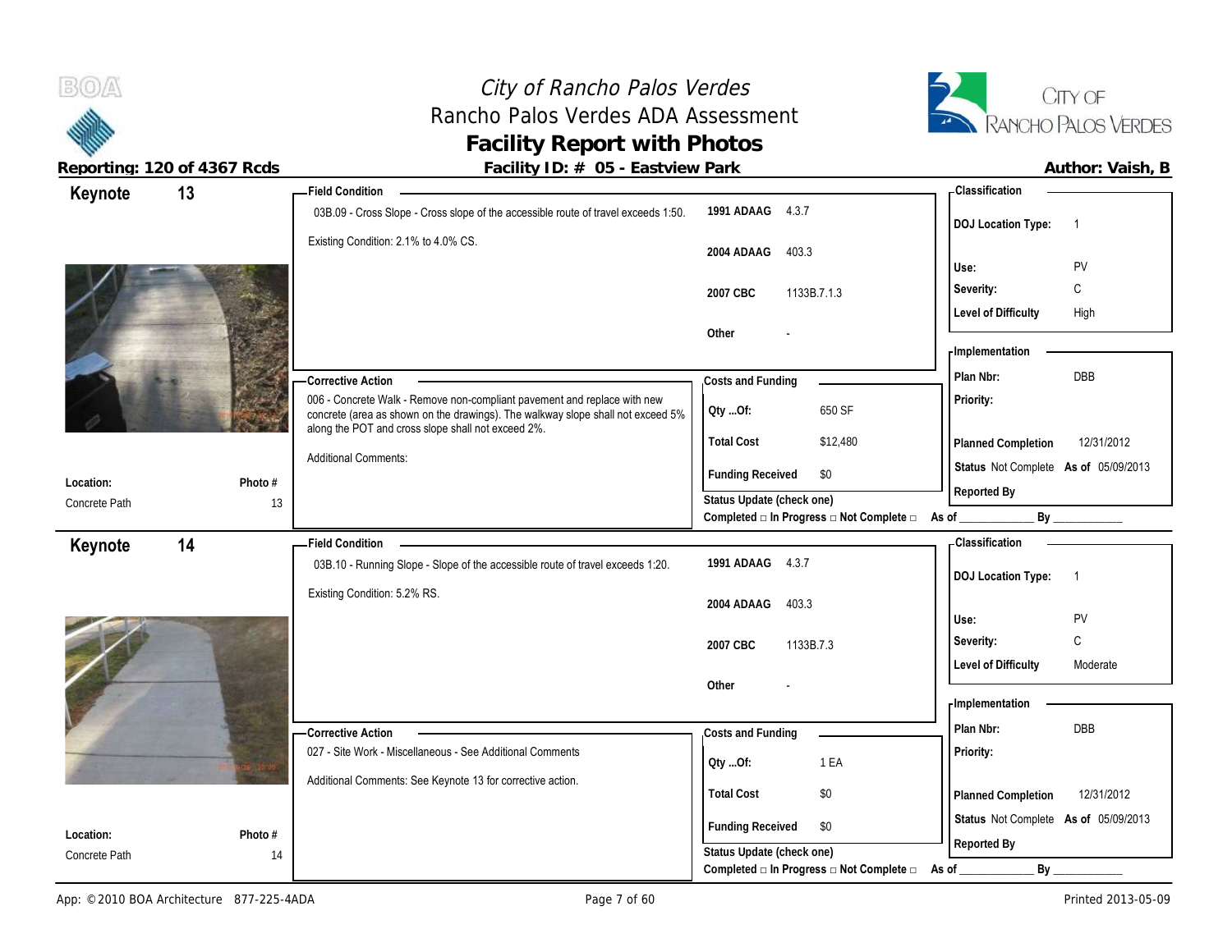# City of Rancho Palos Verdes
## Rancho Palos Verdes ADA Assessment
## Facility Report with Photos

**Reporting: 120 of 4367 Rcds** | **Facility ID: # 05 - Eastview Park** | **Author: Vaish, B**

---

### Keynote 13

**Location:** Concrete Path
**Photo #:** 13

**Field Condition**

03B.09 - Cross Slope - Cross slope of the accessible route of travel exceeds 1:50.

Existing Condition: 2.1% to 4.0% CS.

| Code | Reference |
|---|---|
| 1991 ADAAG | 4.3.7 |
| 2004 ADAAG | 403.3 |
| 2007 CBC | 1133B.7.1.3 |
| Other | - |

**Corrective Action**

006 - Concrete Walk - Remove non-compliant pavement and replace with new concrete (area as shown on the drawings). The walkway slope shall not exceed 5% along the POT and cross slope shall not exceed 2%.

Additional Comments:

**Costs and Funding**

| | |
|---|---|
| Qty ...Of: | 650 SF |
| Total Cost | $12,480 |
| Funding Received | $0 |

Status Update (check one)
Completed □ In Progress □ Not Complete □ As of ____________ By ____________

**Classification**

| | |
|---|---|
| DOJ Location Type: | 1 |
| Use: | PV |
| Severity: | C |
| Level of Difficulty | High |

**Implementation**

| | |
|---|---|
| Plan Nbr: | DBB |
| Priority: | |
| Planned Completion | 12/31/2012 |
| Status | Not Complete As of 05/09/2013 |
| Reported By | |

---

### Keynote 14

**Location:** Concrete Path
**Photo #:** 14

**Field Condition**

03B.10 - Running Slope - Slope of the accessible route of travel exceeds 1:20.

Existing Condition: 5.2% RS.

| Code | Reference |
|---|---|
| 1991 ADAAG | 4.3.7 |
| 2004 ADAAG | 403.3 |
| 2007 CBC | 1133B.7.3 |
| Other | - |

**Corrective Action**

027 - Site Work - Miscellaneous - See Additional Comments

Additional Comments: See Keynote 13 for corrective action.

**Costs and Funding**

| | |
|---|---|
| Qty ...Of: | 1 EA |
| Total Cost | $0 |
| Funding Received | $0 |

Status Update (check one)
Completed □ In Progress □ Not Complete □ As of ____________ By ____________

**Classification**

| | |
|---|---|
| DOJ Location Type: | 1 |
| Use: | PV |
| Severity: | C |
| Level of Difficulty | Moderate |

**Implementation**

| | |
|---|---|
| Plan Nbr: | DBB |
| Priority: | |
| Planned Completion | 12/31/2012 |
| Status | Not Complete As of 05/09/2013 |
| Reported By | |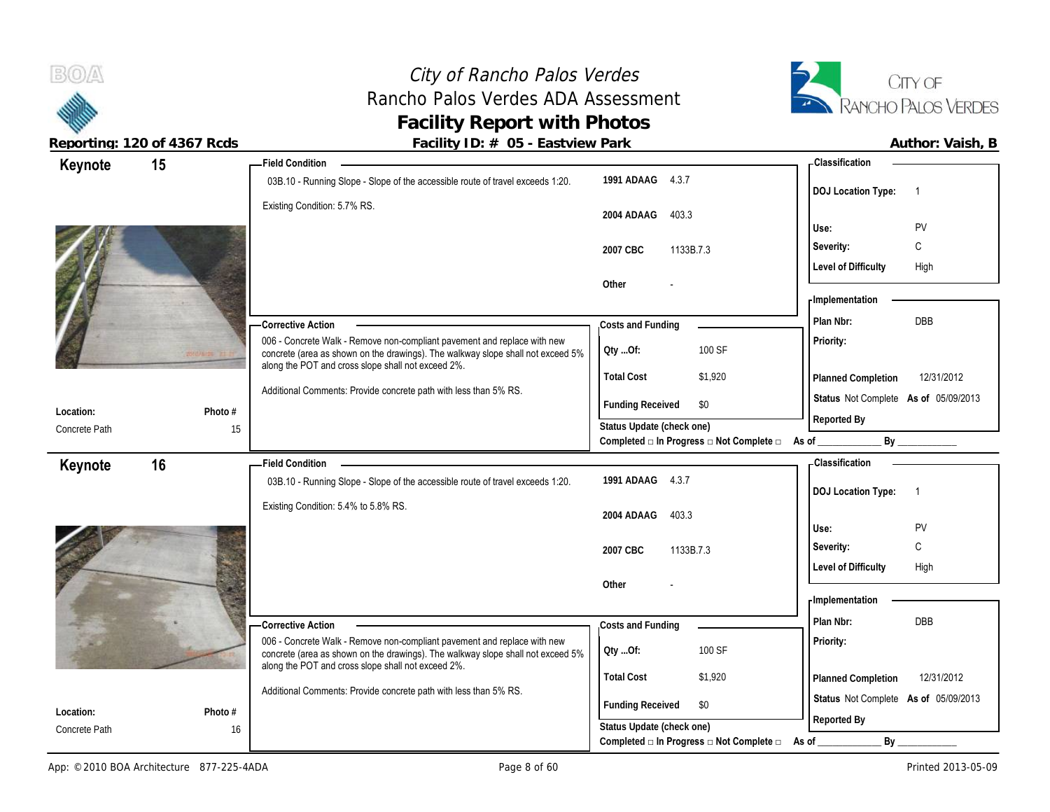# City of Rancho Palos Verdes
## Rancho Palos Verdes ADA Assessment
## Facility Report with Photos

**Reporting: 120 of 4367 Rcds** — **Facility ID: # 05 - Eastview Park** — **Author: Vaish, B**

---

## Keynote 15

**Field Condition**

03B.10 - Running Slope - Slope of the accessible route of travel exceeds 1:20.

Existing Condition: 5.7% RS.

| Code | Section |
|---|---|
| 1991 ADAAG | 4.3.7 |
| 2004 ADAAG | 403.3 |
| 2007 CBC | 1133B.7.3 |
| Other | - |

**Classification**

| | |
|---|---|
| DOJ Location Type: | 1 |
| Use: | PV |
| Severity: | C |
| Level of Difficulty | High |

**Corrective Action**

006 - Concrete Walk - Remove non-compliant pavement and replace with new concrete (area as shown on the drawings). The walkway slope shall not exceed 5% along the POT and cross slope shall not exceed 2%.

Additional Comments: Provide concrete path with less than 5% RS.

**Costs and Funding**

| | |
|---|---|
| Qty ...Of: | 100 SF |
| Total Cost | $1,920 |
| Funding Received | $0 |

Status Update (check one)
Completed □ In Progress □ Not Complete □ As of ____________ By ____________

**Implementation**

| | |
|---|---|
| Plan Nbr: | DBB |
| Priority: | |
| Planned Completion | 12/31/2012 |
| Status | Not Complete **As of** 05/09/2013 |
| Reported By | |

**Location:** Concrete Path — **Photo #** 15

---

## Keynote 16

**Field Condition**

03B.10 - Running Slope - Slope of the accessible route of travel exceeds 1:20.

Existing Condition: 5.4% to 5.8% RS.

| Code | Section |
|---|---|
| 1991 ADAAG | 4.3.7 |
| 2004 ADAAG | 403.3 |
| 2007 CBC | 1133B.7.3 |
| Other | - |

**Classification**

| | |
|---|---|
| DOJ Location Type: | 1 |
| Use: | PV |
| Severity: | C |
| Level of Difficulty | High |

**Corrective Action**

006 - Concrete Walk - Remove non-compliant pavement and replace with new concrete (area as shown on the drawings). The walkway slope shall not exceed 5% along the POT and cross slope shall not exceed 2%.

Additional Comments: Provide concrete path with less than 5% RS.

**Costs and Funding**

| | |
|---|---|
| Qty ...Of: | 100 SF |
| Total Cost | $1,920 |
| Funding Received | $0 |

Status Update (check one)
Completed □ In Progress □ Not Complete □ As of ____________ By ____________

**Implementation**

| | |
|---|---|
| Plan Nbr: | DBB |
| Priority: | |
| Planned Completion | 12/31/2012 |
| Status | Not Complete **As of** 05/09/2013 |
| Reported By | |

**Location:** Concrete Path — **Photo #** 16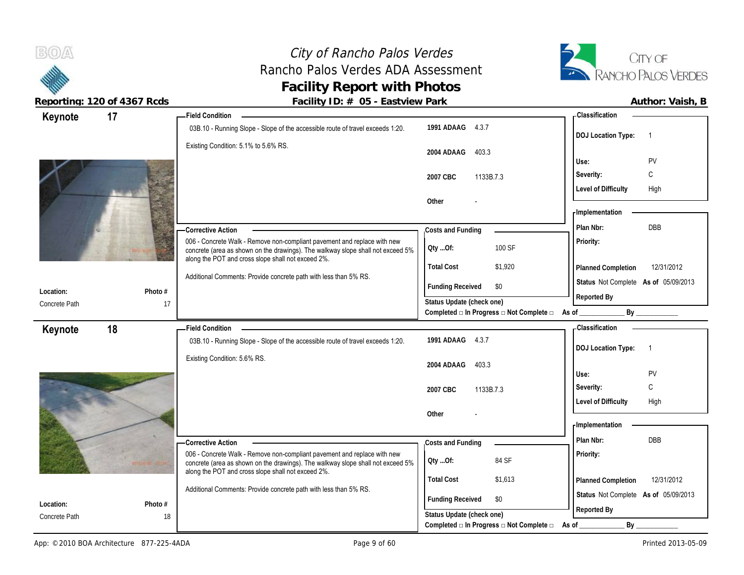# City of Rancho Palos Verdes
## Rancho Palos Verdes ADA Assessment
## Facility Report with Photos

**Reporting: 120 of 4367 Rcds** | **Facility ID: # 05 - Eastview Park** | **Author: Vaish, B**

---

### Keynote 17

**Field Condition**

03B.10 - Running Slope - Slope of the accessible route of travel exceeds 1:20.

Existing Condition: 5.1% to 5.6% RS.

| Code | Section |
|---|---|
| 1991 ADAAG | 4.3.7 |
| 2004 ADAAG | 403.3 |
| 2007 CBC | 1133B.7.3 |
| Other | - |

**Classification**

| | |
|---|---|
| DOJ Location Type: | 1 |
| Use: | PV |
| Severity: | C |
| Level of Difficulty | High |

**Corrective Action**

006 - Concrete Walk - Remove non-compliant pavement and replace with new concrete (area as shown on the drawings). The walkway slope shall not exceed 5% along the POT and cross slope shall not exceed 2%.

Additional Comments: Provide concrete path with less than 5% RS.

**Costs and Funding**

| | |
|---|---|
| Qty ...Of: | 100 SF |
| Total Cost | $1,920 |
| Funding Received | $0 |

Status Update (check one)
Completed □ In Progress □ Not Complete □ As of ____________ By ____________

**Implementation**

| | |
|---|---|
| Plan Nbr: | DBB |
| Priority: | |
| Planned Completion | 12/31/2012 |
| Status | Not Complete As of 05/09/2013 |
| Reported By | |

Location: Concrete Path
Photo # 17

---

### Keynote 18

**Field Condition**

03B.10 - Running Slope - Slope of the accessible route of travel exceeds 1:20.

Existing Condition: 5.6% RS.

| Code | Section |
|---|---|
| 1991 ADAAG | 4.3.7 |
| 2004 ADAAG | 403.3 |
| 2007 CBC | 1133B.7.3 |
| Other | - |

**Classification**

| | |
|---|---|
| DOJ Location Type: | 1 |
| Use: | PV |
| Severity: | C |
| Level of Difficulty | High |

**Corrective Action**

006 - Concrete Walk - Remove non-compliant pavement and replace with new concrete (area as shown on the drawings). The walkway slope shall not exceed 5% along the POT and cross slope shall not exceed 2%.

Additional Comments: Provide concrete path with less than 5% RS.

**Costs and Funding**

| | |
|---|---|
| Qty ...Of: | 84 SF |
| Total Cost | $1,613 |
| Funding Received | $0 |

Status Update (check one)
Completed □ In Progress □ Not Complete □ As of ____________ By ____________

**Implementation**

| | |
|---|---|
| Plan Nbr: | DBB |
| Priority: | |
| Planned Completion | 12/31/2012 |
| Status | Not Complete As of 05/09/2013 |
| Reported By | |

Location: Concrete Path
Photo # 18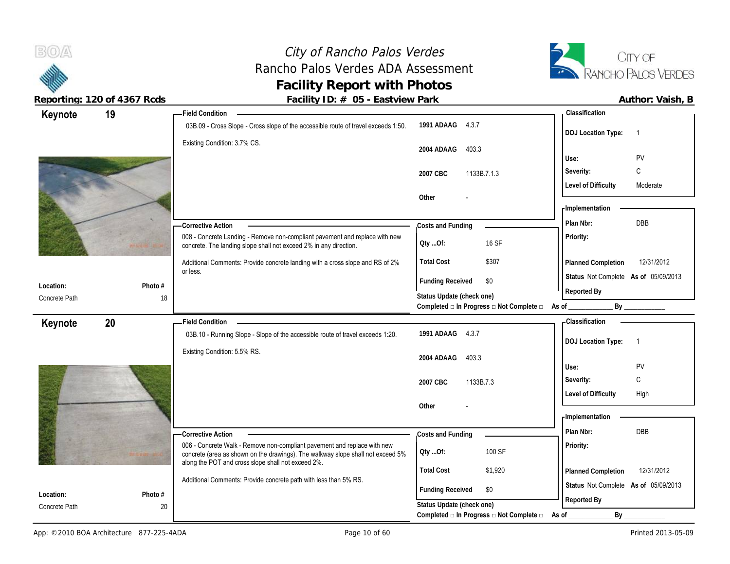# City of Rancho Palos Verdes
## Rancho Palos Verdes ADA Assessment
## Facility Report with Photos

**Reporting: 120 of 4367 Rcds** | **Facility ID: # 05 - Eastview Park** | **Author: Vaish, B**

---

## Keynote 19

**Location:** Concrete Path
**Photo #:** 18

**Field Condition**

03B.09 - Cross Slope - Cross slope of the accessible route of travel exceeds 1:50.

Existing Condition: 3.7% CS.

| Code | Reference |
|---|---|
| 1991 ADAAG | 4.3.7 |
| 2004 ADAAG | 403.3 |
| 2007 CBC | 1133B.7.1.3 |
| Other | - |

**Classification**

| | |
|---|---|
| DOJ Location Type: | 1 |
| Use: | PV |
| Severity: | C |
| Level of Difficulty | Moderate |

**Corrective Action**

008 - Concrete Landing - Remove non-compliant pavement and replace with new concrete. The landing slope shall not exceed 2% in any direction.

Additional Comments: Provide concrete landing with a cross slope and RS of 2% or less.

**Costs and Funding**

| | |
|---|---|
| Qty ...Of: | 16 SF |
| Total Cost | $307 |
| Funding Received | $0 |

Status Update (check one)
Completed □ In Progress □ Not Complete □ As of ____________ By ____________

**Implementation**

| | |
|---|---|
| Plan Nbr: | DBB |
| Priority: | |
| Planned Completion | 12/31/2012 |
| Status | Not Complete As of 05/09/2013 |
| Reported By | |

---

## Keynote 20

**Location:** Concrete Path
**Photo #:** 20

**Field Condition**

03B.10 - Running Slope - Slope of the accessible route of travel exceeds 1:20.

Existing Condition: 5.5% RS.

| Code | Reference |
|---|---|
| 1991 ADAAG | 4.3.7 |
| 2004 ADAAG | 403.3 |
| 2007 CBC | 1133B.7.3 |
| Other | - |

**Classification**

| | |
|---|---|
| DOJ Location Type: | 1 |
| Use: | PV |
| Severity: | C |
| Level of Difficulty | High |

**Corrective Action**

006 - Concrete Walk - Remove non-compliant pavement and replace with new concrete (area as shown on the drawings). The walkway slope shall not exceed 5% along the POT and cross slope shall not exceed 2%.

Additional Comments: Provide concrete path with less than 5% RS.

**Costs and Funding**

| | |
|---|---|
| Qty ...Of: | 100 SF |
| Total Cost | $1,920 |
| Funding Received | $0 |

Status Update (check one)
Completed □ In Progress □ Not Complete □ As of ____________ By ____________

**Implementation**

| | |
|---|---|
| Plan Nbr: | DBB |
| Priority: | |
| Planned Completion | 12/31/2012 |
| Status | Not Complete As of 05/09/2013 |
| Reported By | |

---

App: © 2010 BOA Architecture 877-225-4ADA | Printed 2013-05-09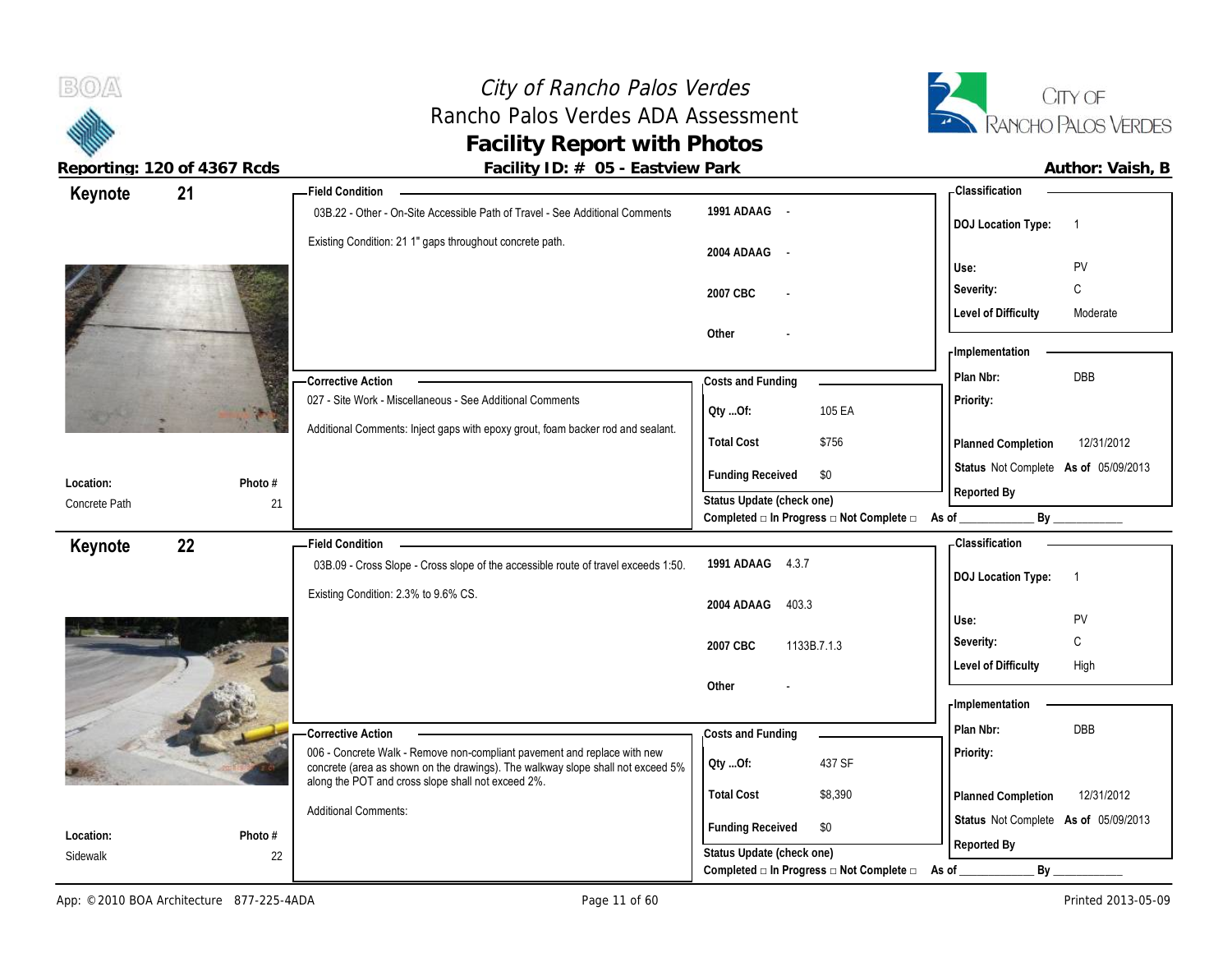# City of Rancho Palos Verdes
## Rancho Palos Verdes ADA Assessment
## Facility Report with Photos

**Reporting: 120 of 4367 Rcds** | **Facility ID: # 05 - Eastview Park** | **Author: Vaish, B**

---

## Keynote 21

**Location:** Concrete Path
**Photo #:** 21

**Field Condition**

03B.22 - Other - On-Site Accessible Path of Travel - See Additional Comments

Existing Condition: 21 1" gaps throughout concrete path.

| | |
|---|---|
| 1991 ADAAG | - |
| 2004 ADAAG | - |
| 2007 CBC | - |
| Other | - |

**Corrective Action**

027 - Site Work - Miscellaneous - See Additional Comments

Additional Comments: Inject gaps with epoxy grout, foam backer rod and sealant.

**Costs and Funding**

| | |
|---|---|
| Qty ...Of: | 105 EA |
| Total Cost | $756 |
| Funding Received | $0 |

Status Update (check one)
Completed □ In Progress □ Not Complete □ As of ____________ By ____________

**Classification**

| | |
|---|---|
| DOJ Location Type: | 1 |
| Use: | PV |
| Severity: | C |
| Level of Difficulty | Moderate |

**Implementation**

| | |
|---|---|
| Plan Nbr: | DBB |
| Priority: | |
| Planned Completion | 12/31/2012 |
| Status | Not Complete As of 05/09/2013 |
| Reported By | |

---

## Keynote 22

**Location:** Sidewalk
**Photo #:** 22

**Field Condition**

03B.09 - Cross Slope - Cross slope of the accessible route of travel exceeds 1:50.

Existing Condition: 2.3% to 9.6% CS.

| | |
|---|---|
| 1991 ADAAG | 4.3.7 |
| 2004 ADAAG | 403.3 |
| 2007 CBC | 1133B.7.1.3 |
| Other | - |

**Corrective Action**

006 - Concrete Walk - Remove non-compliant pavement and replace with new concrete (area as shown on the drawings). The walkway slope shall not exceed 5% along the POT and cross slope shall not exceed 2%.

Additional Comments:

**Costs and Funding**

| | |
|---|---|
| Qty ...Of: | 437 SF |
| Total Cost | $8,390 |
| Funding Received | $0 |

Status Update (check one)
Completed □ In Progress □ Not Complete □ As of ____________ By ____________

**Classification**

| | |
|---|---|
| DOJ Location Type: | 1 |
| Use: | PV |
| Severity: | C |
| Level of Difficulty | High |

**Implementation**

| | |
|---|---|
| Plan Nbr: | DBB |
| Priority: | |
| Planned Completion | 12/31/2012 |
| Status | Not Complete As of 05/09/2013 |
| Reported By | |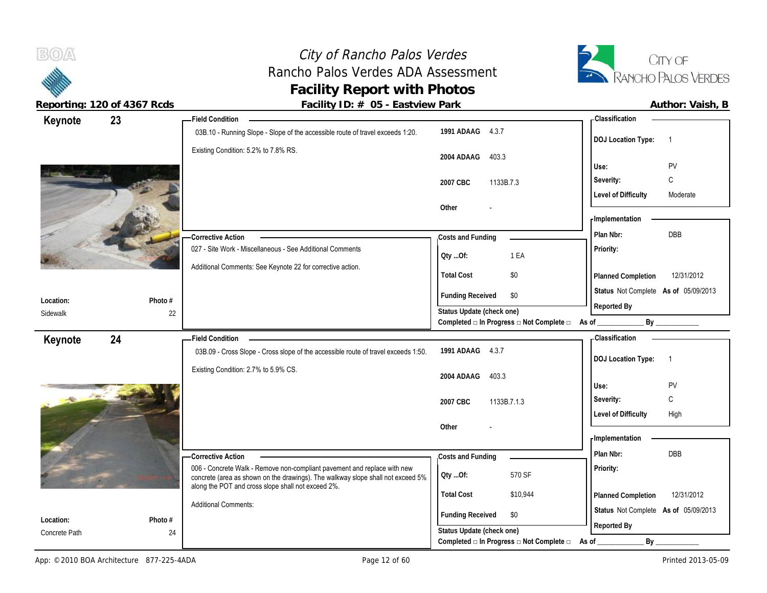# City of Rancho Palos Verdes
## Rancho Palos Verdes ADA Assessment
## Facility Report with Photos

**Reporting: 120 of 4367 Rcds** | **Facility ID: # 05 - Eastview Park** | **Author: Vaish, B**

---

### Keynote 23

**Location:** Sidewalk
**Photo #:** 22

**Field Condition**

03B.10 - Running Slope - Slope of the accessible route of travel exceeds 1:20.

Existing Condition: 5.2% to 7.8% RS.

| Code | Section |
|---|---|
| 1991 ADAAG | 4.3.7 |
| 2004 ADAAG | 403.3 |
| 2007 CBC | 1133B.7.3 |
| Other | - |

**Classification**

| | |
|---|---|
| DOJ Location Type: | 1 |
| Use: | PV |
| Severity: | C |
| Level of Difficulty | Moderate |

**Corrective Action**

027 - Site Work - Miscellaneous - See Additional Comments

Additional Comments: See Keynote 22 for corrective action.

**Costs and Funding**

| | |
|---|---|
| Qty ...Of: | 1 EA |
| Total Cost | $0 |
| Funding Received | $0 |

Status Update (check one)
Completed □ In Progress □ Not Complete □ As of ____________ By ____________

**Implementation**

| | |
|---|---|
| Plan Nbr: | DBB |
| Priority: | |
| Planned Completion | 12/31/2012 |
| Status | Not Complete As of 05/09/2013 |
| Reported By | |

---

### Keynote 24

**Location:** Concrete Path
**Photo #:** 24

**Field Condition**

03B.09 - Cross Slope - Cross slope of the accessible route of travel exceeds 1:50.

Existing Condition: 2.7% to 5.9% CS.

| Code | Section |
|---|---|
| 1991 ADAAG | 4.3.7 |
| 2004 ADAAG | 403.3 |
| 2007 CBC | 1133B.7.1.3 |
| Other | - |

**Classification**

| | |
|---|---|
| DOJ Location Type: | 1 |
| Use: | PV |
| Severity: | C |
| Level of Difficulty | High |

**Corrective Action**

006 - Concrete Walk - Remove non-compliant pavement and replace with new concrete (area as shown on the drawings). The walkway slope shall not exceed 5% along the POT and cross slope shall not exceed 2%.

Additional Comments:

**Costs and Funding**

| | |
|---|---|
| Qty ...Of: | 570 SF |
| Total Cost | $10,944 |
| Funding Received | $0 |

Status Update (check one)
Completed □ In Progress □ Not Complete □ As of ____________ By ____________

**Implementation**

| | |
|---|---|
| Plan Nbr: | DBB |
| Priority: | |
| Planned Completion | 12/31/2012 |
| Status | Not Complete As of 05/09/2013 |
| Reported By | |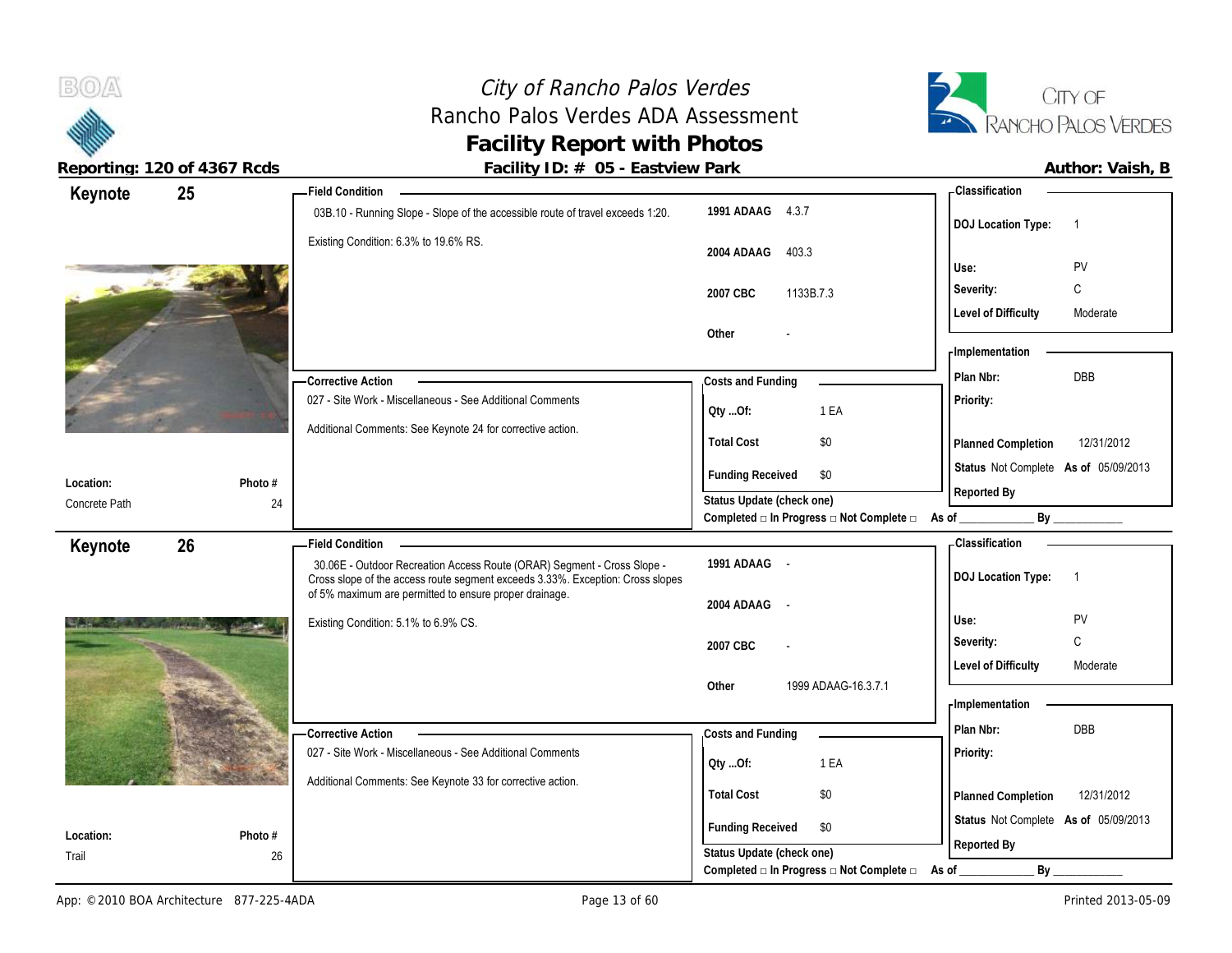# City of Rancho Palos Verdes
## Rancho Palos Verdes ADA Assessment
## Facility Report with Photos

**Reporting: 120 of 4367 Rcds** | **Facility ID: # 05 - Eastview Park** | **Author: Vaish, B**

---

## Keynote 25

**Field Condition**

03B.10 - Running Slope - Slope of the accessible route of travel exceeds 1:20.

Existing Condition: 6.3% to 19.6% RS.

| | |
|---|---|
| **1991 ADAAG** | 4.3.7 |
| **2004 ADAAG** | 403.3 |
| **2007 CBC** | 1133B.7.3 |
| **Other** | - |

**Classification**

| | |
|---|---|
| **DOJ Location Type:** | 1 |
| **Use:** | PV |
| **Severity:** | C |
| **Level of Difficulty** | Moderate |

**Corrective Action**

027 - Site Work - Miscellaneous - See Additional Comments

Additional Comments: See Keynote 24 for corrective action.

**Costs and Funding**

| | |
|---|---|
| **Qty ...Of:** | 1 EA |
| **Total Cost** | $0 |
| **Funding Received** | $0 |

**Implementation**

| | |
|---|---|
| **Plan Nbr:** | DBB |
| **Priority:** | |
| **Planned Completion** | 12/31/2012 |
| **Status** | Not Complete **As of** 05/09/2013 |
| **Reported By** | |

**Location:** Concrete Path

**Photo #** 24

**Status Update (check one)**
Completed □ In Progress □ Not Complete □ As of ____________ By ____________

---

## Keynote 26

**Field Condition**

30.06E - Outdoor Recreation Access Route (ORAR) Segment - Cross Slope - Cross slope of the access route segment exceeds 3.33%. Exception: Cross slopes of 5% maximum are permitted to ensure proper drainage.

Existing Condition: 5.1% to 6.9% CS.

| | |
|---|---|
| **1991 ADAAG** | - |
| **2004 ADAAG** | - |
| **2007 CBC** | - |
| **Other** | 1999 ADAAG-16.3.7.1 |

**Classification**

| | |
|---|---|
| **DOJ Location Type:** | 1 |
| **Use:** | PV |
| **Severity:** | C |
| **Level of Difficulty** | Moderate |

**Corrective Action**

027 - Site Work - Miscellaneous - See Additional Comments

Additional Comments: See Keynote 33 for corrective action.

**Costs and Funding**

| | |
|---|---|
| **Qty ...Of:** | 1 EA |
| **Total Cost** | $0 |
| **Funding Received** | $0 |

**Implementation**

| | |
|---|---|
| **Plan Nbr:** | DBB |
| **Priority:** | |
| **Planned Completion** | 12/31/2012 |
| **Status** | Not Complete **As of** 05/09/2013 |
| **Reported By** | |

**Location:** Trail

**Photo #** 26

**Status Update (check one)**
Completed □ In Progress □ Not Complete □ As of ____________ By ____________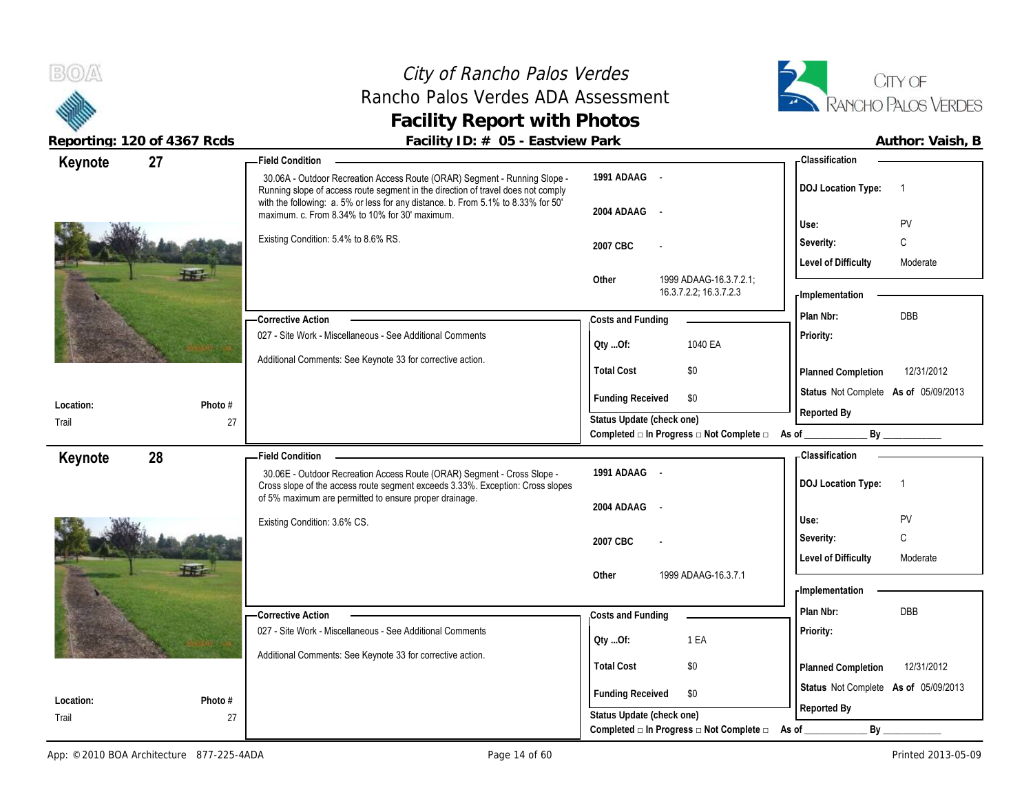# City of Rancho Palos Verdes
## Rancho Palos Verdes ADA Assessment
## Facility Report with Photos

**Reporting: 120 of 4367 Rcds** | **Facility ID: # 05 - Eastview Park** | **Author: Vaish, B**

---

## Keynote 27

**Location:** Trail
**Photo #** 27

**Field Condition**

30.06A - Outdoor Recreation Access Route (ORAR) Segment - Running Slope - Running slope of access route segment in the direction of travel does not comply with the following: a. 5% or less for any distance. b. From 5.1% to 8.33% for 50' maximum. c. From 8.34% to 10% for 30' maximum.

Existing Condition: 5.4% to 8.6% RS.

| | |
|---|---|
| 1991 ADAAG | - |
| 2004 ADAAG | - |
| 2007 CBC | - |
| Other | 1999 ADAAG-16.3.7.2.1; 16.3.7.2.2; 16.3.7.2.3 |

**Corrective Action**

027 - Site Work - Miscellaneous - See Additional Comments

Additional Comments: See Keynote 33 for corrective action.

**Costs and Funding**

| | |
|---|---|
| Qty ...Of: | 1040 EA |
| Total Cost | $0 |
| Funding Received | $0 |

Status Update (check one)
Completed □ In Progress □ Not Complete □ As of ____________ By ____________

**Classification**

| | |
|---|---|
| DOJ Location Type: | 1 |
| Use: | PV |
| Severity: | C |
| Level of Difficulty | Moderate |

**Implementation**

| | |
|---|---|
| Plan Nbr: | DBB |
| Priority: | |
| Planned Completion | 12/31/2012 |
| Status | Not Complete **As of** 05/09/2013 |
| Reported By | |

---

## Keynote 28

**Location:** Trail
**Photo #** 27

**Field Condition**

30.06E - Outdoor Recreation Access Route (ORAR) Segment - Cross Slope - Cross slope of the access route segment exceeds 3.33%. Exception: Cross slopes of 5% maximum are permitted to ensure proper drainage.

Existing Condition: 3.6% CS.

| | |
|---|---|
| 1991 ADAAG | - |
| 2004 ADAAG | - |
| 2007 CBC | - |
| Other | 1999 ADAAG-16.3.7.1 |

**Corrective Action**

027 - Site Work - Miscellaneous - See Additional Comments

Additional Comments: See Keynote 33 for corrective action.

**Costs and Funding**

| | |
|---|---|
| Qty ...Of: | 1 EA |
| Total Cost | $0 |
| Funding Received | $0 |

Status Update (check one)
Completed □ In Progress □ Not Complete □ As of ____________ By ____________

**Classification**

| | |
|---|---|
| DOJ Location Type: | 1 |
| Use: | PV |
| Severity: | C |
| Level of Difficulty | Moderate |

**Implementation**

| | |
|---|---|
| Plan Nbr: | DBB |
| Priority: | |
| Planned Completion | 12/31/2012 |
| Status | Not Complete **As of** 05/09/2013 |
| Reported By | |

App: © 2010 BOA Architecture 877-225-4ADA | Printed 2013-05-09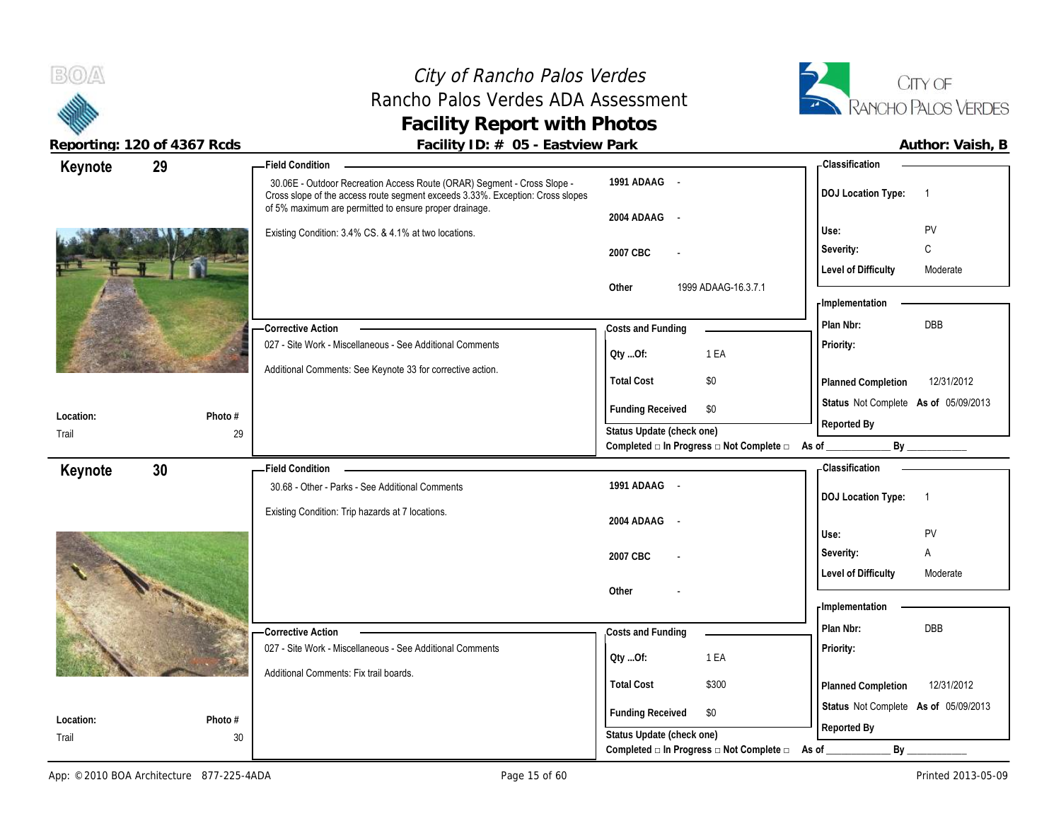# City of Rancho Palos Verdes
## Rancho Palos Verdes ADA Assessment
## Facility Report with Photos

**Reporting: 120 of 4367 Rcds** — **Facility ID: # 05 - Eastview Park** — **Author: Vaish, B**

---

## Keynote 29

**Location:** Trail
**Photo #:** 29

**Field Condition**

30.06E - Outdoor Recreation Access Route (ORAR) Segment - Cross Slope - Cross slope of the access route segment exceeds 3.33%. Exception: Cross slopes of 5% maximum are permitted to ensure proper drainage.

Existing Condition: 3.4% CS. & 4.1% at two locations.

| Code | Reference |
|---|---|
| 1991 ADAAG | - |
| 2004 ADAAG | - |
| 2007 CBC | - |
| Other | 1999 ADAAG-16.3.7.1 |

**Corrective Action**

027 - Site Work - Miscellaneous - See Additional Comments

Additional Comments: See Keynote 33 for corrective action.

**Costs and Funding**

| | |
|---|---|
| Qty ...Of: | 1 EA |
| Total Cost | $0 |
| Funding Received | $0 |

Status Update (check one)
Completed □ In Progress □ Not Complete □ As of ____________ By ____________

**Classification**

| | |
|---|---|
| DOJ Location Type: | 1 |
| Use: | PV |
| Severity: | C |
| Level of Difficulty | Moderate |

**Implementation**

| | |
|---|---|
| Plan Nbr: | DBB |
| Priority: | |
| Planned Completion | 12/31/2012 |
| Status | Not Complete As of 05/09/2013 |
| Reported By | |

---

## Keynote 30

**Location:** Trail
**Photo #:** 30

**Field Condition**

30.68 - Other - Parks - See Additional Comments

Existing Condition: Trip hazards at 7 locations.

| Code | Reference |
|---|---|
| 1991 ADAAG | - |
| 2004 ADAAG | - |
| 2007 CBC | - |
| Other | - |

**Corrective Action**

027 - Site Work - Miscellaneous - See Additional Comments

Additional Comments: Fix trail boards.

**Costs and Funding**

| | |
|---|---|
| Qty ...Of: | 1 EA |
| Total Cost | $300 |
| Funding Received | $0 |

Status Update (check one)
Completed □ In Progress □ Not Complete □ As of ____________ By ____________

**Classification**

| | |
|---|---|
| DOJ Location Type: | 1 |
| Use: | PV |
| Severity: | A |
| Level of Difficulty | Moderate |

**Implementation**

| | |
|---|---|
| Plan Nbr: | DBB |
| Priority: | |
| Planned Completion | 12/31/2012 |
| Status | Not Complete As of 05/09/2013 |
| Reported By | |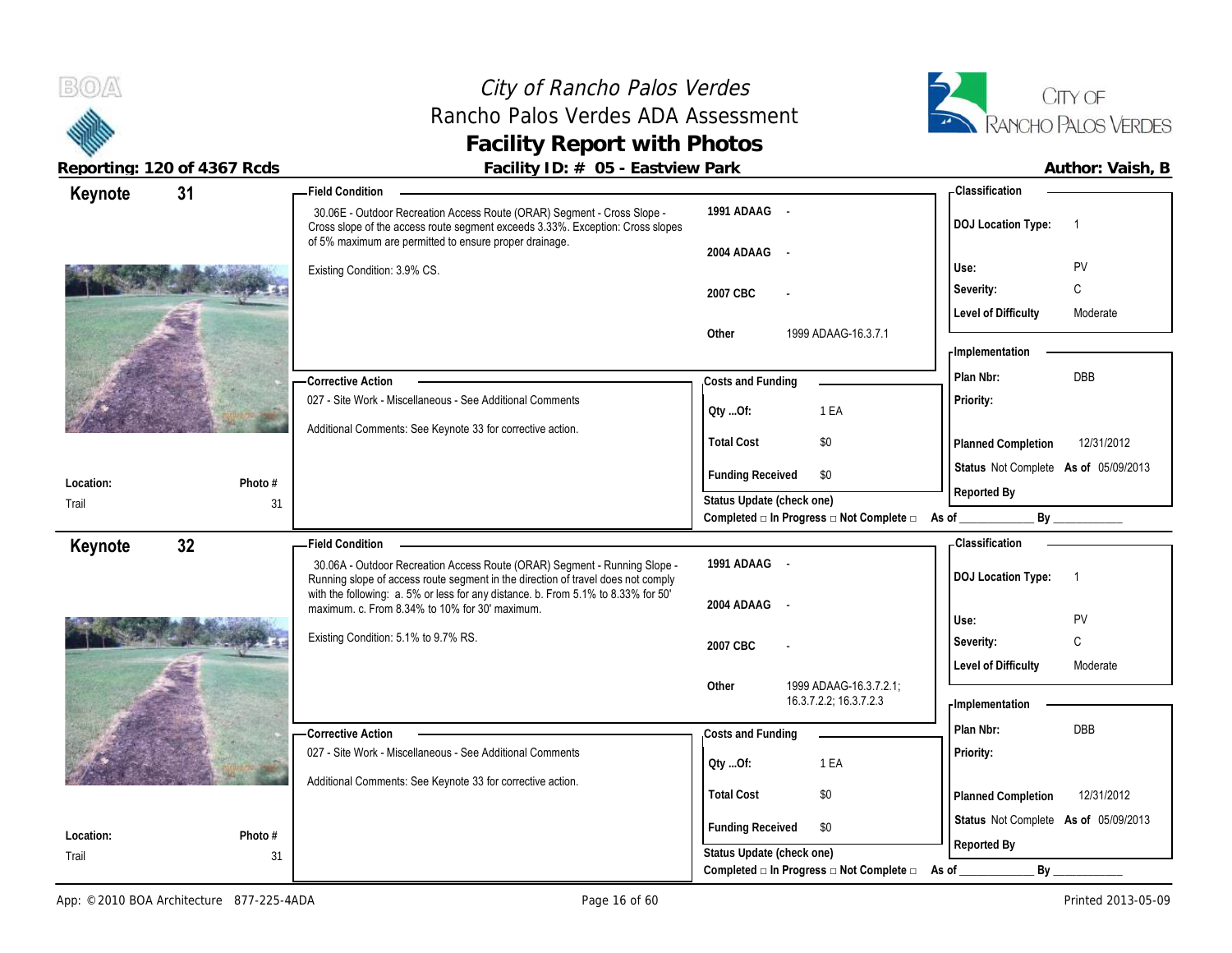# City of Rancho Palos Verdes
## Rancho Palos Verdes ADA Assessment
## Facility Report with Photos

**Reporting: 120 of 4367 Rcds** | **Facility ID: # 05 - Eastview Park** | **Author: Vaish, B**

---

## Keynote 31

**Field Condition**

30.06E - Outdoor Recreation Access Route (ORAR) Segment - Cross Slope - Cross slope of the access route segment exceeds 3.33%. Exception: Cross slopes of 5% maximum are permitted to ensure proper drainage.

Existing Condition: 3.9% CS.

| | |
|---|---|
| 1991 ADAAG | - |
| 2004 ADAAG | - |
| 2007 CBC | - |
| Other | 1999 ADAAG-16.3.7.1 |

**Classification**

| | |
|---|---|
| DOJ Location Type: | 1 |
| Use: | PV |
| Severity: | C |
| Level of Difficulty | Moderate |

**Corrective Action**

027 - Site Work - Miscellaneous - See Additional Comments

Additional Comments: See Keynote 33 for corrective action.

**Costs and Funding**

| | |
|---|---|
| Qty ...Of: | 1 EA |
| Total Cost | $0 |
| Funding Received | $0 |

Status Update (check one)

Completed □ In Progress □ Not Complete □ As of ____________ By ____________

**Implementation**

| | |
|---|---|
| Plan Nbr: | DBB |
| Priority: | |
| Planned Completion | 12/31/2012 |
| Status | Not Complete **As of** 05/09/2013 |
| Reported By | |

| Location: | Photo # |
|---|---|
| Trail | 31 |

---

## Keynote 32

**Field Condition**

30.06A - Outdoor Recreation Access Route (ORAR) Segment - Running Slope - Running slope of access route segment in the direction of travel does not comply with the following: a. 5% or less for any distance. b. From 5.1% to 8.33% for 50' maximum. c. From 8.34% to 10% for 30' maximum.

Existing Condition: 5.1% to 9.7% RS.

| | |
|---|---|
| 1991 ADAAG | - |
| 2004 ADAAG | - |
| 2007 CBC | - |
| Other | 1999 ADAAG-16.3.7.2.1; 16.3.7.2.2; 16.3.7.2.3 |

**Classification**

| | |
|---|---|
| DOJ Location Type: | 1 |
| Use: | PV |
| Severity: | C |
| Level of Difficulty | Moderate |

**Corrective Action**

027 - Site Work - Miscellaneous - See Additional Comments

Additional Comments: See Keynote 33 for corrective action.

**Costs and Funding**

| | |
|---|---|
| Qty ...Of: | 1 EA |
| Total Cost | $0 |
| Funding Received | $0 |

Status Update (check one)

Completed □ In Progress □ Not Complete □ As of ____________ By ____________

**Implementation**

| | |
|---|---|
| Plan Nbr: | DBB |
| Priority: | |
| Planned Completion | 12/31/2012 |
| Status | Not Complete **As of** 05/09/2013 |
| Reported By | |

| Location: | Photo # |
|---|---|
| Trail | 31 |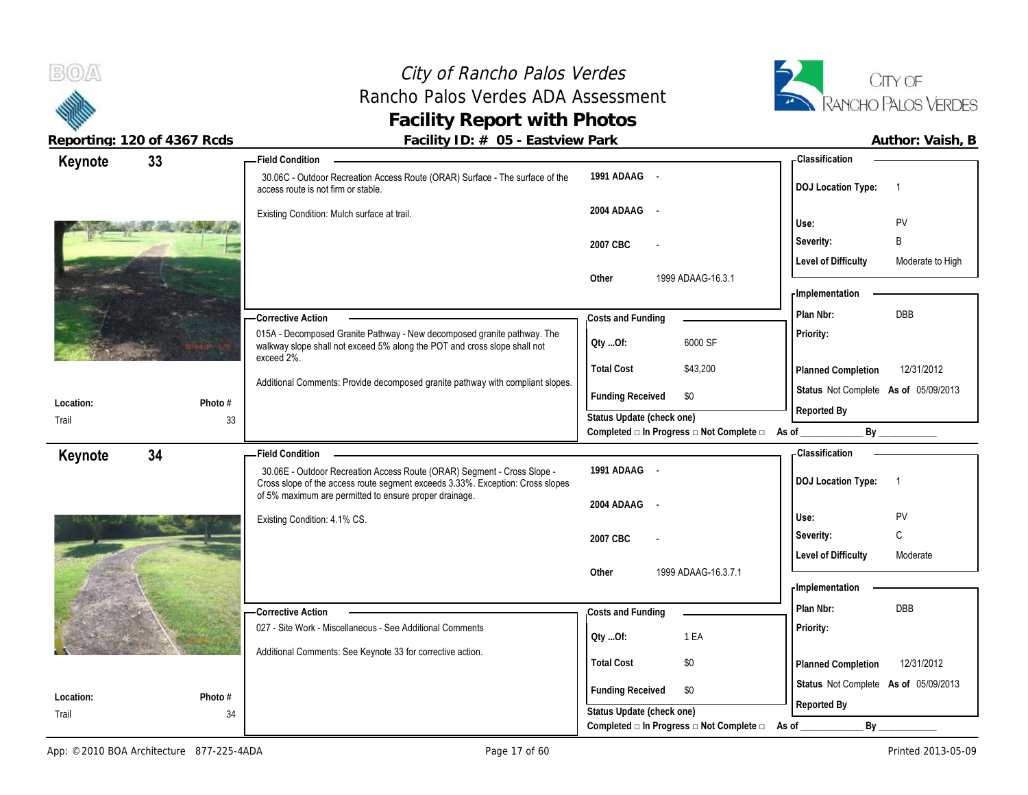# City of Rancho Palos Verdes
## Rancho Palos Verdes ADA Assessment
## Facility Report with Photos

**Reporting: 120 of 4367 Rcds** | **Facility ID: # 05 - Eastview Park** | **Author: Vaish, B**

---

## Keynote 33

**Field Condition**

30.06C - Outdoor Recreation Access Route (ORAR) Surface - The surface of the access route is not firm or stable.

Existing Condition: Mulch surface at trail.

| | |
|---|---|
| 1991 ADAAG | - |
| 2004 ADAAG | - |
| 2007 CBC | - |
| Other | 1999 ADAAG-16.3.1 |

**Classification**

| | |
|---|---|
| DOJ Location Type: | 1 |
| Use: | PV |
| Severity: | B |
| Level of Difficulty | Moderate to High |

**Corrective Action**

015A - Decomposed Granite Pathway - New decomposed granite pathway. The walkway slope shall not exceed 5% along the POT and cross slope shall not exceed 2%.

Additional Comments: Provide decomposed granite pathway with compliant slopes.

**Costs and Funding**

| | |
|---|---|
| Qty ...Of: | 6000 SF |
| Total Cost | $43,200 |
| Funding Received | $0 |

Status Update (check one)
Completed □ In Progress □ Not Complete □ As of ____________ By ____________

**Implementation**

| | |
|---|---|
| Plan Nbr: | DBB |
| Priority: | |
| Planned Completion | 12/31/2012 |
| Status | Not Complete As of 05/09/2013 |
| Reported By | |

| Location: | Photo # |
|---|---|
| Trail | 33 |

---

## Keynote 34

**Field Condition**

30.06E - Outdoor Recreation Access Route (ORAR) Segment - Cross Slope - Cross slope of the access route segment exceeds 3.33%. Exception: Cross slopes of 5% maximum are permitted to ensure proper drainage.

Existing Condition: 4.1% CS.

| | |
|---|---|
| 1991 ADAAG | - |
| 2004 ADAAG | - |
| 2007 CBC | - |
| Other | 1999 ADAAG-16.3.7.1 |

**Classification**

| | |
|---|---|
| DOJ Location Type: | 1 |
| Use: | PV |
| Severity: | C |
| Level of Difficulty | Moderate |

**Corrective Action**

027 - Site Work - Miscellaneous - See Additional Comments

Additional Comments: See Keynote 33 for corrective action.

**Costs and Funding**

| | |
|---|---|
| Qty ...Of: | 1 EA |
| Total Cost | $0 |
| Funding Received | $0 |

Status Update (check one)
Completed □ In Progress □ Not Complete □ As of ____________ By ____________

**Implementation**

| | |
|---|---|
| Plan Nbr: | DBB |
| Priority: | |
| Planned Completion | 12/31/2012 |
| Status | Not Complete As of 05/09/2013 |
| Reported By | |

| Location: | Photo # |
|---|---|
| Trail | 34 |

App: © 2010 BOA Architecture 877-225-4ADA | Printed 2013-05-09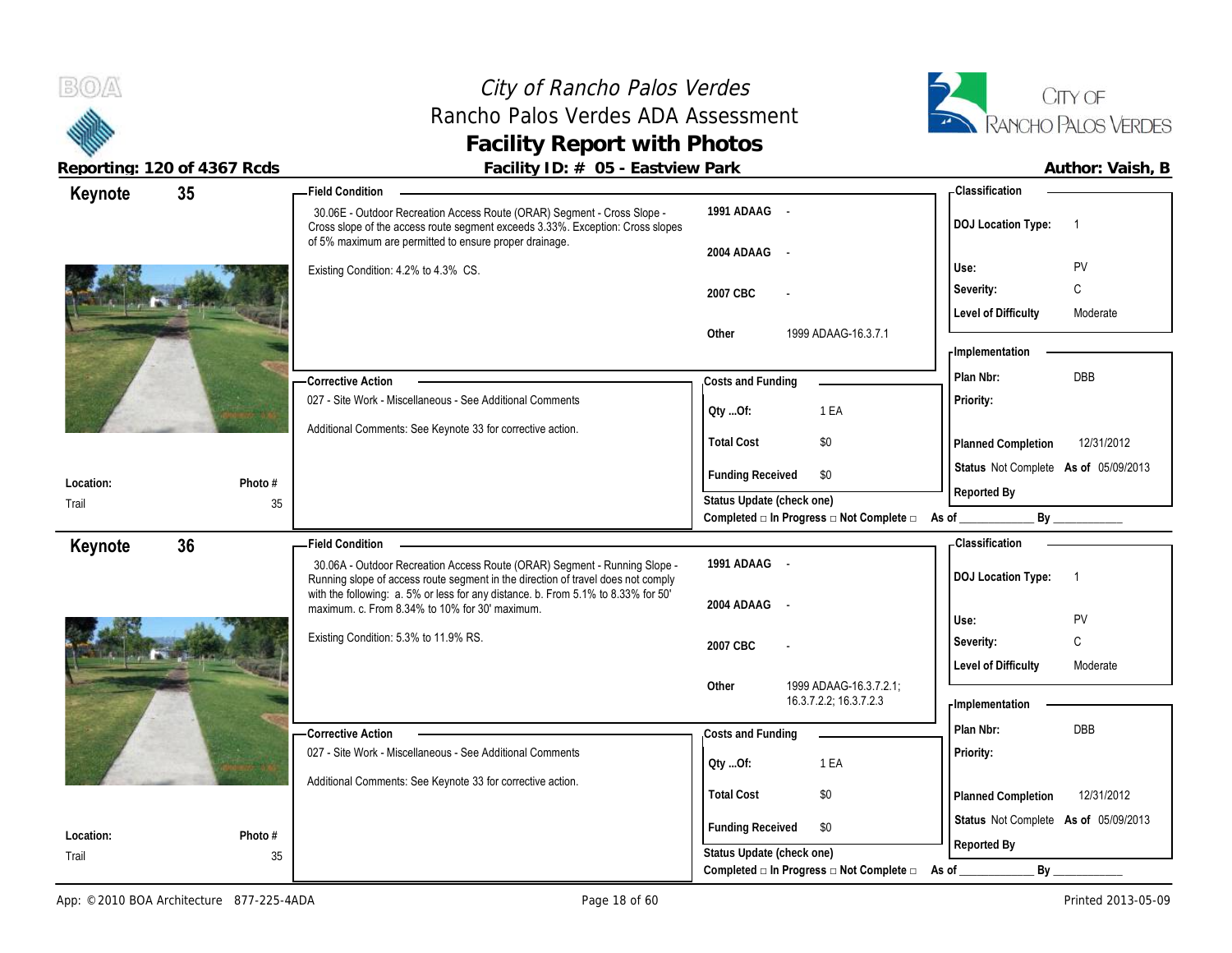# City of Rancho Palos Verdes
## Rancho Palos Verdes ADA Assessment
## Facility Report with Photos

**Reporting: 120 of 4367 Rcds** | **Facility ID: # 05 - Eastview Park** | **Author: Vaish, B**

---

## Keynote 35

**Field Condition**

30.06E - Outdoor Recreation Access Route (ORAR) Segment - Cross Slope - Cross slope of the access route segment exceeds 3.33%. Exception: Cross slopes of 5% maximum are permitted to ensure proper drainage.

Existing Condition: 4.2% to 4.3% CS.

| | |
|---|---|
| 1991 ADAAG | - |
| 2004 ADAAG | - |
| 2007 CBC | - |
| Other | 1999 ADAAG-16.3.7.1 |

**Classification**

| | |
|---|---|
| DOJ Location Type: | 1 |
| Use: | PV |
| Severity: | C |
| Level of Difficulty | Moderate |

**Corrective Action**

027 - Site Work - Miscellaneous - See Additional Comments

Additional Comments: See Keynote 33 for corrective action.

**Costs and Funding**

| | |
|---|---|
| Qty ...Of: | 1 EA |
| Total Cost | $0 |
| Funding Received | $0 |

Status Update (check one)
Completed □ In Progress □ Not Complete □ As of ____________ By ____________

**Implementation**

| | |
|---|---|
| Plan Nbr: | DBB |
| Priority: | |
| Planned Completion | 12/31/2012 |
| Status | Not Complete As of 05/09/2013 |
| Reported By | |

| Location: | Photo # |
|---|---|
| Trail | 35 |

---

## Keynote 36

**Field Condition**

30.06A - Outdoor Recreation Access Route (ORAR) Segment - Running Slope - Running slope of access route segment in the direction of travel does not comply with the following: a. 5% or less for any distance. b. From 5.1% to 8.33% for 50' maximum. c. From 8.34% to 10% for 30' maximum.

Existing Condition: 5.3% to 11.9% RS.

| | |
|---|---|
| 1991 ADAAG | - |
| 2004 ADAAG | - |
| 2007 CBC | - |
| Other | 1999 ADAAG-16.3.7.2.1; 16.3.7.2.2; 16.3.7.2.3 |

**Classification**

| | |
|---|---|
| DOJ Location Type: | 1 |
| Use: | PV |
| Severity: | C |
| Level of Difficulty | Moderate |

**Corrective Action**

027 - Site Work - Miscellaneous - See Additional Comments

Additional Comments: See Keynote 33 for corrective action.

**Costs and Funding**

| | |
|---|---|
| Qty ...Of: | 1 EA |
| Total Cost | $0 |
| Funding Received | $0 |

Status Update (check one)
Completed □ In Progress □ Not Complete □ As of ____________ By ____________

**Implementation**

| | |
|---|---|
| Plan Nbr: | DBB |
| Priority: | |
| Planned Completion | 12/31/2012 |
| Status | Not Complete As of 05/09/2013 |
| Reported By | |

| Location: | Photo # |
|---|---|
| Trail | 35 |

App: © 2010 BOA Architecture 877-225-4ADA | Printed 2013-05-09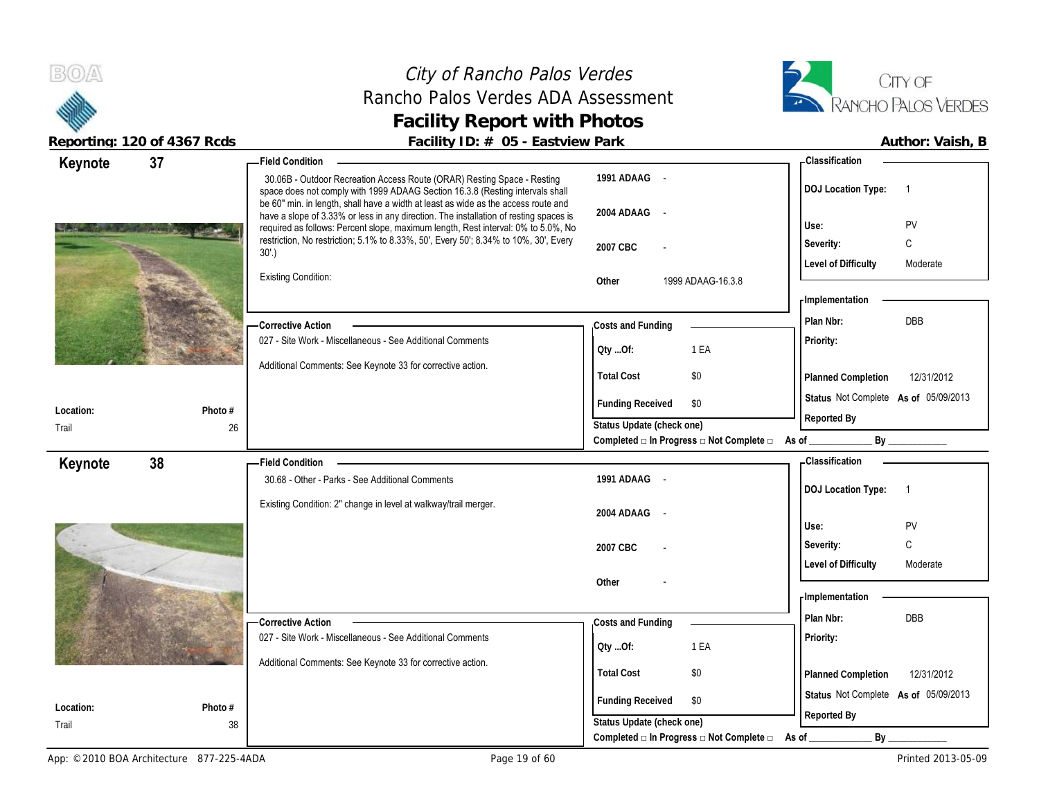# City of Rancho Palos Verdes
## Rancho Palos Verdes ADA Assessment
## Facility Report with Photos

**Reporting: 120 of 4367 Rcds** | **Facility ID: # 05 - Eastview Park** | **Author: Vaish, B**

---

## Keynote 37

**Field Condition**

30.06B - Outdoor Recreation Access Route (ORAR) Resting Space - Resting space does not comply with 1999 ADAAG Section 16.3.8 (Resting intervals shall be 60" min. in length, shall have a width at least as wide as the access route and have a slope of 3.33% or less in any direction. The installation of resting spaces is required as follows: Percent slope, maximum length, Rest interval: 0% to 5.0%, No restriction, No restriction; 5.1% to 8.33%, 50', Every 50'; 8.34% to 10%, 30', Every 30'.)

Existing Condition:

| | |
|---|---|
| 1991 ADAAG | - |
| 2004 ADAAG | - |
| 2007 CBC | - |
| Other | 1999 ADAAG-16.3.8 |

**Classification**

| | |
|---|---|
| DOJ Location Type: | 1 |
| Use: | PV |
| Severity: | C |
| Level of Difficulty | Moderate |

**Corrective Action**

027 - Site Work - Miscellaneous - See Additional Comments

Additional Comments: See Keynote 33 for corrective action.

**Costs and Funding**

| | |
|---|---|
| Qty ...Of: | 1 EA |
| Total Cost | $0 |
| Funding Received | $0 |

Status Update (check one)
Completed □ In Progress □ Not Complete □ As of ____________ By ____________

**Implementation**

| | |
|---|---|
| Plan Nbr: | DBB |
| Priority: | |
| Planned Completion | 12/31/2012 |
| Status | Not Complete As of 05/09/2013 |
| Reported By | |

| Location: | Photo # |
|---|---|
| Trail | 26 |

---

## Keynote 38

**Field Condition**

30.68 - Other - Parks - See Additional Comments

Existing Condition: 2" change in level at walkway/trail merger.

| | |
|---|---|
| 1991 ADAAG | - |
| 2004 ADAAG | - |
| 2007 CBC | - |
| Other | - |

**Classification**

| | |
|---|---|
| DOJ Location Type: | 1 |
| Use: | PV |
| Severity: | C |
| Level of Difficulty | Moderate |

**Corrective Action**

027 - Site Work - Miscellaneous - See Additional Comments

Additional Comments: See Keynote 33 for corrective action.

**Costs and Funding**

| | |
|---|---|
| Qty ...Of: | 1 EA |
| Total Cost | $0 |
| Funding Received | $0 |

Status Update (check one)
Completed □ In Progress □ Not Complete □ As of ____________ By ____________

**Implementation**

| | |
|---|---|
| Plan Nbr: | DBB |
| Priority: | |
| Planned Completion | 12/31/2012 |
| Status | Not Complete As of 05/09/2013 |
| Reported By | |

| Location: | Photo # |
|---|---|
| Trail | 38 |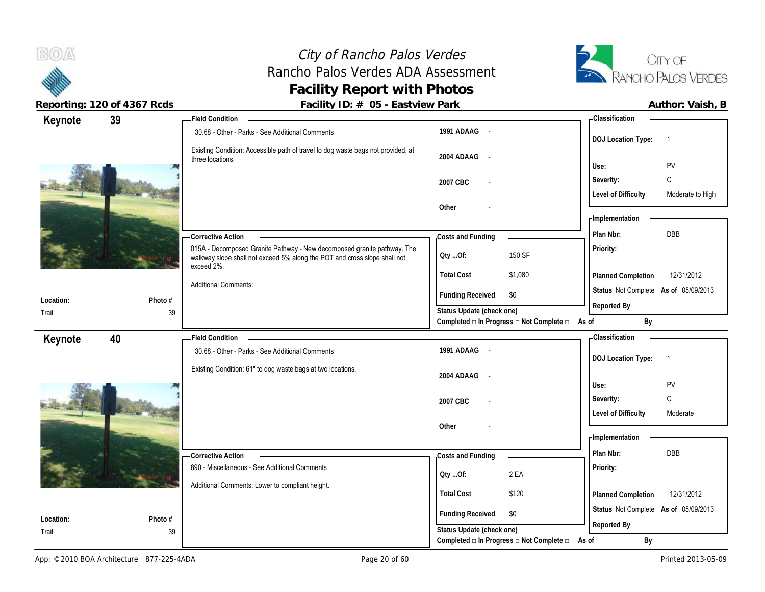# City of Rancho Palos Verdes
## Rancho Palos Verdes ADA Assessment
## Facility Report with Photos

**Reporting: 120 of 4367 Rcds** | **Facility ID: # 05 - Eastview Park** | **Author: Vaish, B**

---

### Keynote 39

**Location:** Trail
**Photo #:** 39

**Field Condition**

30.68 - Other - Parks - See Additional Comments

Existing Condition: Accessible path of travel to dog waste bags not provided, at three locations.

| | |
|---|---|
| 1991 ADAAG | - |
| 2004 ADAAG | - |
| 2007 CBC | - |
| Other | - |

**Corrective Action**

015A - Decomposed Granite Pathway - New decomposed granite pathway. The walkway slope shall not exceed 5% along the POT and cross slope shall not exceed 2%.

Additional Comments:

**Costs and Funding**

| | |
|---|---|
| Qty ...Of: | 150 SF |
| Total Cost | $1,080 |
| Funding Received | $0 |

Status Update (check one)
Completed □ In Progress □ Not Complete □ As of ____________ By ____________

**Classification**

| | |
|---|---|
| DOJ Location Type: | 1 |
| Use: | PV |
| Severity: | C |
| Level of Difficulty | Moderate to High |

**Implementation**

| | |
|---|---|
| Plan Nbr: | DBB |
| Priority: | |
| Planned Completion | 12/31/2012 |
| Status | Not Complete As of 05/09/2013 |
| Reported By | |

---

### Keynote 40

**Location:** Trail
**Photo #:** 39

**Field Condition**

30.68 - Other - Parks - See Additional Comments

Existing Condition: 61" to dog waste bags at two locations.

| | |
|---|---|
| 1991 ADAAG | - |
| 2004 ADAAG | - |
| 2007 CBC | - |
| Other | - |

**Corrective Action**

890 - Miscellaneous - See Additional Comments

Additional Comments: Lower to compliant height.

**Costs and Funding**

| | |
|---|---|
| Qty ...Of: | 2 EA |
| Total Cost | $120 |
| Funding Received | $0 |

Status Update (check one)
Completed □ In Progress □ Not Complete □ As of ____________ By ____________

**Classification**

| | |
|---|---|
| DOJ Location Type: | 1 |
| Use: | PV |
| Severity: | C |
| Level of Difficulty | Moderate |

**Implementation**

| | |
|---|---|
| Plan Nbr: | DBB |
| Priority: | |
| Planned Completion | 12/31/2012 |
| Status | Not Complete As of 05/09/2013 |
| Reported By | |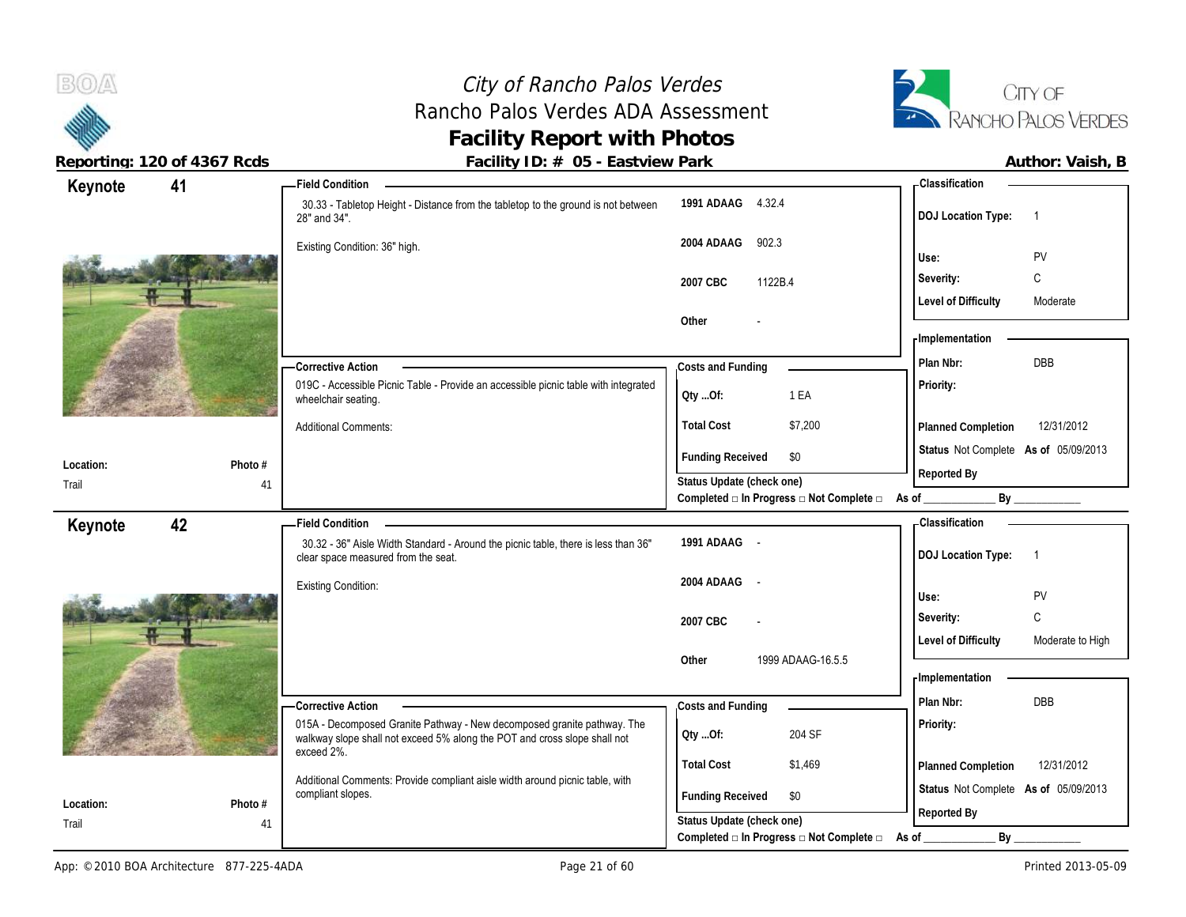# City of Rancho Palos Verdes
## Rancho Palos Verdes ADA Assessment
## Facility Report with Photos

**Reporting: 120 of 4367 Rcds** | **Facility ID: # 05 - Eastview Park** | **Author: Vaish, B**

---

## Keynote 41

**Field Condition**

30.33 - Tabletop Height - Distance from the tabletop to the ground is not between 28" and 34".

Existing Condition: 36" high.

| | |
|---|---|
| 1991 ADAAG | 4.32.4 |
| 2004 ADAAG | 902.3 |
| 2007 CBC | 1122B.4 |
| Other | - |

**Classification**

| | |
|---|---|
| DOJ Location Type: | 1 |
| Use: | PV |
| Severity: | C |
| Level of Difficulty | Moderate |

**Corrective Action**

019C - Accessible Picnic Table - Provide an accessible picnic table with integrated wheelchair seating.

Additional Comments:

**Costs and Funding**

| | |
|---|---|
| Qty ...Of: | 1 EA |
| Total Cost | $7,200 |
| Funding Received | $0 |

Status Update (check one)
Completed □ In Progress □ Not Complete □ As of ____________ By ____________

**Implementation**

| | |
|---|---|
| Plan Nbr: | DBB |
| Priority: | |
| Planned Completion | 12/31/2012 |
| Status | Not Complete As of 05/09/2013 |
| Reported By | |

Location: Trail | Photo # 41

---

## Keynote 42

**Field Condition**

30.32 - 36" Aisle Width Standard - Around the picnic table, there is less than 36" clear space measured from the seat.

Existing Condition:

| | |
|---|---|
| 1991 ADAAG | - |
| 2004 ADAAG | - |
| 2007 CBC | - |
| Other | 1999 ADAAG-16.5.5 |

**Classification**

| | |
|---|---|
| DOJ Location Type: | 1 |
| Use: | PV |
| Severity: | C |
| Level of Difficulty | Moderate to High |

**Corrective Action**

015A - Decomposed Granite Pathway - New decomposed granite pathway. The walkway slope shall not exceed 5% along the POT and cross slope shall not exceed 2%.

Additional Comments: Provide compliant aisle width around picnic table, with compliant slopes.

**Costs and Funding**

| | |
|---|---|
| Qty ...Of: | 204 SF |
| Total Cost | $1,469 |
| Funding Received | $0 |

Status Update (check one)
Completed □ In Progress □ Not Complete □ As of ____________ By ____________

**Implementation**

| | |
|---|---|
| Plan Nbr: | DBB |
| Priority: | |
| Planned Completion | 12/31/2012 |
| Status | Not Complete As of 05/09/2013 |
| Reported By | |

Location: Trail | Photo # 41

---

App: © 2010 BOA Architecture 877-225-4ADA | Printed 2013-05-09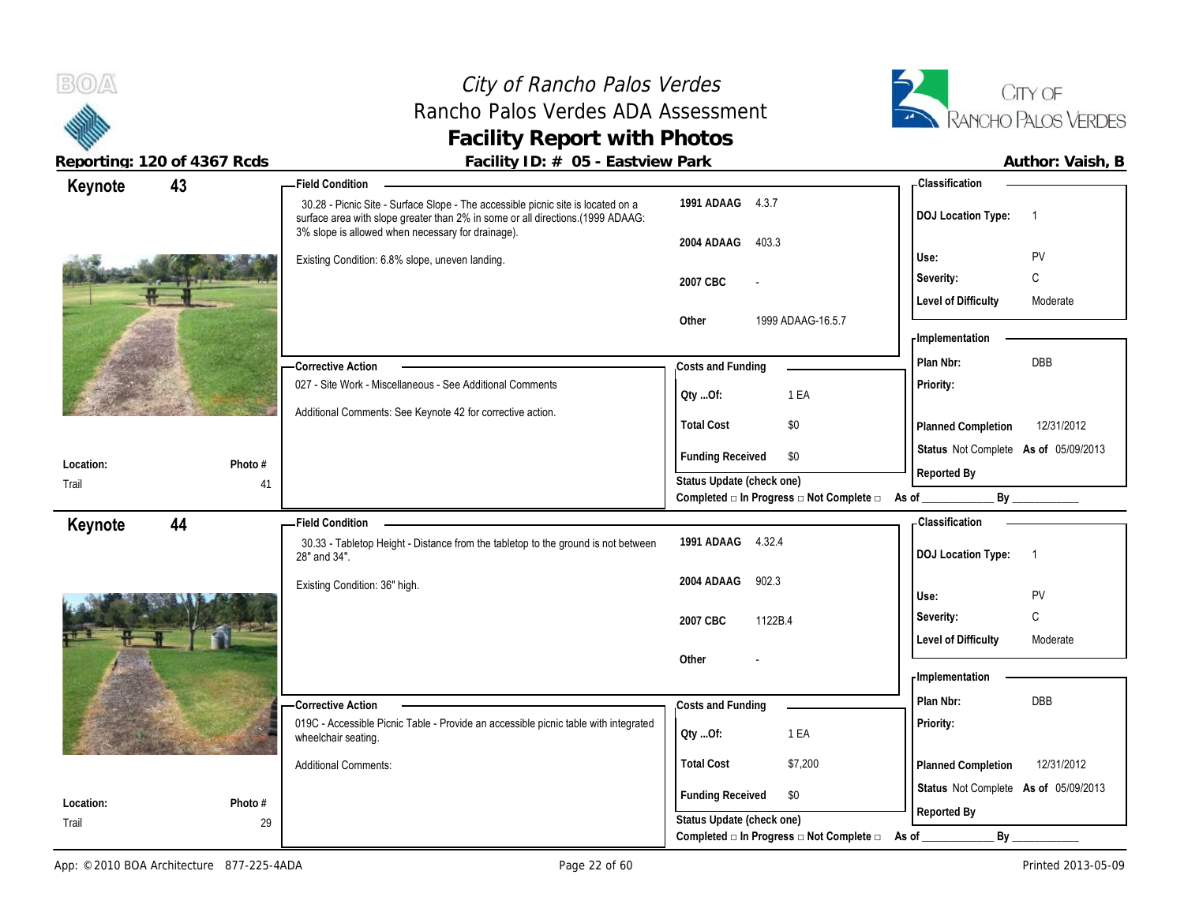# City of Rancho Palos Verdes
## Rancho Palos Verdes ADA Assessment
## Facility Report with Photos

**Reporting: 120 of 4367 Rcds** | **Facility ID: # 05 - Eastview Park** | **Author: Vaish, B**

---

## Keynote 43

**Location:** Trail
**Photo #** 41

**Field Condition**

30.28 - Picnic Site - Surface Slope - The accessible picnic site is located on a surface area with slope greater than 2% in some or all directions.(1999 ADAAG: 3% slope is allowed when necessary for drainage).

Existing Condition: 6.8% slope, uneven landing.

| | |
|---|---|
| 1991 ADAAG | 4.3.7 |
| 2004 ADAAG | 403.3 |
| 2007 CBC | - |
| Other | 1999 ADAAG-16.5.7 |

**Corrective Action**

027 - Site Work - Miscellaneous - See Additional Comments

Additional Comments: See Keynote 42 for corrective action.

**Costs and Funding**

| | |
|---|---|
| Qty ...Of: | 1 EA |
| Total Cost | $0 |
| Funding Received | $0 |

Status Update (check one)
Completed □ In Progress □ Not Complete □ As of ____________ By ____________

**Classification**

| | |
|---|---|
| DOJ Location Type: | 1 |
| Use: | PV |
| Severity: | C |
| Level of Difficulty | Moderate |

**Implementation**

| | |
|---|---|
| Plan Nbr: | DBB |
| Priority: | |
| Planned Completion | 12/31/2012 |
| Status | Not Complete As of 05/09/2013 |
| Reported By | |

---

## Keynote 44

**Location:** Trail
**Photo #** 29

**Field Condition**

30.33 - Tabletop Height - Distance from the tabletop to the ground is not between 28" and 34".

Existing Condition: 36" high.

| | |
|---|---|
| 1991 ADAAG | 4.32.4 |
| 2004 ADAAG | 902.3 |
| 2007 CBC | 1122B.4 |
| Other | - |

**Corrective Action**

019C - Accessible Picnic Table - Provide an accessible picnic table with integrated wheelchair seating.

Additional Comments:

**Costs and Funding**

| | |
|---|---|
| Qty ...Of: | 1 EA |
| Total Cost | $7,200 |
| Funding Received | $0 |

Status Update (check one)
Completed □ In Progress □ Not Complete □ As of ____________ By ____________

**Classification**

| | |
|---|---|
| DOJ Location Type: | 1 |
| Use: | PV |
| Severity: | C |
| Level of Difficulty | Moderate |

**Implementation**

| | |
|---|---|
| Plan Nbr: | DBB |
| Priority: | |
| Planned Completion | 12/31/2012 |
| Status | Not Complete As of 05/09/2013 |
| Reported By | |

App: © 2010 BOA Architecture 877-225-4ADA | Printed 2013-05-09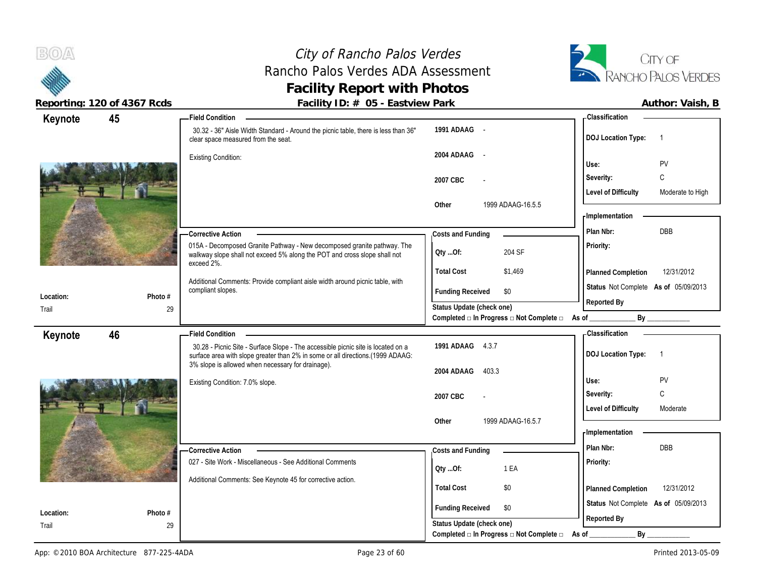# City of Rancho Palos Verdes
## Rancho Palos Verdes ADA Assessment
## Facility Report with Photos

**Reporting: 120 of 4367 Rcds** | **Facility ID: # 05 - Eastview Park** | **Author: Vaish, B**

---

## Keynote 45

**Location:** Trail
**Photo #** 29

**Field Condition**

30.32 - 36" Aisle Width Standard - Around the picnic table, there is less than 36" clear space measured from the seat.

Existing Condition:

| | |
|---|---|
| 1991 ADAAG | - |
| 2004 ADAAG | - |
| 2007 CBC | - |
| Other | 1999 ADAAG-16.5.5 |

**Classification**

| | |
|---|---|
| DOJ Location Type: | 1 |
| Use: | PV |
| Severity: | C |
| Level of Difficulty | Moderate to High |

**Corrective Action**

015A - Decomposed Granite Pathway - New decomposed granite pathway. The walkway slope shall not exceed 5% along the POT and cross slope shall not exceed 2%.

Additional Comments: Provide compliant aisle width around picnic table, with compliant slopes.

**Costs and Funding**

| | |
|---|---|
| Qty ...Of: | 204 SF |
| Total Cost | $1,469 |
| Funding Received | $0 |

Status Update (check one)
Completed □ In Progress □ Not Complete □ As of ____________ By ____________

**Implementation**

| | |
|---|---|
| Plan Nbr: | DBB |
| Priority: | |
| Planned Completion | 12/31/2012 |
| Status | Not Complete As of 05/09/2013 |
| Reported By | |

---

## Keynote 46

**Location:** Trail
**Photo #** 29

**Field Condition**

30.28 - Picnic Site - Surface Slope - The accessible picnic site is located on a surface area with slope greater than 2% in some or all directions.(1999 ADAAG: 3% slope is allowed when necessary for drainage).

Existing Condition: 7.0% slope.

| | |
|---|---|
| 1991 ADAAG | 4.3.7 |
| 2004 ADAAG | 403.3 |
| 2007 CBC | - |
| Other | 1999 ADAAG-16.5.7 |

**Classification**

| | |
|---|---|
| DOJ Location Type: | 1 |
| Use: | PV |
| Severity: | C |
| Level of Difficulty | Moderate |

**Corrective Action**

027 - Site Work - Miscellaneous - See Additional Comments

Additional Comments: See Keynote 45 for corrective action.

**Costs and Funding**

| | |
|---|---|
| Qty ...Of: | 1 EA |
| Total Cost | $0 |
| Funding Received | $0 |

Status Update (check one)
Completed □ In Progress □ Not Complete □ As of ____________ By ____________

**Implementation**

| | |
|---|---|
| Plan Nbr: | DBB |
| Priority: | |
| Planned Completion | 12/31/2012 |
| Status | Not Complete As of 05/09/2013 |
| Reported By | |

---

App: © 2010 BOA Architecture 877-225-4ADA | Printed 2013-05-09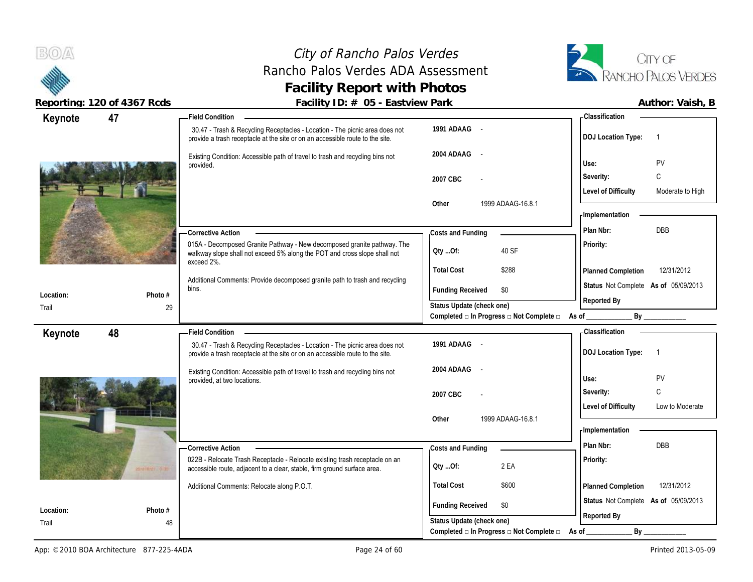# City of Rancho Palos Verdes
## Rancho Palos Verdes ADA Assessment
## Facility Report with Photos

**Reporting: 120 of 4367 Rcds** | **Facility ID: # 05 - Eastview Park** | **Author: Vaish, B**

---

### Keynote 47

**Location:** Trail
**Photo #** 29

**Field Condition**

30.47 - Trash & Recycling Receptacles - Location - The picnic area does not provide a trash receptacle at the site or on an accessible route to the site.

Existing Condition: Accessible path of travel to trash and recycling bins not provided.

| | |
|---|---|
| 1991 ADAAG | - |
| 2004 ADAAG | - |
| 2007 CBC | - |
| Other | 1999 ADAAG-16.8.1 |

**Corrective Action**

015A - Decomposed Granite Pathway - New decomposed granite pathway. The walkway slope shall not exceed 5% along the POT and cross slope shall not exceed 2%.

Additional Comments: Provide decomposed granite path to trash and recycling bins.

**Costs and Funding**

| | |
|---|---|
| Qty ...Of: | 40 SF |
| Total Cost | $288 |
| Funding Received | $0 |

Status Update (check one)
Completed □ In Progress □ Not Complete □ As of ____________ By ____________

**Classification**

| | |
|---|---|
| DOJ Location Type: | 1 |
| Use: | PV |
| Severity: | C |
| Level of Difficulty | Moderate to High |

**Implementation**

| | |
|---|---|
| Plan Nbr: | DBB |
| Priority: | |
| Planned Completion | 12/31/2012 |
| Status | Not Complete As of 05/09/2013 |
| Reported By | |

---

### Keynote 48

**Location:** Trail
**Photo #** 48

**Field Condition**

30.47 - Trash & Recycling Receptacles - Location - The picnic area does not provide a trash receptacle at the site or on an accessible route to the site.

Existing Condition: Accessible path of travel to trash and recycling bins not provided, at two locations.

| | |
|---|---|
| 1991 ADAAG | - |
| 2004 ADAAG | - |
| 2007 CBC | - |
| Other | 1999 ADAAG-16.8.1 |

**Corrective Action**

022B - Relocate Trash Receptacle - Relocate existing trash receptacle on an accessible route, adjacent to a clear, stable, firm ground surface area.

Additional Comments: Relocate along P.O.T.

**Costs and Funding**

| | |
|---|---|
| Qty ...Of: | 2 EA |
| Total Cost | $600 |
| Funding Received | $0 |

Status Update (check one)
Completed □ In Progress □ Not Complete □ As of ____________ By ____________

**Classification**

| | |
|---|---|
| DOJ Location Type: | 1 |
| Use: | PV |
| Severity: | C |
| Level of Difficulty | Low to Moderate |

**Implementation**

| | |
|---|---|
| Plan Nbr: | DBB |
| Priority: | |
| Planned Completion | 12/31/2012 |
| Status | Not Complete As of 05/09/2013 |
| Reported By | |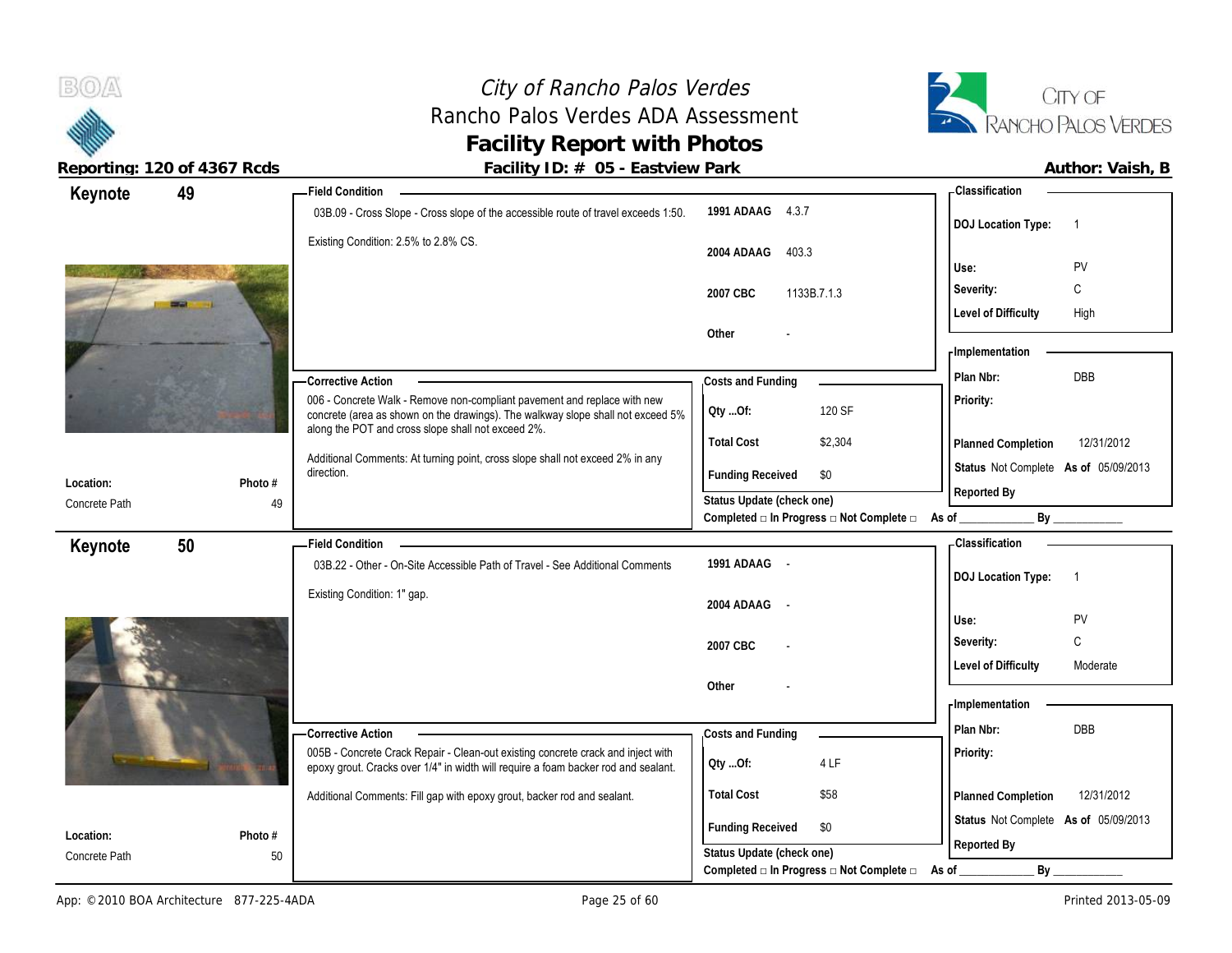# City of Rancho Palos Verdes
## Rancho Palos Verdes ADA Assessment
## Facility Report with Photos

**Reporting: 120 of 4367 Rcds** | **Facility ID: # 05 - Eastview Park** | **Author: Vaish, B**

---

## Keynote 49

**Location:** Concrete Path
**Photo #:** 49

**Field Condition**

03B.09 - Cross Slope - Cross slope of the accessible route of travel exceeds 1:50.

Existing Condition: 2.5% to 2.8% CS.

| Code | Reference |
|---|---|
| 1991 ADAAG | 4.3.7 |
| 2004 ADAAG | 403.3 |
| 2007 CBC | 1133B.7.1.3 |
| Other | - |

**Classification**

| | |
|---|---|
| DOJ Location Type: | 1 |
| Use: | PV |
| Severity: | C |
| Level of Difficulty | High |

**Corrective Action**

006 - Concrete Walk - Remove non-compliant pavement and replace with new concrete (area as shown on the drawings). The walkway slope shall not exceed 5% along the POT and cross slope shall not exceed 2%.

Additional Comments: At turning point, cross slope shall not exceed 2% in any direction.

**Costs and Funding**

| | |
|---|---|
| Qty ...Of: | 120 SF |
| Total Cost | $2,304 |
| Funding Received | $0 |

Status Update (check one)
Completed □ In Progress □ Not Complete □ As of ____________ By ____________

**Implementation**

| | |
|---|---|
| Plan Nbr: | DBB |
| Priority: | |
| Planned Completion | 12/31/2012 |
| Status | Not Complete As of 05/09/2013 |
| Reported By | |

---

## Keynote 50

**Location:** Concrete Path
**Photo #:** 50

**Field Condition**

03B.22 - Other - On-Site Accessible Path of Travel - See Additional Comments

Existing Condition: 1" gap.

| Code | Reference |
|---|---|
| 1991 ADAAG | - |
| 2004 ADAAG | - |
| 2007 CBC | - |
| Other | - |

**Classification**

| | |
|---|---|
| DOJ Location Type: | 1 |
| Use: | PV |
| Severity: | C |
| Level of Difficulty | Moderate |

**Corrective Action**

005B - Concrete Crack Repair - Clean-out existing concrete crack and inject with epoxy grout. Cracks over 1/4" in width will require a foam backer rod and sealant.

Additional Comments: Fill gap with epoxy grout, backer rod and sealant.

**Costs and Funding**

| | |
|---|---|
| Qty ...Of: | 4 LF |
| Total Cost | $58 |
| Funding Received | $0 |

Status Update (check one)
Completed □ In Progress □ Not Complete □ As of ____________ By ____________

**Implementation**

| | |
|---|---|
| Plan Nbr: | DBB |
| Priority: | |
| Planned Completion | 12/31/2012 |
| Status | Not Complete As of 05/09/2013 |
| Reported By | |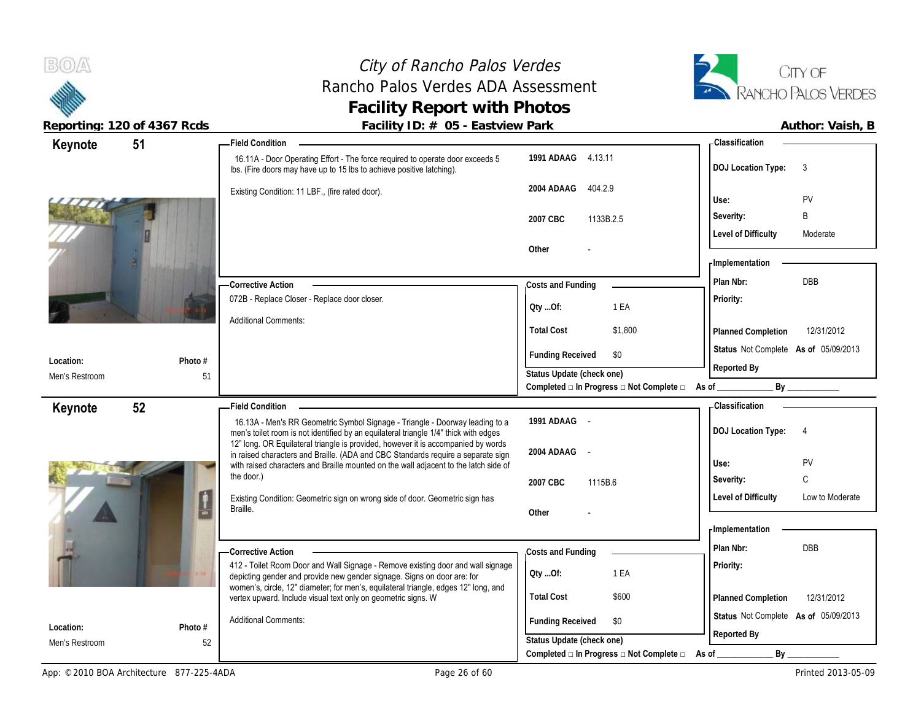# City of Rancho Palos Verdes
## Rancho Palos Verdes ADA Assessment
## Facility Report with Photos

**Reporting: 120 of 4367 Rcds** | **Facility ID: # 05 - Eastview Park** | **Author: Vaish, B**

---

## Keynote 51

**Location:** Men's Restroom
**Photo #** 51

**Field Condition**

16.11A - Door Operating Effort - The force required to operate door exceeds 5 lbs. (Fire doors may have up to 15 lbs to achieve positive latching).

Existing Condition: 11 LBF., (fire rated door).

| | |
|---|---|
| 1991 ADAAG | 4.13.11 |
| 2004 ADAAG | 404.2.9 |
| 2007 CBC | 1133B.2.5 |
| Other | - |

**Classification**

| | |
|---|---|
| DOJ Location Type: | 3 |
| Use: | PV |
| Severity: | B |
| Level of Difficulty | Moderate |

**Corrective Action**

072B - Replace Closer - Replace door closer.

Additional Comments:

**Costs and Funding**

| | |
|---|---|
| Qty ...Of: | 1 EA |
| Total Cost | $1,800 |
| Funding Received | $0 |

Status Update (check one)
Completed □ In Progress □ Not Complete □ As of ____________ By ____________

**Implementation**

| | |
|---|---|
| Plan Nbr: | DBB |
| Priority: | |
| Planned Completion | 12/31/2012 |
| Status | Not Complete As of 05/09/2013 |
| Reported By | |

---

## Keynote 52

**Location:** Men's Restroom
**Photo #** 52

**Field Condition**

16.13A - Men's RR Geometric Symbol Signage - Triangle - Doorway leading to a men's toilet room is not identified by an equilateral triangle 1/4" thick with edges 12" long. OR Equilateral triangle is provided, however it is accompanied by words in raised characters and Braille. (ADA and CBC Standards require a separate sign with raised characters and Braille mounted on the wall adjacent to the latch side of the door.)

Existing Condition: Geometric sign on wrong side of door. Geometric sign has Braille.

| | |
|---|---|
| 1991 ADAAG | - |
| 2004 ADAAG | - |
| 2007 CBC | 1115B.6 |
| Other | - |

**Classification**

| | |
|---|---|
| DOJ Location Type: | 4 |
| Use: | PV |
| Severity: | C |
| Level of Difficulty | Low to Moderate |

**Corrective Action**

412 - Toilet Room Door and Wall Signage - Remove existing door and wall signage depicting gender and provide new gender signage. Signs on door are: for women's, circle, 12" diameter; for men's, equilateral triangle, edges 12" long, and vertex upward. Include visual text only on geometric signs. W

Additional Comments:

**Costs and Funding**

| | |
|---|---|
| Qty ...Of: | 1 EA |
| Total Cost | $600 |
| Funding Received | $0 |

Status Update (check one)
Completed □ In Progress □ Not Complete □ As of ____________ By ____________

**Implementation**

| | |
|---|---|
| Plan Nbr: | DBB |
| Priority: | |
| Planned Completion | 12/31/2012 |
| Status | Not Complete As of 05/09/2013 |
| Reported By | |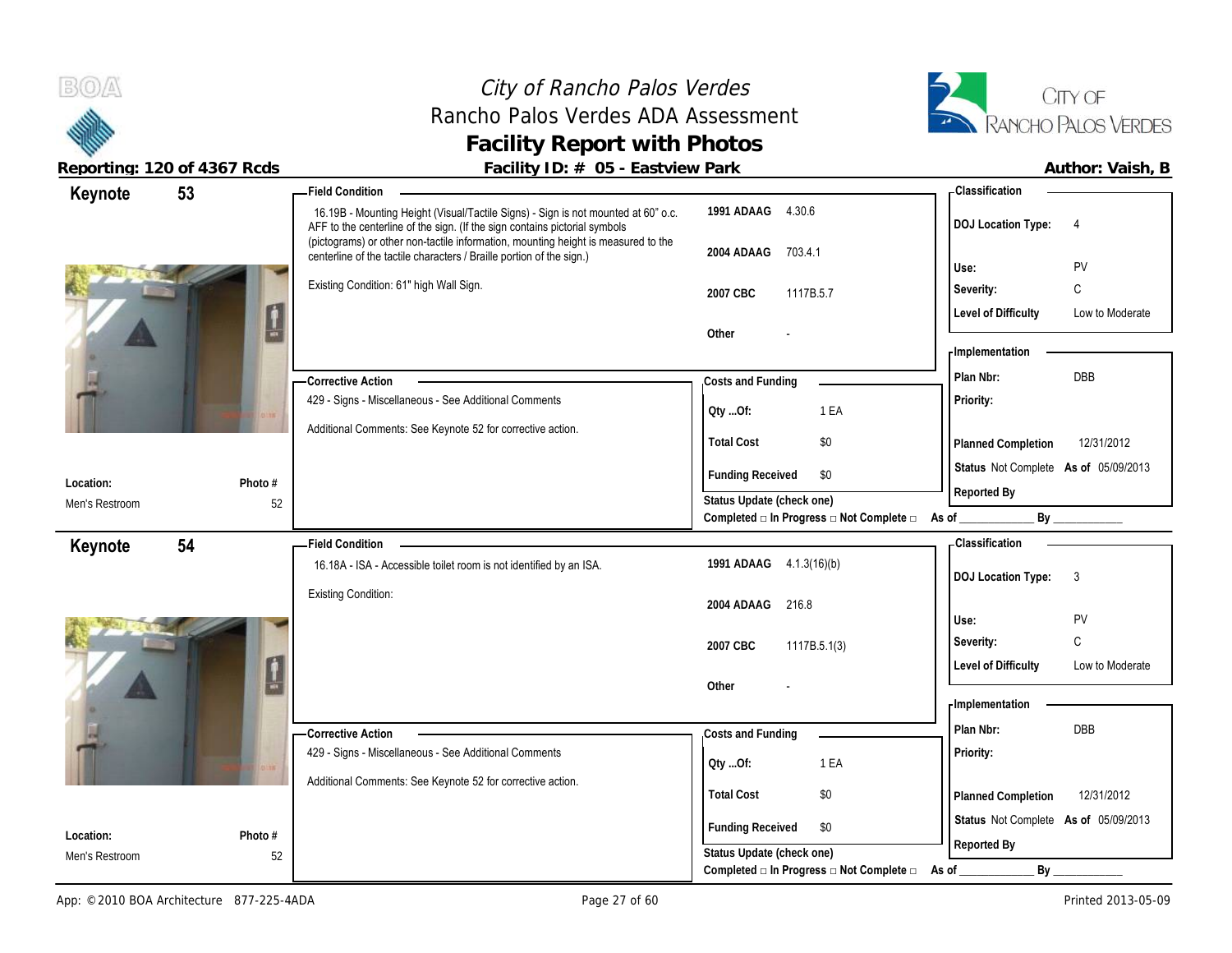# City of Rancho Palos Verdes
## Rancho Palos Verdes ADA Assessment
## Facility Report with Photos

**Reporting: 120 of 4367 Rcds** | **Facility ID: # 05 - Eastview Park** | **Author: Vaish, B**

---

## Keynote 53

**Location:** Men's Restroom
**Photo #** 52

**Field Condition**

16.19B - Mounting Height (Visual/Tactile Signs) - Sign is not mounted at 60" o.c. AFF to the centerline of the sign. (If the sign contains pictorial symbols (pictograms) or other non-tactile information, mounting height is measured to the centerline of the tactile characters / Braille portion of the sign.)

Existing Condition: 61" high Wall Sign.

| Code | Reference |
|---|---|
| 1991 ADAAG | 4.30.6 |
| 2004 ADAAG | 703.4.1 |
| 2007 CBC | 1117B.5.7 |
| Other | - |

**Classification**

| | |
|---|---|
| DOJ Location Type: | 4 |
| Use: | PV |
| Severity: | C |
| Level of Difficulty | Low to Moderate |

**Corrective Action**

429 - Signs - Miscellaneous - See Additional Comments

Additional Comments: See Keynote 52 for corrective action.

**Costs and Funding**

| | |
|---|---|
| Qty ...Of: | 1 EA |
| Total Cost | $0 |
| Funding Received | $0 |

Status Update (check one)
Completed □ In Progress □ Not Complete □ As of ____________ By ____________

**Implementation**

| | |
|---|---|
| Plan Nbr: | DBB |
| Priority: | |
| Planned Completion | 12/31/2012 |
| Status | Not Complete As of 05/09/2013 |
| Reported By | |

---

## Keynote 54

**Location:** Men's Restroom
**Photo #** 52

**Field Condition**

16.18A - ISA - Accessible toilet room is not identified by an ISA.

Existing Condition:

| Code | Reference |
|---|---|
| 1991 ADAAG | 4.1.3(16)(b) |
| 2004 ADAAG | 216.8 |
| 2007 CBC | 1117B.5.1(3) |
| Other | - |

**Classification**

| | |
|---|---|
| DOJ Location Type: | 3 |
| Use: | PV |
| Severity: | C |
| Level of Difficulty | Low to Moderate |

**Corrective Action**

429 - Signs - Miscellaneous - See Additional Comments

Additional Comments: See Keynote 52 for corrective action.

**Costs and Funding**

| | |
|---|---|
| Qty ...Of: | 1 EA |
| Total Cost | $0 |
| Funding Received | $0 |

Status Update (check one)
Completed □ In Progress □ Not Complete □ As of ____________ By ____________

**Implementation**

| | |
|---|---|
| Plan Nbr: | DBB |
| Priority: | |
| Planned Completion | 12/31/2012 |
| Status | Not Complete As of 05/09/2013 |
| Reported By | |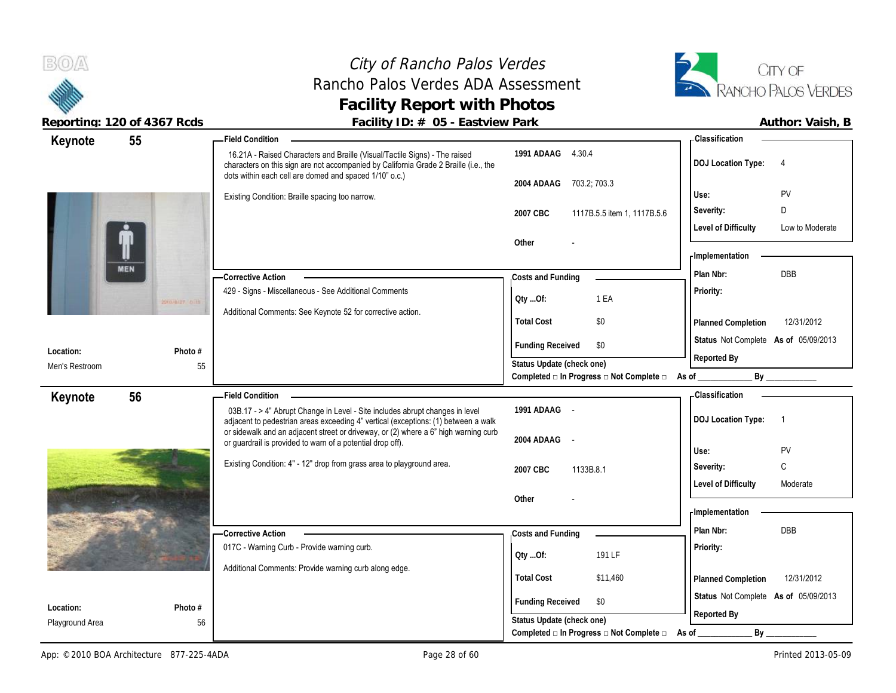# City of Rancho Palos Verdes
## Rancho Palos Verdes ADA Assessment
## Facility Report with Photos

**Reporting: 120 of 4367 Rcds** | **Facility ID: # 05 - Eastview Park** | **Author: Vaish, B**

---

## Keynote 55

**Field Condition**

16.21A - Raised Characters and Braille (Visual/Tactile Signs) - The raised characters on this sign are not accompanied by California Grade 2 Braille (i.e., the dots within each cell are domed and spaced 1/10" o.c.)

Existing Condition: Braille spacing too narrow.

| | |
|---|---|
| 1991 ADAAG | 4.30.4 |
| 2004 ADAAG | 703.2; 703.3 |
| 2007 CBC | 1117B.5.5 item 1, 1117B.5.6 |
| Other | - |

**Classification**

| | |
|---|---|
| DOJ Location Type: | 4 |
| Use: | PV |
| Severity: | D |
| Level of Difficulty | Low to Moderate |

**Corrective Action**

429 - Signs - Miscellaneous - See Additional Comments

Additional Comments: See Keynote 52 for corrective action.

**Costs and Funding**

| | |
|---|---|
| Qty ...Of: | 1 EA |
| Total Cost | $0 |
| Funding Received | $0 |

Status Update (check one)
Completed □ In Progress □ Not Complete □ As of ____________ By ____________

**Implementation**

| | |
|---|---|
| Plan Nbr: | DBB |
| Priority: | |
| Planned Completion | 12/31/2012 |
| Status | Not Complete **As of** 05/09/2013 |
| Reported By | |

**Location:** Men's Restroom
**Photo #** 55

---

## Keynote 56

**Field Condition**

03B.17 - > 4" Abrupt Change in Level - Site includes abrupt changes in level adjacent to pedestrian areas exceeding 4" vertical (exceptions: (1) between a walk or sidewalk and an adjacent street or driveway, or (2) where a 6" high warning curb or guardrail is provided to warn of a potential drop off).

Existing Condition: 4" - 12" drop from grass area to playground area.

| | |
|---|---|
| 1991 ADAAG | - |
| 2004 ADAAG | - |
| 2007 CBC | 1133B.8.1 |
| Other | - |

**Classification**

| | |
|---|---|
| DOJ Location Type: | 1 |
| Use: | PV |
| Severity: | C |
| Level of Difficulty | Moderate |

**Corrective Action**

017C - Warning Curb - Provide warning curb.

Additional Comments: Provide warning curb along edge.

**Costs and Funding**

| | |
|---|---|
| Qty ...Of: | 191 LF |
| Total Cost | $11,460 |
| Funding Received | $0 |

Status Update (check one)
Completed □ In Progress □ Not Complete □ As of ____________ By ____________

**Implementation**

| | |
|---|---|
| Plan Nbr: | DBB |
| Priority: | |
| Planned Completion | 12/31/2012 |
| Status | Not Complete **As of** 05/09/2013 |
| Reported By | |

**Location:** Playground Area
**Photo #** 56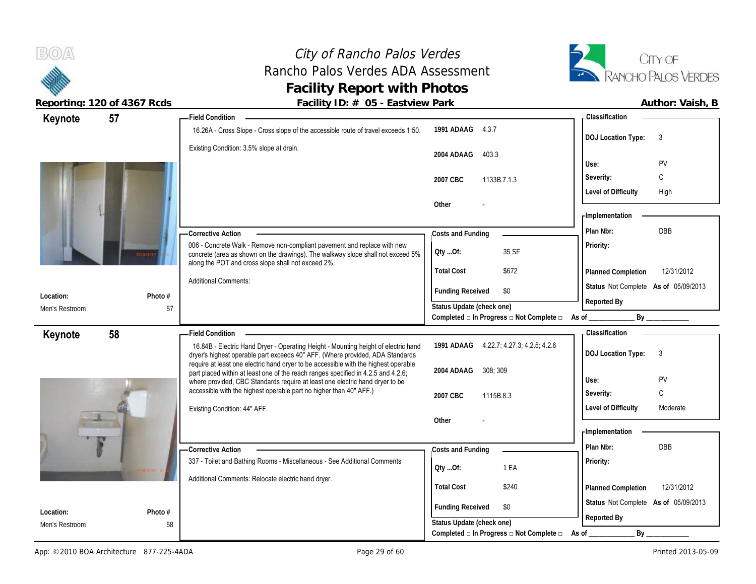# City of Rancho Palos Verdes
## Rancho Palos Verdes ADA Assessment
### Facility Report with Photos

**Reporting: 120 of 4367 Rcds** | **Facility ID: # 05 - Eastview Park** | **Author: Vaish, B**

---

## Keynote 57

**Location:** Men's Restroom
**Photo #:** 57

**Field Condition**

16.26A - Cross Slope - Cross slope of the accessible route of travel exceeds 1:50.

Existing Condition: 3.5% slope at drain.

| | |
|---|---|
| **1991 ADAAG** | 4.3.7 |
| **2004 ADAAG** | 403.3 |
| **2007 CBC** | 1133B.7.1.3 |
| **Other** | - |

**Classification**

| | |
|---|---|
| **DOJ Location Type:** | 3 |
| **Use:** | PV |
| **Severity:** | C |
| **Level of Difficulty** | High |

**Corrective Action**

006 - Concrete Walk - Remove non-compliant pavement and replace with new concrete (area as shown on the drawings). The walkway slope shall not exceed 5% along the POT and cross slope shall not exceed 2%.

Additional Comments:

**Costs and Funding**

| | |
|---|---|
| **Qty ...Of:** | 35 SF |
| **Total Cost** | $672 |
| **Funding Received** | $0 |

**Status Update (check one)**
Completed □ In Progress □ Not Complete □ As of ____________ By ____________

**Implementation**

| | |
|---|---|
| **Plan Nbr:** | DBB |
| **Priority:** | |
| **Planned Completion** | 12/31/2012 |
| **Status** | Not Complete **As of** 05/09/2013 |
| **Reported By** | |

---

## Keynote 58

**Location:** Men's Restroom
**Photo #:** 58

**Field Condition**

16.84B - Electric Hand Dryer - Operating Height - Mounting height of electric hand dryer's highest operable part exceeds 40" AFF. (Where provided, ADA Standards require at least one electric hand dryer to be accessible with the highest operable part placed within at least one of the reach ranges specified in 4.2.5 and 4.2.6; where provided, CBC Standards require at least one electric hand dryer to be accessible with the highest operable part no higher than 40" AFF.)

Existing Condition: 44" AFF.

| | |
|---|---|
| **1991 ADAAG** | 4.22.7; 4.27.3; 4.2.5; 4.2.6 |
| **2004 ADAAG** | 308; 309 |
| **2007 CBC** | 1115B.8.3 |
| **Other** | - |

**Classification**

| | |
|---|---|
| **DOJ Location Type:** | 3 |
| **Use:** | PV |
| **Severity:** | C |
| **Level of Difficulty** | Moderate |

**Corrective Action**

337 - Toilet and Bathing Rooms - Miscellaneous - See Additional Comments

Additional Comments: Relocate electric hand dryer.

**Costs and Funding**

| | |
|---|---|
| **Qty ...Of:** | 1 EA |
| **Total Cost** | $240 |
| **Funding Received** | $0 |

**Status Update (check one)**
Completed □ In Progress □ Not Complete □ As of ____________ By ____________

**Implementation**

| | |
|---|---|
| **Plan Nbr:** | DBB |
| **Priority:** | |
| **Planned Completion** | 12/31/2012 |
| **Status** | Not Complete **As of** 05/09/2013 |
| **Reported By** | |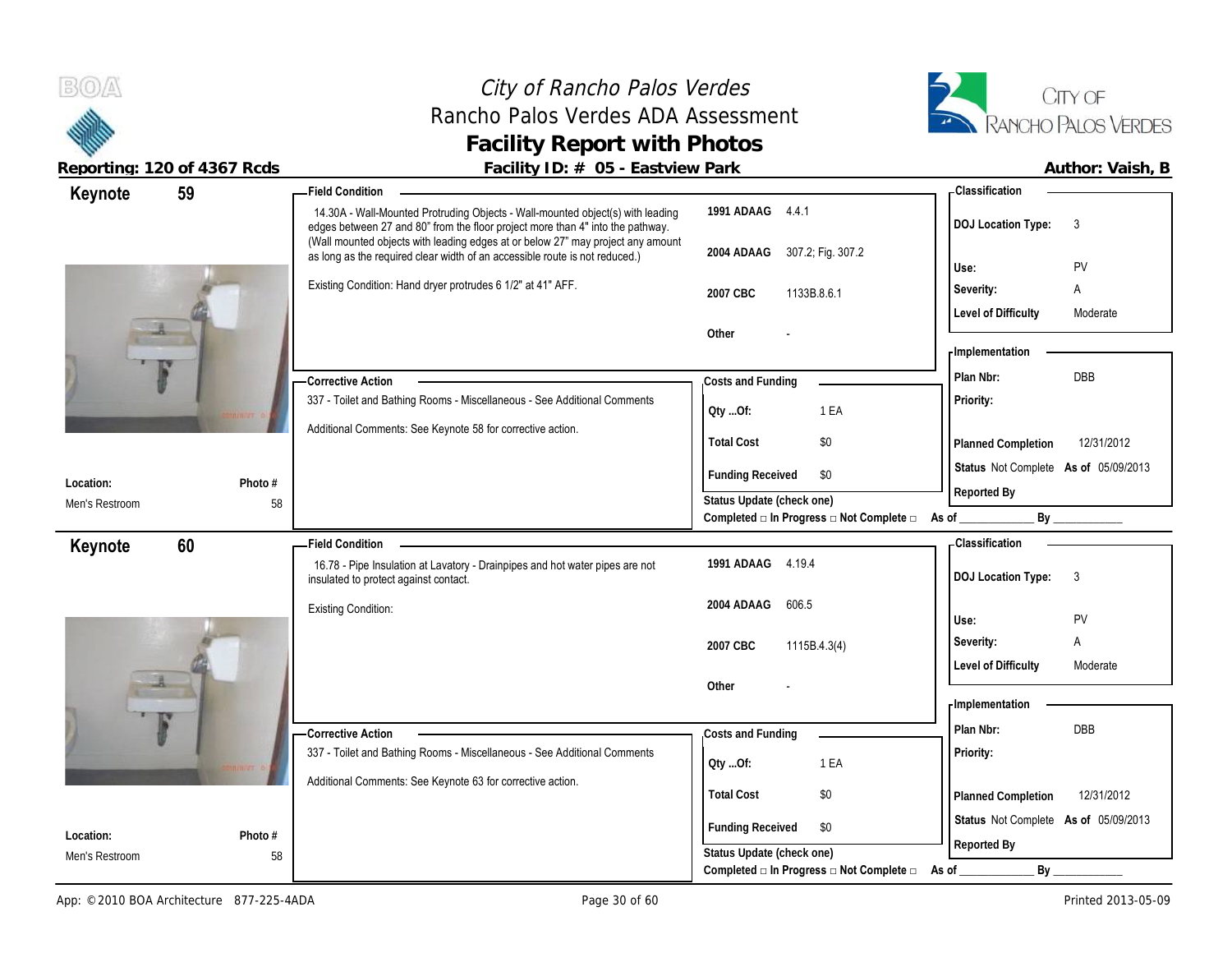# City of Rancho Palos Verdes
## Rancho Palos Verdes ADA Assessment
## Facility Report with Photos

**Reporting: 120 of 4367 Rcds** | **Facility ID: # 05 - Eastview Park** | **Author: Vaish, B**

---

## Keynote 59

**Field Condition**

14.30A - Wall-Mounted Protruding Objects - Wall-mounted object(s) with leading edges between 27 and 80" from the floor project more than 4" into the pathway. (Wall mounted objects with leading edges at or below 27" may project any amount as long as the required clear width of an accessible route is not reduced.)

Existing Condition: Hand dryer protrudes 6 1/2" at 41" AFF.

| Code | Reference |
|---|---|
| 1991 ADAAG | 4.4.1 |
| 2004 ADAAG | 307.2; Fig. 307.2 |
| 2007 CBC | 1133B.8.6.1 |
| Other | - |

**Classification**

| | |
|---|---|
| DOJ Location Type: | 3 |
| Use: | PV |
| Severity: | A |
| Level of Difficulty | Moderate |

**Corrective Action**

337 - Toilet and Bathing Rooms - Miscellaneous - See Additional Comments

Additional Comments: See Keynote 58 for corrective action.

**Costs and Funding**

| | |
|---|---|
| Qty ...Of: | 1 EA |
| Total Cost | $0 |
| Funding Received | $0 |

Status Update (check one)
Completed □ In Progress □ Not Complete □ As of ____________ By ____________

**Implementation**

| | |
|---|---|
| Plan Nbr: | DBB |
| Priority: | |
| Planned Completion | 12/31/2012 |
| Status | Not Complete As of 05/09/2013 |
| Reported By | |

**Location:** Men's Restroom | **Photo #** 58

---

## Keynote 60

**Field Condition**

16.78 - Pipe Insulation at Lavatory - Drainpipes and hot water pipes are not insulated to protect against contact.

Existing Condition:

| Code | Reference |
|---|---|
| 1991 ADAAG | 4.19.4 |
| 2004 ADAAG | 606.5 |
| 2007 CBC | 1115B.4.3(4) |
| Other | - |

**Classification**

| | |
|---|---|
| DOJ Location Type: | 3 |
| Use: | PV |
| Severity: | A |
| Level of Difficulty | Moderate |

**Corrective Action**

337 - Toilet and Bathing Rooms - Miscellaneous - See Additional Comments

Additional Comments: See Keynote 63 for corrective action.

**Costs and Funding**

| | |
|---|---|
| Qty ...Of: | 1 EA |
| Total Cost | $0 |
| Funding Received | $0 |

Status Update (check one)
Completed □ In Progress □ Not Complete □ As of ____________ By ____________

**Implementation**

| | |
|---|---|
| Plan Nbr: | DBB |
| Priority: | |
| Planned Completion | 12/31/2012 |
| Status | Not Complete As of 05/09/2013 |
| Reported By | |

**Location:** Men's Restroom | **Photo #** 58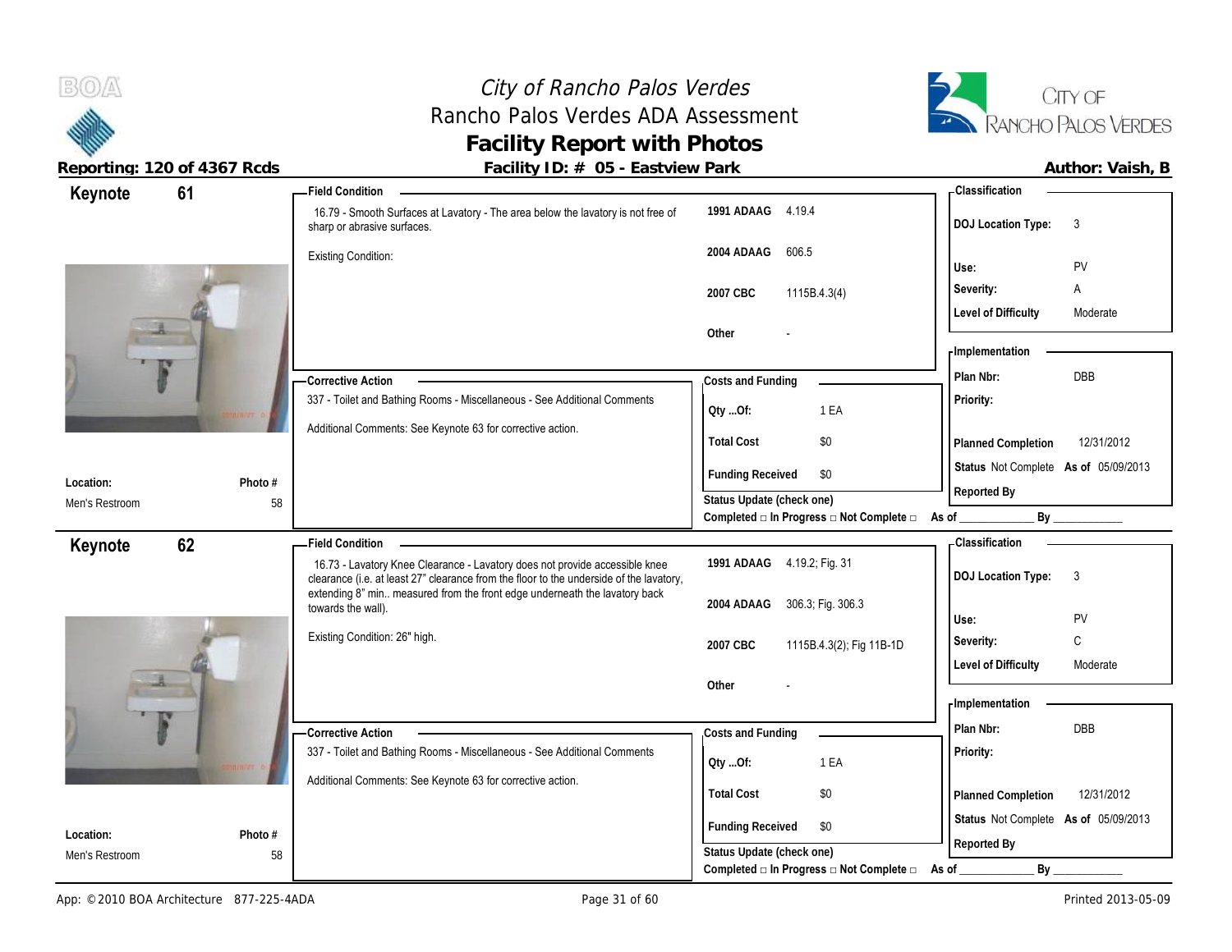# City of Rancho Palos Verdes
## Rancho Palos Verdes ADA Assessment
## Facility Report with Photos

**Reporting: 120 of 4367 Rcds** | **Facility ID: # 05 - Eastview Park** | **Author: Vaish, B**

---

## Keynote 61

**Location:** Men's Restroom
**Photo #:** 58

**Field Condition**

16.79 - Smooth Surfaces at Lavatory - The area below the lavatory is not free of sharp or abrasive surfaces.

Existing Condition:

| Code | Reference |
|---|---|
| 1991 ADAAG | 4.19.4 |
| 2004 ADAAG | 606.5 |
| 2007 CBC | 1115B.4.3(4) |
| Other | - |

**Corrective Action**

337 - Toilet and Bathing Rooms - Miscellaneous - See Additional Comments

Additional Comments: See Keynote 63 for corrective action.

**Costs and Funding**

| | |
|---|---|
| Qty ...Of: | 1 EA |
| Total Cost | $0 |
| Funding Received | $0 |

Status Update (check one)
Completed □ In Progress □ Not Complete □ As of ____________ By ____________

**Classification**

| | |
|---|---|
| DOJ Location Type: | 3 |
| Use: | PV |
| Severity: | A |
| Level of Difficulty | Moderate |

**Implementation**

| | |
|---|---|
| Plan Nbr: | DBB |
| Priority: | |
| Planned Completion | 12/31/2012 |
| Status | Not Complete **As of** 05/09/2013 |
| Reported By | |

---

## Keynote 62

**Location:** Men's Restroom
**Photo #:** 58

**Field Condition**

16.73 - Lavatory Knee Clearance - Lavatory does not provide accessible knee clearance (i.e. at least 27" clearance from the floor to the underside of the lavatory, extending 8" min.. measured from the front edge underneath the lavatory back towards the wall).

Existing Condition: 26" high.

| Code | Reference |
|---|---|
| 1991 ADAAG | 4.19.2; Fig. 31 |
| 2004 ADAAG | 306.3; Fig. 306.3 |
| 2007 CBC | 1115B.4.3(2); Fig 11B-1D |
| Other | - |

**Corrective Action**

337 - Toilet and Bathing Rooms - Miscellaneous - See Additional Comments

Additional Comments: See Keynote 63 for corrective action.

**Costs and Funding**

| | |
|---|---|
| Qty ...Of: | 1 EA |
| Total Cost | $0 |
| Funding Received | $0 |

Status Update (check one)
Completed □ In Progress □ Not Complete □ As of ____________ By ____________

**Classification**

| | |
|---|---|
| DOJ Location Type: | 3 |
| Use: | PV |
| Severity: | C |
| Level of Difficulty | Moderate |

**Implementation**

| | |
|---|---|
| Plan Nbr: | DBB |
| Priority: | |
| Planned Completion | 12/31/2012 |
| Status | Not Complete **As of** 05/09/2013 |
| Reported By | |

---

App: © 2010 BOA Architecture 877-225-4ADA | Printed 2013-05-09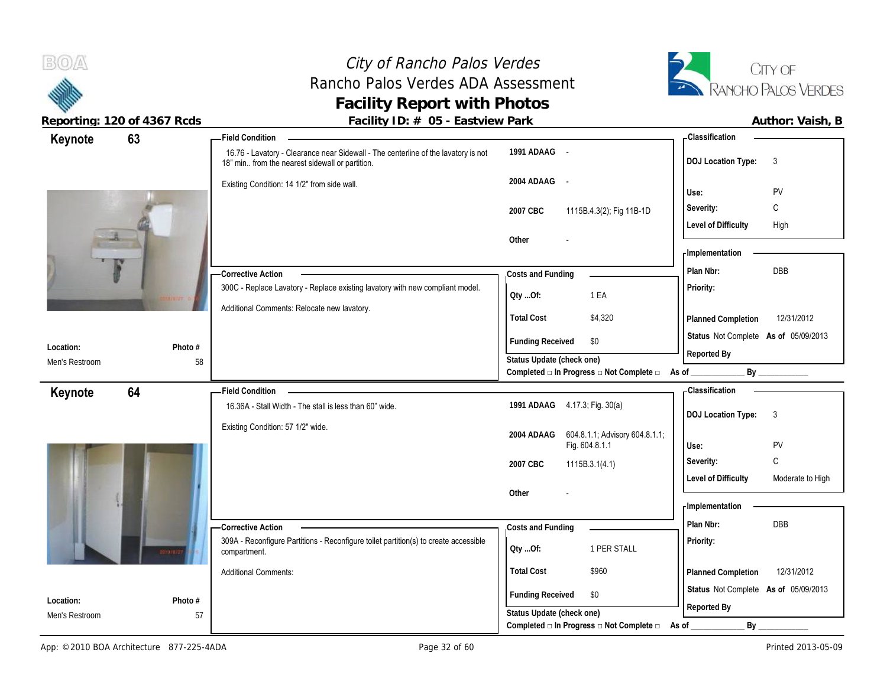# City of Rancho Palos Verdes
## Rancho Palos Verdes ADA Assessment
## Facility Report with Photos

**Reporting: 120 of 4367 Rcds** | **Facility ID: # 05 - Eastview Park** | **Author: Vaish, B**

---

## Keynote 63

**Location:** Men's Restroom
**Photo #** 58

**Field Condition**

16.76 - Lavatory - Clearance near Sidewall - The centerline of the lavatory is not 18" min.. from the nearest sidewall or partition.

Existing Condition: 14 1/2" from side wall.

| | |
|---|---|
| 1991 ADAAG | - |
| 2004 ADAAG | - |
| 2007 CBC | 1115B.4.3(2); Fig 11B-1D |
| Other | - |

**Corrective Action**

300C - Replace Lavatory - Replace existing lavatory with new compliant model.

Additional Comments: Relocate new lavatory.

**Costs and Funding**

| | |
|---|---|
| Qty ...Of: | 1 EA |
| Total Cost | $4,320 |
| Funding Received | $0 |

Status Update (check one)
Completed □ In Progress □ Not Complete □ As of ____________ By ____________

**Classification**

| | |
|---|---|
| DOJ Location Type: | 3 |
| Use: | PV |
| Severity: | C |
| Level of Difficulty | High |

**Implementation**

| | |
|---|---|
| Plan Nbr: | DBB |
| Priority: | |
| Planned Completion | 12/31/2012 |
| Status | Not Complete As of 05/09/2013 |
| Reported By | |

---

## Keynote 64

**Location:** Men's Restroom
**Photo #** 57

**Field Condition**

16.36A - Stall Width - The stall is less than 60" wide.

Existing Condition: 57 1/2" wide.

| | |
|---|---|
| 1991 ADAAG | 4.17.3; Fig. 30(a) |
| 2004 ADAAG | 604.8.1.1; Advisory 604.8.1.1; Fig. 604.8.1.1 |
| 2007 CBC | 1115B.3.1(4.1) |
| Other | - |

**Corrective Action**

309A - Reconfigure Partitions - Reconfigure toilet partition(s) to create accessible compartment.

Additional Comments:

**Costs and Funding**

| | |
|---|---|
| Qty ...Of: | 1 PER STALL |
| Total Cost | $960 |
| Funding Received | $0 |

Status Update (check one)
Completed □ In Progress □ Not Complete □ As of ____________ By ____________

**Classification**

| | |
|---|---|
| DOJ Location Type: | 3 |
| Use: | PV |
| Severity: | C |
| Level of Difficulty | Moderate to High |

**Implementation**

| | |
|---|---|
| Plan Nbr: | DBB |
| Priority: | |
| Planned Completion | 12/31/2012 |
| Status | Not Complete As of 05/09/2013 |
| Reported By | |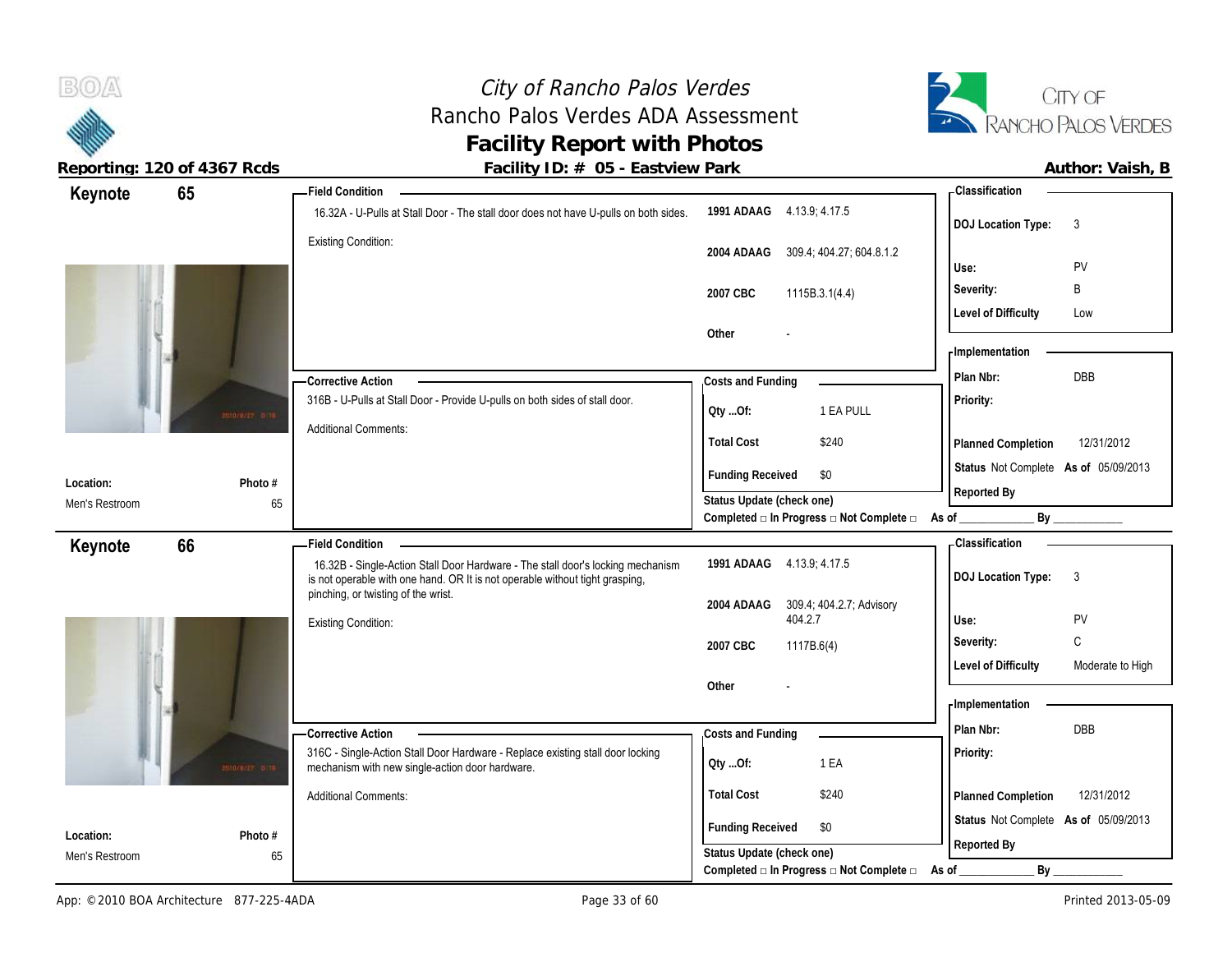# City of Rancho Palos Verdes
## Rancho Palos Verdes ADA Assessment
## Facility Report with Photos

**Reporting: 120 of 4367 Rcds** | **Facility ID: # 05 - Eastview Park** | **Author: Vaish, B**

---

### Keynote 65

**Location:** Men's Restroom
**Photo #:** 65

**Field Condition**

16.32A - U-Pulls at Stall Door - The stall door does not have U-pulls on both sides.

Existing Condition:

| Code | Reference |
|---|---|
| 1991 ADAAG | 4.13.9; 4.17.5 |
| 2004 ADAAG | 309.4; 404.27; 604.8.1.2 |
| 2007 CBC | 1115B.3.1(4.4) |
| Other | - |

**Classification**

| | |
|---|---|
| DOJ Location Type: | 3 |
| Use: | PV |
| Severity: | B |
| Level of Difficulty | Low |

**Corrective Action**

316B - U-Pulls at Stall Door - Provide U-pulls on both sides of stall door.

Additional Comments:

**Costs and Funding**

| | |
|---|---|
| Qty ...Of: | 1 EA PULL |
| Total Cost | $240 |
| Funding Received | $0 |

Status Update (check one)
Completed □ In Progress □ Not Complete □ As of ____________ By ____________

**Implementation**

| | |
|---|---|
| Plan Nbr: | DBB |
| Priority: | |
| Planned Completion | 12/31/2012 |
| Status | Not Complete As of 05/09/2013 |
| Reported By | |

---

### Keynote 66

**Location:** Men's Restroom
**Photo #:** 65

**Field Condition**

16.32B - Single-Action Stall Door Hardware - The stall door's locking mechanism is not operable with one hand. OR It is not operable without tight grasping, pinching, or twisting of the wrist.

Existing Condition:

| Code | Reference |
|---|---|
| 1991 ADAAG | 4.13.9; 4.17.5 |
| 2004 ADAAG | 309.4; 404.2.7; Advisory 404.2.7 |
| 2007 CBC | 1117B.6(4) |
| Other | - |

**Classification**

| | |
|---|---|
| DOJ Location Type: | 3 |
| Use: | PV |
| Severity: | C |
| Level of Difficulty | Moderate to High |

**Corrective Action**

316C - Single-Action Stall Door Hardware - Replace existing stall door locking mechanism with new single-action door hardware.

Additional Comments:

**Costs and Funding**

| | |
|---|---|
| Qty ...Of: | 1 EA |
| Total Cost | $240 |
| Funding Received | $0 |

Status Update (check one)
Completed □ In Progress □ Not Complete □ As of ____________ By ____________

**Implementation**

| | |
|---|---|
| Plan Nbr: | DBB |
| Priority: | |
| Planned Completion | 12/31/2012 |
| Status | Not Complete As of 05/09/2013 |
| Reported By | |

App: © 2010 BOA Architecture 877-225-4ADA | Printed 2013-05-09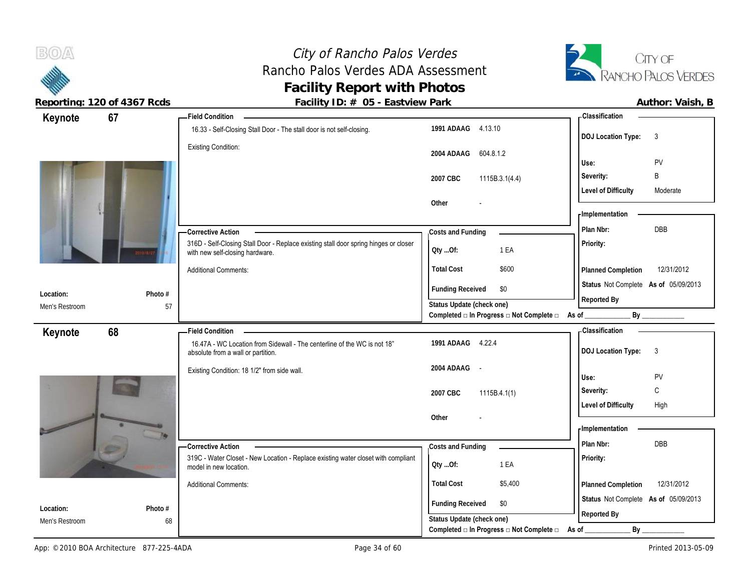# City of Rancho Palos Verdes
## Rancho Palos Verdes ADA Assessment
## Facility Report with Photos

**Reporting: 120 of 4367 Rcds** | **Facility ID: # 05 - Eastview Park** | **Author: Vaish, B**

---

### Keynote 67

**Location:** Men's Restroom
**Photo #:** 57

**Field Condition**

16.33 - Self-Closing Stall Door - The stall door is not self-closing.

Existing Condition:

| | |
|---|---|
| 1991 ADAAG | 4.13.10 |
| 2004 ADAAG | 604.8.1.2 |
| 2007 CBC | 1115B.3.1(4.4) |
| Other | - |

**Classification**

| | |
|---|---|
| DOJ Location Type: | 3 |
| Use: | PV |
| Severity: | B |
| Level of Difficulty | Moderate |

**Corrective Action**

316D - Self-Closing Stall Door - Replace existing stall door spring hinges or closer with new self-closing hardware.

Additional Comments:

**Costs and Funding**

| | |
|---|---|
| Qty ...Of: | 1 EA |
| Total Cost | $600 |
| Funding Received | $0 |

Status Update (check one)
Completed □ In Progress □ Not Complete □ As of ____________ By ____________

**Implementation**

| | |
|---|---|
| Plan Nbr: | DBB |
| Priority: | |
| Planned Completion | 12/31/2012 |
| Status | Not Complete As of 05/09/2013 |
| Reported By | |

---

### Keynote 68

**Location:** Men's Restroom
**Photo #:** 68

**Field Condition**

16.47A - WC Location from Sidewall - The centerline of the WC is not 18" absolute from a wall or partition.

Existing Condition: 18 1/2" from side wall.

| | |
|---|---|
| 1991 ADAAG | 4.22.4 |
| 2004 ADAAG | - |
| 2007 CBC | 1115B.4.1(1) |
| Other | - |

**Classification**

| | |
|---|---|
| DOJ Location Type: | 3 |
| Use: | PV |
| Severity: | C |
| Level of Difficulty | High |

**Corrective Action**

319C - Water Closet - New Location - Replace existing water closet with compliant model in new location.

Additional Comments:

**Costs and Funding**

| | |
|---|---|
| Qty ...Of: | 1 EA |
| Total Cost | $5,400 |
| Funding Received | $0 |

Status Update (check one)
Completed □ In Progress □ Not Complete □ As of ____________ By ____________

**Implementation**

| | |
|---|---|
| Plan Nbr: | DBB |
| Priority: | |
| Planned Completion | 12/31/2012 |
| Status | Not Complete As of 05/09/2013 |
| Reported By | |

---

App: © 2010 BOA Architecture 877-225-4ADA | Printed 2013-05-09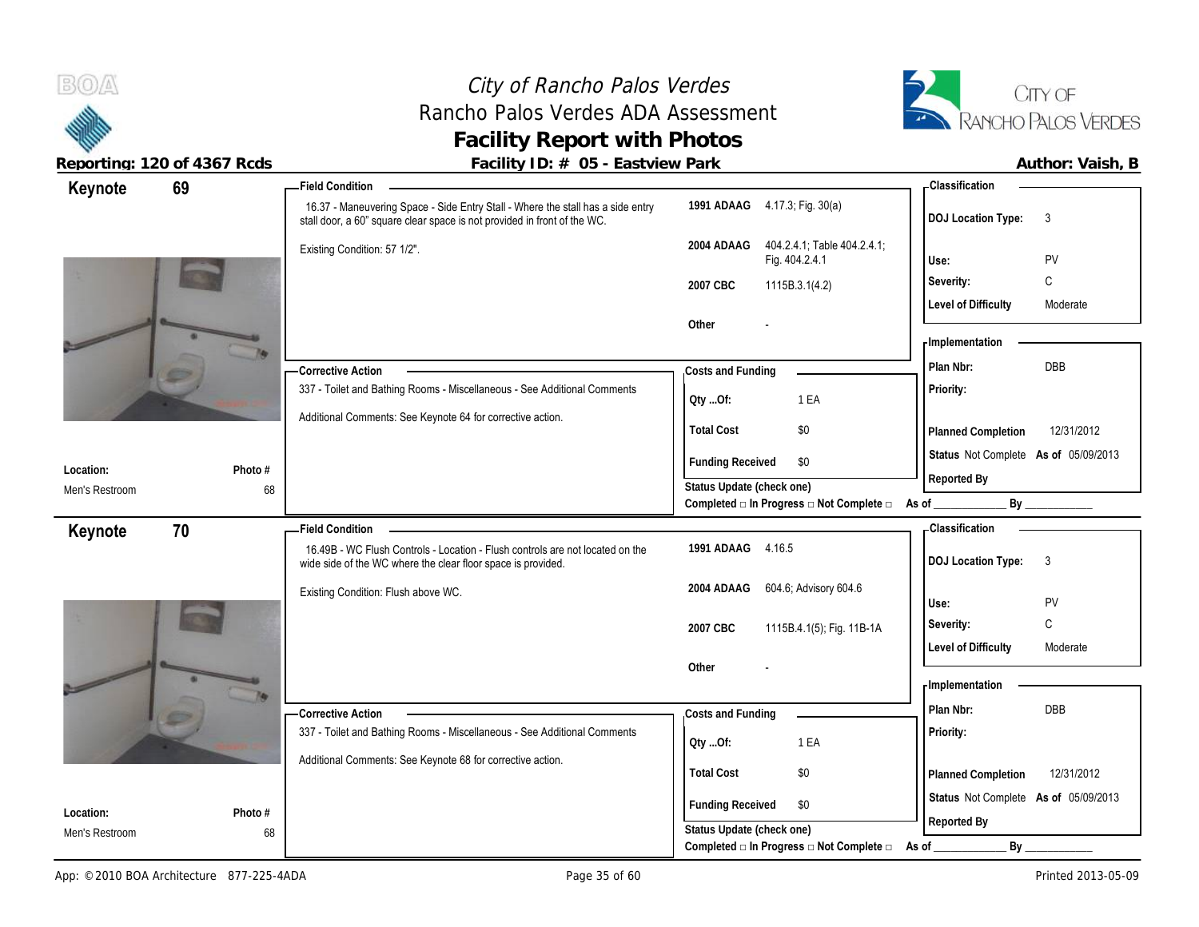# City of Rancho Palos Verdes
## Rancho Palos Verdes ADA Assessment
### Facility Report with Photos

**Reporting: 120 of 4367 Rcds** | **Facility ID: # 05 - Eastview Park** | **Author: Vaish, B**

---

## Keynote 69

**Field Condition**

16.37 - Maneuvering Space - Side Entry Stall - Where the stall has a side entry stall door, a 60" square clear space is not provided in front of the WC.

Existing Condition: 57 1/2".

| | |
|---|---|
| 1991 ADAAG | 4.17.3; Fig. 30(a) |
| 2004 ADAAG | 404.2.4.1; Table 404.2.4.1; Fig. 404.2.4.1 |
| 2007 CBC | 1115B.3.1(4.2) |
| Other | - |

**Classification**

| | |
|---|---|
| DOJ Location Type: | 3 |
| Use: | PV |
| Severity: | C |
| Level of Difficulty | Moderate |

**Corrective Action**

337 - Toilet and Bathing Rooms - Miscellaneous - See Additional Comments

Additional Comments: See Keynote 64 for corrective action.

**Costs and Funding**

| | |
|---|---|
| Qty ...Of: | 1 EA |
| Total Cost | $0 |
| Funding Received | $0 |

Status Update (check one)
Completed □ In Progress □ Not Complete □ As of ____________ By ____________

**Implementation**

| | |
|---|---|
| Plan Nbr: | DBB |
| Priority: | |
| Planned Completion | 12/31/2012 |
| Status | Not Complete As of 05/09/2013 |
| Reported By | |

**Location:** Men's Restroom
**Photo #** 68

---

## Keynote 70

**Field Condition**

16.49B - WC Flush Controls - Location - Flush controls are not located on the wide side of the WC where the clear floor space is provided.

Existing Condition: Flush above WC.

| | |
|---|---|
| 1991 ADAAG | 4.16.5 |
| 2004 ADAAG | 604.6; Advisory 604.6 |
| 2007 CBC | 1115B.4.1(5); Fig. 11B-1A |
| Other | - |

**Classification**

| | |
|---|---|
| DOJ Location Type: | 3 |
| Use: | PV |
| Severity: | C |
| Level of Difficulty | Moderate |

**Corrective Action**

337 - Toilet and Bathing Rooms - Miscellaneous - See Additional Comments

Additional Comments: See Keynote 68 for corrective action.

**Costs and Funding**

| | |
|---|---|
| Qty ...Of: | 1 EA |
| Total Cost | $0 |
| Funding Received | $0 |

Status Update (check one)
Completed □ In Progress □ Not Complete □ As of ____________ By ____________

**Implementation**

| | |
|---|---|
| Plan Nbr: | DBB |
| Priority: | |
| Planned Completion | 12/31/2012 |
| Status | Not Complete As of 05/09/2013 |
| Reported By | |

**Location:** Men's Restroom
**Photo #** 68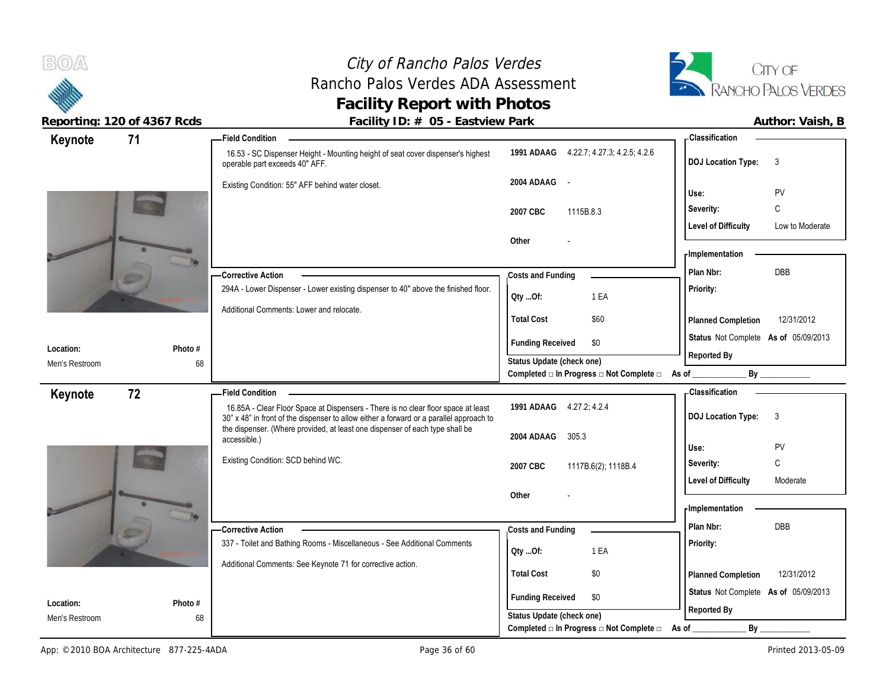# City of Rancho Palos Verdes
## Rancho Palos Verdes ADA Assessment
## Facility Report with Photos

**Reporting: 120 of 4367 Rcds** | **Facility ID: # 05 - Eastview Park** | **Author: Vaish, B**

---

## Keynote 71

**Field Condition**

16.53 - SC Dispenser Height - Mounting height of seat cover dispenser's highest operable part exceeds 40" AFF.

Existing Condition: 55" AFF behind water closet.

| Code | Reference |
|---|---|
| 1991 ADAAG | 4.22.7; 4.27.3; 4.2.5; 4.2.6 |
| 2004 ADAAG | - |
| 2007 CBC | 1115B.8.3 |
| Other | - |

**Classification**

| | |
|---|---|
| DOJ Location Type: | 3 |
| Use: | PV |
| Severity: | C |
| Level of Difficulty | Low to Moderate |

**Corrective Action**

294A - Lower Dispenser - Lower existing dispenser to 40" above the finished floor.

Additional Comments: Lower and relocate.

**Costs and Funding**

| | |
|---|---|
| Qty ...Of: | 1 EA |
| Total Cost | $60 |
| Funding Received | $0 |

Status Update (check one)
Completed □ In Progress □ Not Complete □ As of ____________ By ____________

**Implementation**

| | |
|---|---|
| Plan Nbr: | DBB |
| Priority: | |
| Planned Completion | 12/31/2012 |
| Status | Not Complete **As of** 05/09/2013 |
| Reported By | |

**Location:** Men's Restroom
**Photo #** 68

---

## Keynote 72

**Field Condition**

16.85A - Clear Floor Space at Dispensers - There is no clear floor space at least 30" x 48" in front of the dispenser to allow either a forward or a parallel approach to the dispenser. (Where provided, at least one dispenser of each type shall be accessible.)

Existing Condition: SCD behind WC.

| Code | Reference |
|---|---|
| 1991 ADAAG | 4.27.2; 4.2.4 |
| 2004 ADAAG | 305.3 |
| 2007 CBC | 1117B.6(2); 1118B.4 |
| Other | - |

**Classification**

| | |
|---|---|
| DOJ Location Type: | 3 |
| Use: | PV |
| Severity: | C |
| Level of Difficulty | Moderate |

**Corrective Action**

337 - Toilet and Bathing Rooms - Miscellaneous - See Additional Comments

Additional Comments: See Keynote 71 for corrective action.

**Costs and Funding**

| | |
|---|---|
| Qty ...Of: | 1 EA |
| Total Cost | $0 |
| Funding Received | $0 |

Status Update (check one)
Completed □ In Progress □ Not Complete □ As of ____________ By ____________

**Implementation**

| | |
|---|---|
| Plan Nbr: | DBB |
| Priority: | |
| Planned Completion | 12/31/2012 |
| Status | Not Complete **As of** 05/09/2013 |
| Reported By | |

**Location:** Men's Restroom
**Photo #** 68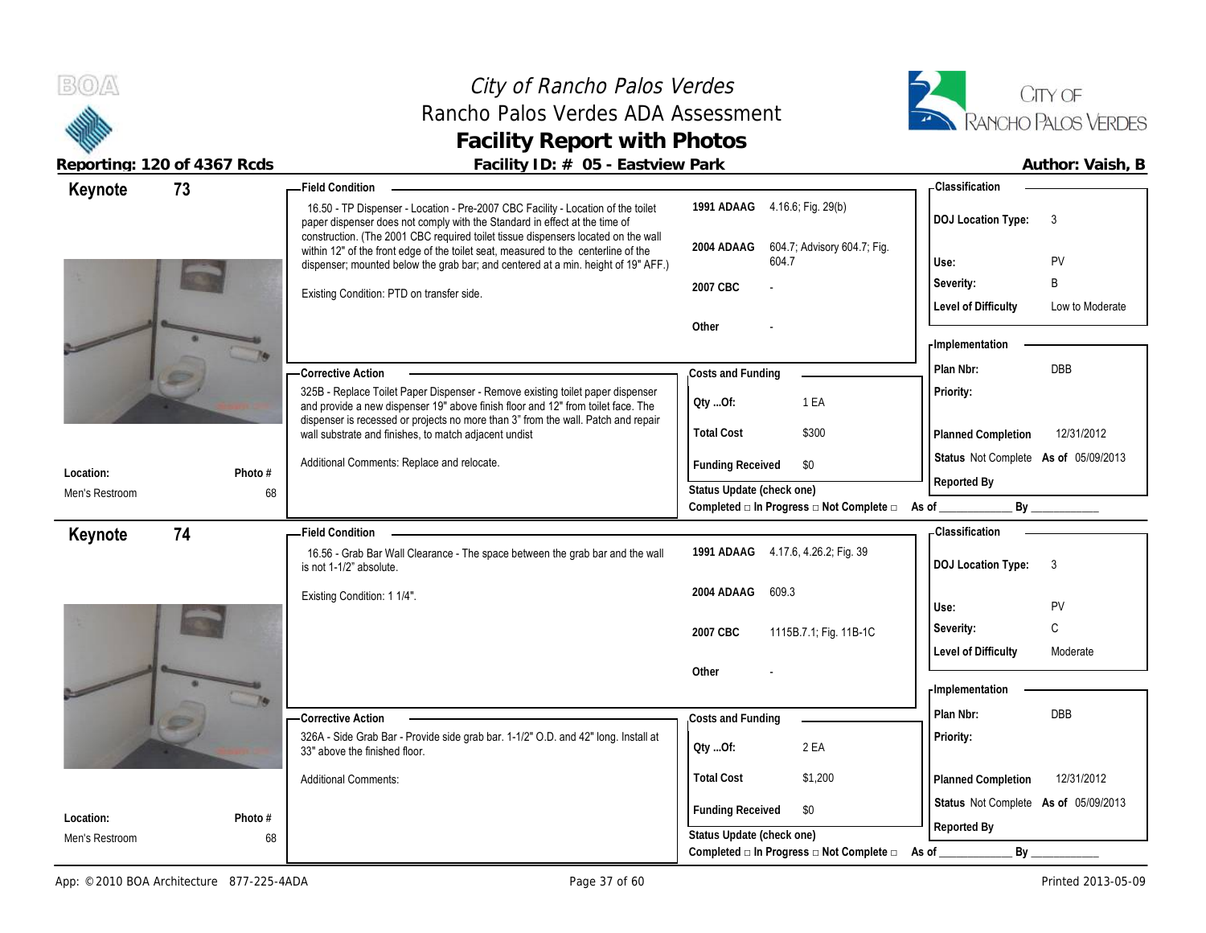# City of Rancho Palos Verdes
## Rancho Palos Verdes ADA Assessment
## Facility Report with Photos

**Reporting: 120 of 4367 Rcds** | **Facility ID: # 05 - Eastview Park** | **Author: Vaish, B**

---

### Keynote 73

**Field Condition**

16.50 - TP Dispenser - Location - Pre-2007 CBC Facility - Location of the toilet paper dispenser does not comply with the Standard in effect at the time of construction. (The 2001 CBC required toilet tissue dispensers located on the wall within 12" of the front edge of the toilet seat, measured to the centerline of the dispenser; mounted below the grab bar; and centered at a min. height of 19" AFF.)

Existing Condition: PTD on transfer side.

| Standard | Reference |
|---|---|
| 1991 ADAAG | 4.16.6; Fig. 29(b) |
| 2004 ADAAG | 604.7; Advisory 604.7; Fig. 604.7 |
| 2007 CBC | - |
| Other | - |

**Classification**

| | |
|---|---|
| DOJ Location Type: | 3 |
| Use: | PV |
| Severity: | B |
| Level of Difficulty | Low to Moderate |

**Corrective Action**

325B - Replace Toilet Paper Dispenser - Remove existing toilet paper dispenser and provide a new dispenser 19" above finish floor and 12" from toilet face. The dispenser is recessed or projects no more than 3" from the wall. Patch and repair wall substrate and finishes, to match adjacent undist

Additional Comments: Replace and relocate.

**Costs and Funding**

| | |
|---|---|
| Qty ...Of: | 1 EA |
| Total Cost | $300 |
| Funding Received | $0 |

Status Update (check one)
Completed □ In Progress □ Not Complete □ As of ____________ By ____________

**Implementation**

| | |
|---|---|
| Plan Nbr: | DBB |
| Priority: | |
| Planned Completion | 12/31/2012 |
| Status | Not Complete As of 05/09/2013 |
| Reported By | |

| Location: | Photo # |
|---|---|
| Men's Restroom | 68 |

---

### Keynote 74

**Field Condition**

16.56 - Grab Bar Wall Clearance - The space between the grab bar and the wall is not 1-1/2" absolute.

Existing Condition: 1 1/4".

| Standard | Reference |
|---|---|
| 1991 ADAAG | 4.17.6, 4.26.2; Fig. 39 |
| 2004 ADAAG | 609.3 |
| 2007 CBC | 1115B.7.1; Fig. 11B-1C |
| Other | - |

**Classification**

| | |
|---|---|
| DOJ Location Type: | 3 |
| Use: | PV |
| Severity: | C |
| Level of Difficulty | Moderate |

**Corrective Action**

326A - Side Grab Bar - Provide side grab bar. 1-1/2" O.D. and 42" long. Install at 33" above the finished floor.

Additional Comments:

**Costs and Funding**

| | |
|---|---|
| Qty ...Of: | 2 EA |
| Total Cost | $1,200 |
| Funding Received | $0 |

Status Update (check one)
Completed □ In Progress □ Not Complete □ As of ____________ By ____________

**Implementation**

| | |
|---|---|
| Plan Nbr: | DBB |
| Priority: | |
| Planned Completion | 12/31/2012 |
| Status | Not Complete As of 05/09/2013 |
| Reported By | |

| Location: | Photo # |
|---|---|
| Men's Restroom | 68 |

App: © 2010 BOA Architecture 877-225-4ADA | Printed 2013-05-09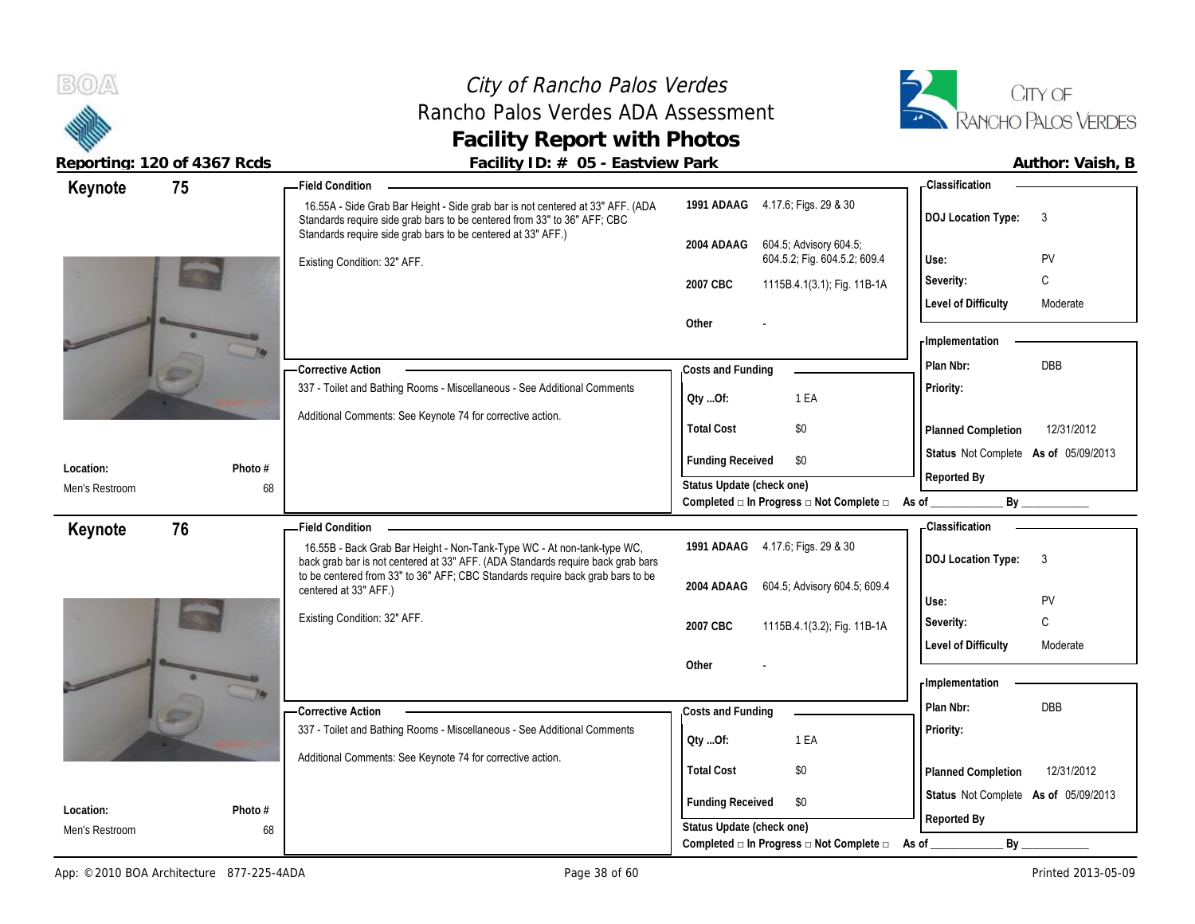# City of Rancho Palos Verdes
## Rancho Palos Verdes ADA Assessment
## Facility Report with Photos

**Reporting: 120 of 4367 Rcds** | **Facility ID: # 05 - Eastview Park** | **Author: Vaish, B**

---

### Keynote 75

**Location:** Men's Restroom
**Photo #:** 68

**Field Condition**

16.55A - Side Grab Bar Height - Side grab bar is not centered at 33" AFF. (ADA Standards require side grab bars to be centered from 33" to 36" AFF; CBC Standards require side grab bars to be centered at 33" AFF.)

Existing Condition: 32" AFF.

| | |
|---|---|
| **1991 ADAAG** | 4.17.6; Figs. 29 & 30 |
| **2004 ADAAG** | 604.5; Advisory 604.5; 604.5.2; Fig. 604.5.2; 609.4 |
| **2007 CBC** | 1115B.4.1(3.1); Fig. 11B-1A |
| **Other** | - |

**Classification**

| | |
|---|---|
| **DOJ Location Type:** | 3 |
| **Use:** | PV |
| **Severity:** | C |
| **Level of Difficulty** | Moderate |

**Corrective Action**

337 - Toilet and Bathing Rooms - Miscellaneous - See Additional Comments

Additional Comments: See Keynote 74 for corrective action.

**Costs and Funding**

| | |
|---|---|
| **Qty ...Of:** | 1 EA |
| **Total Cost** | $0 |
| **Funding Received** | $0 |

**Status Update (check one)**
Completed □ In Progress □ Not Complete □ As of ____________ By ____________

**Implementation**

| | |
|---|---|
| **Plan Nbr:** | DBB |
| **Priority:** | |
| **Planned Completion** | 12/31/2012 |
| **Status** | Not Complete **As of** 05/09/2013 |
| **Reported By** | |

---

### Keynote 76

**Location:** Men's Restroom
**Photo #:** 68

**Field Condition**

16.55B - Back Grab Bar Height - Non-Tank-Type WC - At non-tank-type WC, back grab bar is not centered at 33" AFF. (ADA Standards require back grab bars to be centered from 33" to 36" AFF; CBC Standards require back grab bars to be centered at 33" AFF.)

Existing Condition: 32" AFF.

| | |
|---|---|
| **1991 ADAAG** | 4.17.6; Figs. 29 & 30 |
| **2004 ADAAG** | 604.5; Advisory 604.5; 609.4 |
| **2007 CBC** | 1115B.4.1(3.2); Fig. 11B-1A |
| **Other** | - |

**Classification**

| | |
|---|---|
| **DOJ Location Type:** | 3 |
| **Use:** | PV |
| **Severity:** | C |
| **Level of Difficulty** | Moderate |

**Corrective Action**

337 - Toilet and Bathing Rooms - Miscellaneous - See Additional Comments

Additional Comments: See Keynote 74 for corrective action.

**Costs and Funding**

| | |
|---|---|
| **Qty ...Of:** | 1 EA |
| **Total Cost** | $0 |
| **Funding Received** | $0 |

**Status Update (check one)**
Completed □ In Progress □ Not Complete □ As of ____________ By ____________

**Implementation**

| | |
|---|---|
| **Plan Nbr:** | DBB |
| **Priority:** | |
| **Planned Completion** | 12/31/2012 |
| **Status** | Not Complete **As of** 05/09/2013 |
| **Reported By** | |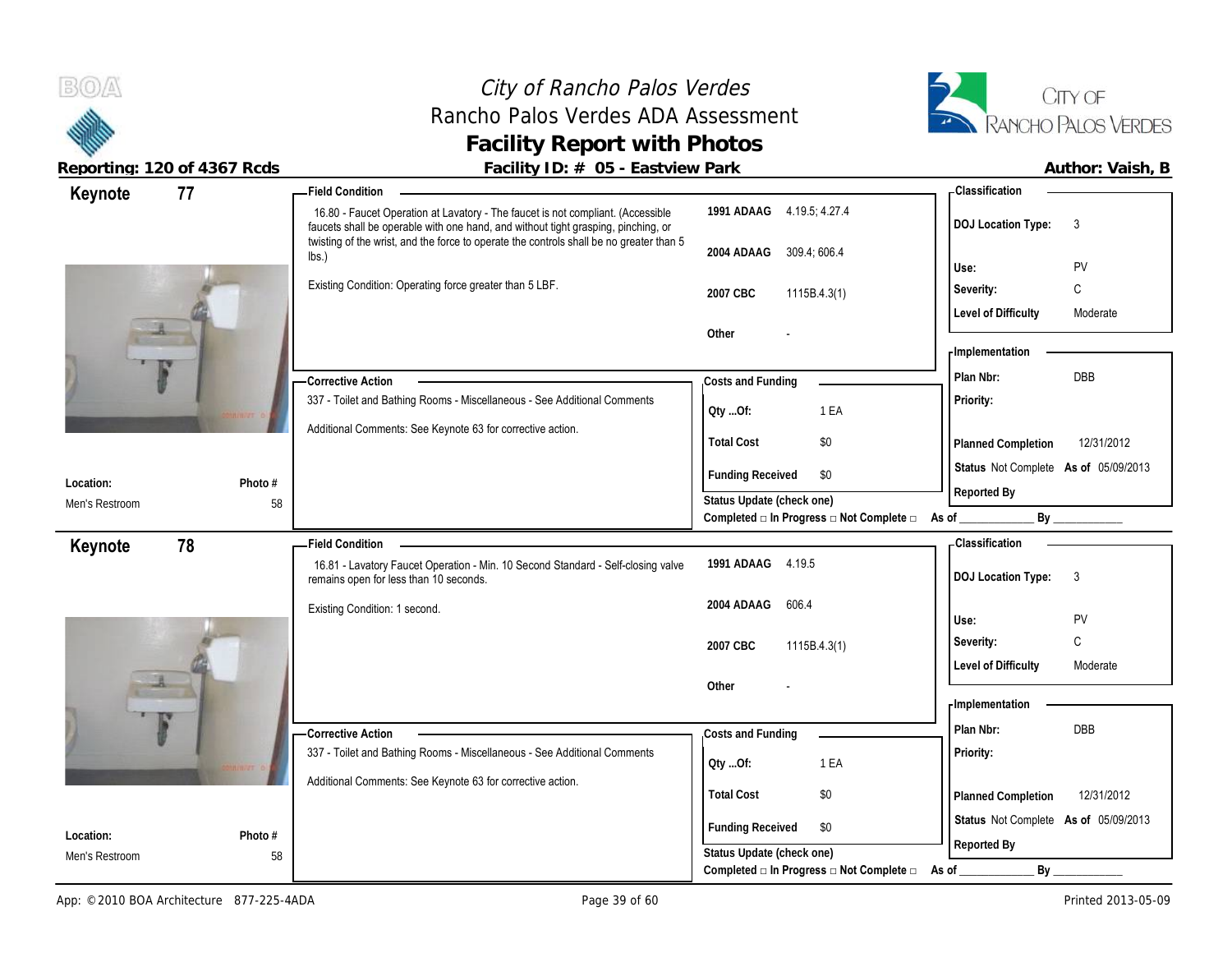# City of Rancho Palos Verdes
## Rancho Palos Verdes ADA Assessment
## Facility Report with Photos

**Reporting: 120 of 4367 Rcds** — **Facility ID: # 05 - Eastview Park** — **Author: Vaish, B**

---

## Keynote 77

**Field Condition**

16.80 - Faucet Operation at Lavatory - The faucet is not compliant. (Accessible faucets shall be operable with one hand, and without tight grasping, pinching, or twisting of the wrist, and the force to operate the controls shall be no greater than 5 lbs.)

Existing Condition: Operating force greater than 5 LBF.

| | |
|---|---|
| **1991 ADAAG** | 4.19.5; 4.27.4 |
| **2004 ADAAG** | 309.4; 606.4 |
| **2007 CBC** | 1115B.4.3(1) |
| **Other** | - |

**Classification**

| | |
|---|---|
| **DOJ Location Type:** | 3 |
| **Use:** | PV |
| **Severity:** | C |
| **Level of Difficulty** | Moderate |

**Corrective Action**

337 - Toilet and Bathing Rooms - Miscellaneous - See Additional Comments

Additional Comments: See Keynote 63 for corrective action.

**Costs and Funding**

| | |
|---|---|
| **Qty ...Of:** | 1 EA |
| **Total Cost** | $0 |
| **Funding Received** | $0 |

**Status Update (check one)**
Completed □ In Progress □ Not Complete □ As of ____________ By ____________

**Implementation**

| | |
|---|---|
| **Plan Nbr:** | DBB |
| **Priority:** | |
| **Planned Completion** | 12/31/2012 |
| **Status** | Not Complete **As of** 05/09/2013 |
| **Reported By** | |

**Location:** Men's Restroom — **Photo #** 58

---

## Keynote 78

**Field Condition**

16.81 - Lavatory Faucet Operation - Min. 10 Second Standard - Self-closing valve remains open for less than 10 seconds.

Existing Condition: 1 second.

| | |
|---|---|
| **1991 ADAAG** | 4.19.5 |
| **2004 ADAAG** | 606.4 |
| **2007 CBC** | 1115B.4.3(1) |
| **Other** | - |

**Classification**

| | |
|---|---|
| **DOJ Location Type:** | 3 |
| **Use:** | PV |
| **Severity:** | C |
| **Level of Difficulty** | Moderate |

**Corrective Action**

337 - Toilet and Bathing Rooms - Miscellaneous - See Additional Comments

Additional Comments: See Keynote 63 for corrective action.

**Costs and Funding**

| | |
|---|---|
| **Qty ...Of:** | 1 EA |
| **Total Cost** | $0 |
| **Funding Received** | $0 |

**Status Update (check one)**
Completed □ In Progress □ Not Complete □ As of ____________ By ____________

**Implementation**

| | |
|---|---|
| **Plan Nbr:** | DBB |
| **Priority:** | |
| **Planned Completion** | 12/31/2012 |
| **Status** | Not Complete **As of** 05/09/2013 |
| **Reported By** | |

**Location:** Men's Restroom — **Photo #** 58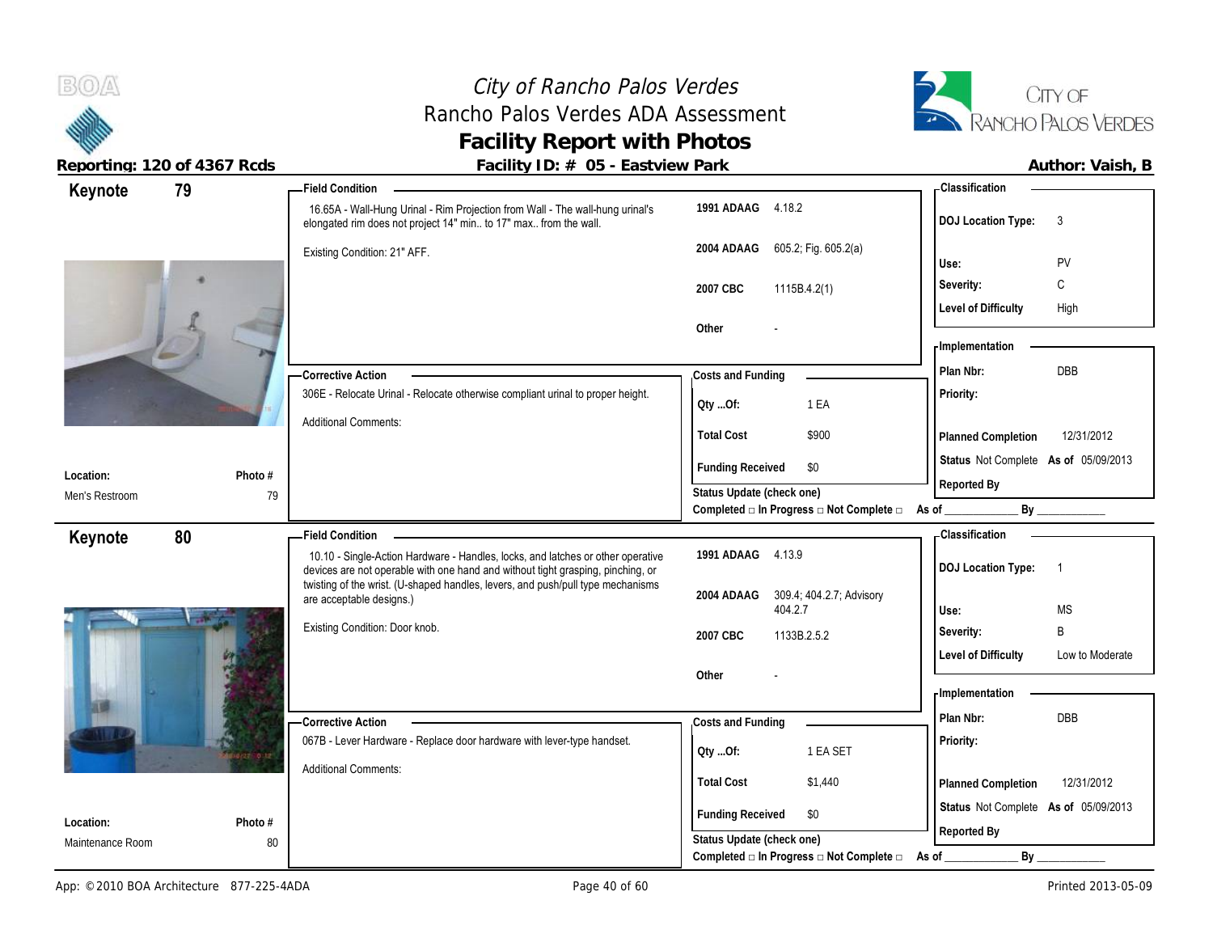# City of Rancho Palos Verdes
## Rancho Palos Verdes ADA Assessment
## Facility Report with Photos

**Reporting: 120 of 4367 Rcds** — **Facility ID: # 05 - Eastview Park** — **Author: Vaish, B**

---

### Keynote 79

**Field Condition**

16.65A - Wall-Hung Urinal - Rim Projection from Wall - The wall-hung urinal's elongated rim does not project 14" min.. to 17" max.. from the wall.

Existing Condition: 21" AFF.

| | |
|---|---|
| 1991 ADAAG | 4.18.2 |
| 2004 ADAAG | 605.2; Fig. 605.2(a) |
| 2007 CBC | 1115B.4.2(1) |
| Other | - |

**Classification**

| | |
|---|---|
| DOJ Location Type: | 3 |
| Use: | PV |
| Severity: | C |
| Level of Difficulty | High |

**Corrective Action**

306E - Relocate Urinal - Relocate otherwise compliant urinal to proper height.

Additional Comments:

**Costs and Funding**

| | |
|---|---|
| Qty ...Of: | 1 EA |
| Total Cost | $900 |
| Funding Received | $0 |

Status Update (check one)
Completed □ In Progress □ Not Complete □ As of ____________ By ____________

**Implementation**

| | |
|---|---|
| Plan Nbr: | DBB |
| Priority: | |
| Planned Completion | 12/31/2012 |
| Status | Not Complete As of 05/09/2013 |
| Reported By | |

| Location: | Photo # |
|---|---|
| Men's Restroom | 79 |

---

### Keynote 80

**Field Condition**

10.10 - Single-Action Hardware - Handles, locks, and latches or other operative devices are not operable with one hand and without tight grasping, pinching, or twisting of the wrist. (U-shaped handles, levers, and push/pull type mechanisms are acceptable designs.)

Existing Condition: Door knob.

| | |
|---|---|
| 1991 ADAAG | 4.13.9 |
| 2004 ADAAG | 309.4; 404.2.7; Advisory 404.2.7 |
| 2007 CBC | 1133B.2.5.2 |
| Other | - |

**Classification**

| | |
|---|---|
| DOJ Location Type: | 1 |
| Use: | MS |
| Severity: | B |
| Level of Difficulty | Low to Moderate |

**Corrective Action**

067B - Lever Hardware - Replace door hardware with lever-type handset.

Additional Comments:

**Costs and Funding**

| | |
|---|---|
| Qty ...Of: | 1 EA SET |
| Total Cost | $1,440 |
| Funding Received | $0 |

Status Update (check one)
Completed □ In Progress □ Not Complete □ As of ____________ By ____________

**Implementation**

| | |
|---|---|
| Plan Nbr: | DBB |
| Priority: | |
| Planned Completion | 12/31/2012 |
| Status | Not Complete As of 05/09/2013 |
| Reported By | |

| Location: | Photo # |
|---|---|
| Maintenance Room | 80 |

App: © 2010 BOA Architecture 877-225-4ADA — Printed 2013-05-09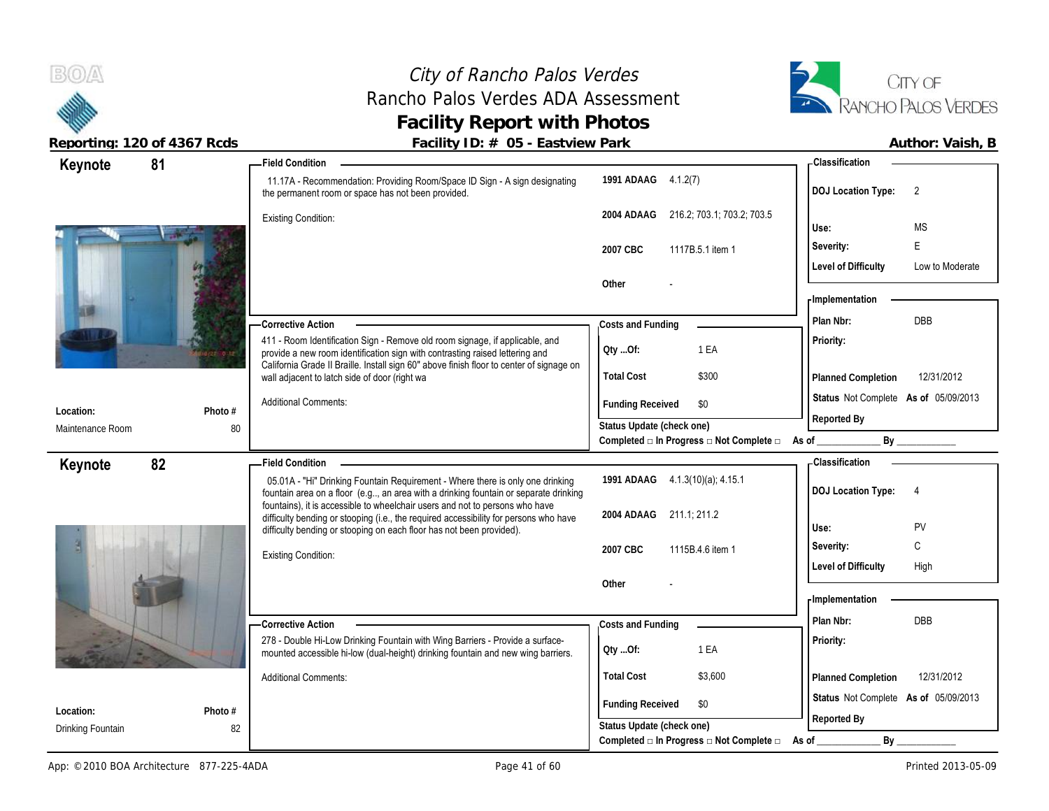# City of Rancho Palos Verdes
## Rancho Palos Verdes ADA Assessment
## Facility Report with Photos

**Reporting: 120 of 4367 Rcds** | **Facility ID: # 05 - Eastview Park** | **Author: Vaish, B**

---

### Keynote 81

**Location:** Maintenance Room
**Photo #** 80

**Field Condition**

11.17A - Recommendation: Providing Room/Space ID Sign - A sign designating the permanent room or space has not been provided.

Existing Condition:

| Code | Reference |
|---|---|
| 1991 ADAAG | 4.1.2(7) |
| 2004 ADAAG | 216.2; 703.1; 703.2; 703.5 |
| 2007 CBC | 1117B.5.1 item 1 |
| Other | - |

**Corrective Action**

411 - Room Identification Sign - Remove old room signage, if applicable, and provide a new room identification sign with contrasting raised lettering and California Grade II Braille. Install sign 60" above finish floor to center of signage on wall adjacent to latch side of door (right wa

Additional Comments:

**Costs and Funding**

| | |
|---|---|
| Qty ...Of: | 1 EA |
| Total Cost | $300 |
| Funding Received | $0 |

Status Update (check one)
Completed □ In Progress □ Not Complete □ As of ____________ By ____________

**Classification**

| | |
|---|---|
| DOJ Location Type: | 2 |
| Use: | MS |
| Severity: | E |
| Level of Difficulty | Low to Moderate |

**Implementation**

| | |
|---|---|
| Plan Nbr: | DBB |
| Priority: | |
| Planned Completion | 12/31/2012 |
| Status | Not Complete As of 05/09/2013 |
| Reported By | |

---

### Keynote 82

**Location:** Drinking Fountain
**Photo #** 82

**Field Condition**

05.01A - "Hi" Drinking Fountain Requirement - Where there is only one drinking fountain area on a floor (e.g.., an area with a drinking fountain or separate drinking fountains), it is accessible to wheelchair users and not to persons who have difficulty bending or stooping (i.e., the required accessibility for persons who have difficulty bending or stooping on each floor has not been provided).

Existing Condition:

| Code | Reference |
|---|---|
| 1991 ADAAG | 4.1.3(10)(a); 4.15.1 |
| 2004 ADAAG | 211.1; 211.2 |
| 2007 CBC | 1115B.4.6 item 1 |
| Other | - |

**Corrective Action**

278 - Double Hi-Low Drinking Fountain with Wing Barriers - Provide a surface-mounted accessible hi-low (dual-height) drinking fountain and new wing barriers.

Additional Comments:

**Costs and Funding**

| | |
|---|---|
| Qty ...Of: | 1 EA |
| Total Cost | $3,600 |
| Funding Received | $0 |

Status Update (check one)
Completed □ In Progress □ Not Complete □ As of ____________ By ____________

**Classification**

| | |
|---|---|
| DOJ Location Type: | 4 |
| Use: | PV |
| Severity: | C |
| Level of Difficulty | High |

**Implementation**

| | |
|---|---|
| Plan Nbr: | DBB |
| Priority: | |
| Planned Completion | 12/31/2012 |
| Status | Not Complete As of 05/09/2013 |
| Reported By | |

App: © 2010 BOA Architecture 877-225-4ADA | Printed 2013-05-09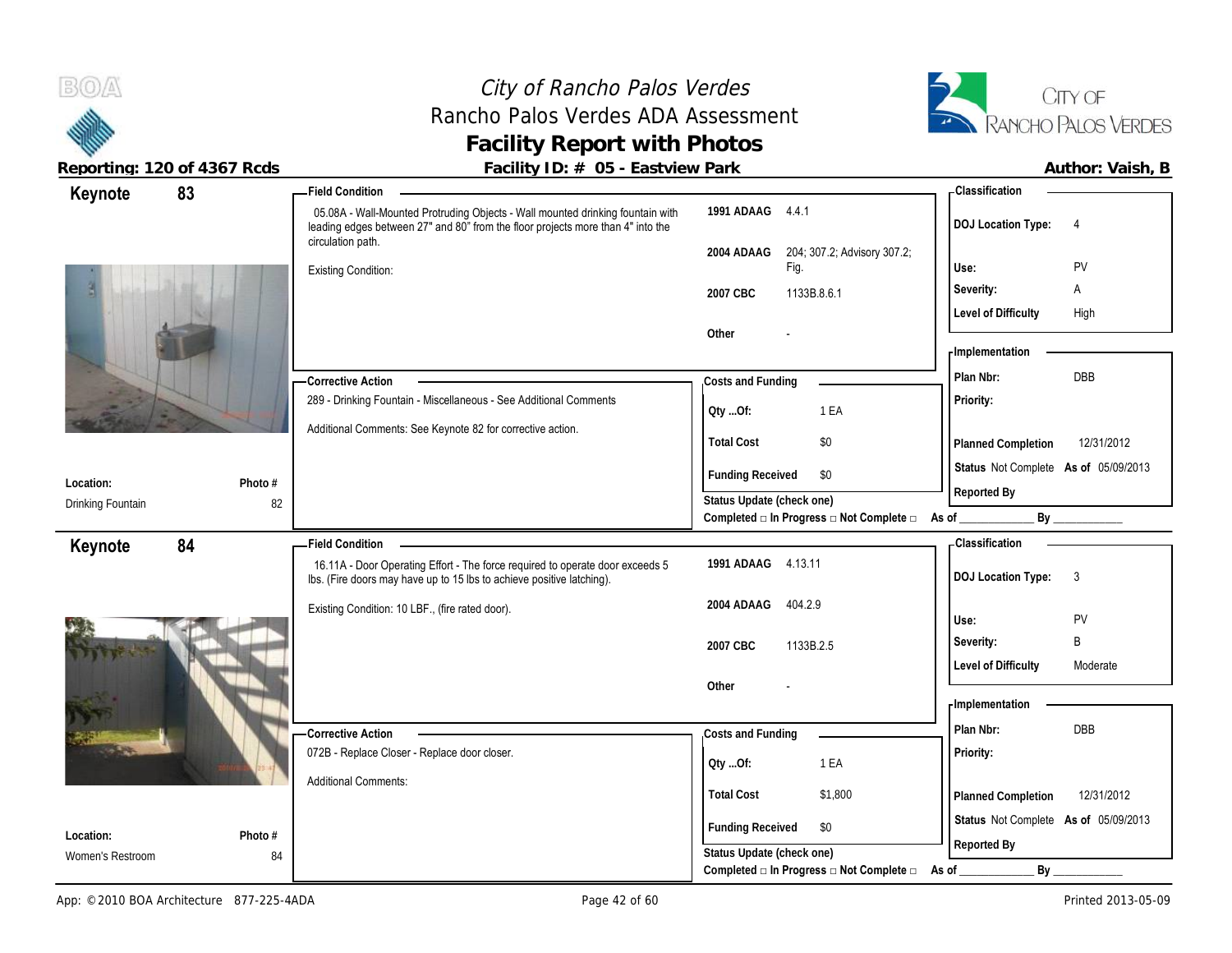# City of Rancho Palos Verdes
## Rancho Palos Verdes ADA Assessment
## Facility Report with Photos

**Reporting: 120 of 4367 Rcds** | **Facility ID: # 05 - Eastview Park** | **Author: Vaish, B**

---

## Keynote 83

**Field Condition**

05.08A - Wall-Mounted Protruding Objects - Wall mounted drinking fountain with leading edges between 27" and 80" from the floor projects more than 4" into the circulation path.

Existing Condition:

| | |
|---|---|
| 1991 ADAAG | 4.4.1 |
| 2004 ADAAG | 204; 307.2; Advisory 307.2; Fig. |
| 2007 CBC | 1133B.8.6.1 |
| Other | - |

**Classification**

| | |
|---|---|
| DOJ Location Type: | 4 |
| Use: | PV |
| Severity: | A |
| Level of Difficulty | High |

**Corrective Action**

289 - Drinking Fountain - Miscellaneous - See Additional Comments

Additional Comments: See Keynote 82 for corrective action.

**Costs and Funding**

| | |
|---|---|
| Qty ...Of: | 1 EA |
| Total Cost | $0 |
| Funding Received | $0 |

Status Update (check one)
Completed □ In Progress □ Not Complete □ As of ____________ By ____________

**Implementation**

| | |
|---|---|
| Plan Nbr: | DBB |
| Priority: | |
| Planned Completion | 12/31/2012 |
| Status | Not Complete As of 05/09/2013 |
| Reported By | |

**Location:** Drinking Fountain
**Photo #** 82

---

## Keynote 84

**Field Condition**

16.11A - Door Operating Effort - The force required to operate door exceeds 5 lbs. (Fire doors may have up to 15 lbs to achieve positive latching).

Existing Condition: 10 LBF., (fire rated door).

| | |
|---|---|
| 1991 ADAAG | 4.13.11 |
| 2004 ADAAG | 404.2.9 |
| 2007 CBC | 1133B.2.5 |
| Other | - |

**Classification**

| | |
|---|---|
| DOJ Location Type: | 3 |
| Use: | PV |
| Severity: | B |
| Level of Difficulty | Moderate |

**Corrective Action**

072B - Replace Closer - Replace door closer.

Additional Comments:

**Costs and Funding**

| | |
|---|---|
| Qty ...Of: | 1 EA |
| Total Cost | $1,800 |
| Funding Received | $0 |

Status Update (check one)
Completed □ In Progress □ Not Complete □ As of ____________ By ____________

**Implementation**

| | |
|---|---|
| Plan Nbr: | DBB |
| Priority: | |
| Planned Completion | 12/31/2012 |
| Status | Not Complete As of 05/09/2013 |
| Reported By | |

**Location:** Women's Restroom
**Photo #** 84

---

App: © 2010 BOA Architecture 877-225-4ADA | Printed 2013-05-09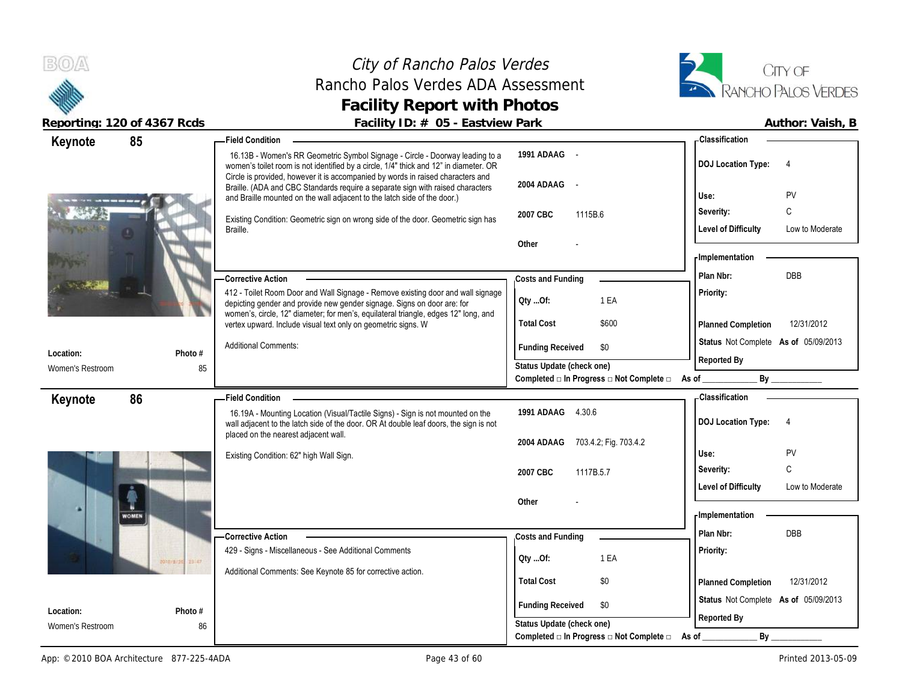# City of Rancho Palos Verdes
## Rancho Palos Verdes ADA Assessment
## Facility Report with Photos

**Reporting: 120 of 4367 Rcds** | **Facility ID: # 05 - Eastview Park** | **Author: Vaish, B**

---

### Keynote 85

**Field Condition**

16.13B - Women's RR Geometric Symbol Signage - Circle - Doorway leading to a women's toilet room is not identified by a circle, 1/4" thick and 12" in diameter. OR Circle is provided, however it is accompanied by words in raised characters and Braille. (ADA and CBC Standards require a separate sign with raised characters and Braille mounted on the wall adjacent to the latch side of the door.)

Existing Condition: Geometric sign on wrong side of the door. Geometric sign has Braille.

| | |
|---|---|
| 1991 ADAAG | - |
| 2004 ADAAG | - |
| 2007 CBC | 1115B.6 |
| Other | - |

**Classification**

| | |
|---|---|
| DOJ Location Type: | 4 |
| Use: | PV |
| Severity: | C |
| Level of Difficulty | Low to Moderate |

**Corrective Action**

412 - Toilet Room Door and Wall Signage - Remove existing door and wall signage depicting gender and provide new gender signage. Signs on door are: for women's, circle, 12" diameter; for men's, equilateral triangle, edges 12" long, and vertex upward. Include visual text only on geometric signs. W

Additional Comments:

**Costs and Funding**

| | |
|---|---|
| Qty ...Of: | 1 EA |
| Total Cost | $600 |
| Funding Received | $0 |

Status Update (check one)
Completed □ In Progress □ Not Complete □ As of ____________ By ____________

**Implementation**

| | |
|---|---|
| Plan Nbr: | DBB |
| Priority: | |
| Planned Completion | 12/31/2012 |
| Status | Not Complete As of 05/09/2013 |
| Reported By | |

| Location: | Photo # |
|---|---|
| Women's Restroom | 85 |

---

### Keynote 86

**Field Condition**

16.19A - Mounting Location (Visual/Tactile Signs) - Sign is not mounted on the wall adjacent to the latch side of the door. OR At double leaf doors, the sign is not placed on the nearest adjacent wall.

Existing Condition: 62" high Wall Sign.

| | |
|---|---|
| 1991 ADAAG | 4.30.6 |
| 2004 ADAAG | 703.4.2; Fig. 703.4.2 |
| 2007 CBC | 1117B.5.7 |
| Other | - |

**Classification**

| | |
|---|---|
| DOJ Location Type: | 4 |
| Use: | PV |
| Severity: | C |
| Level of Difficulty | Low to Moderate |

**Corrective Action**

429 - Signs - Miscellaneous - See Additional Comments

Additional Comments: See Keynote 85 for corrective action.

**Costs and Funding**

| | |
|---|---|
| Qty ...Of: | 1 EA |
| Total Cost | $0 |
| Funding Received | $0 |

Status Update (check one)
Completed □ In Progress □ Not Complete □ As of ____________ By ____________

**Implementation**

| | |
|---|---|
| Plan Nbr: | DBB |
| Priority: | |
| Planned Completion | 12/31/2012 |
| Status | Not Complete As of 05/09/2013 |
| Reported By | |

| Location: | Photo # |
|---|---|
| Women's Restroom | 86 |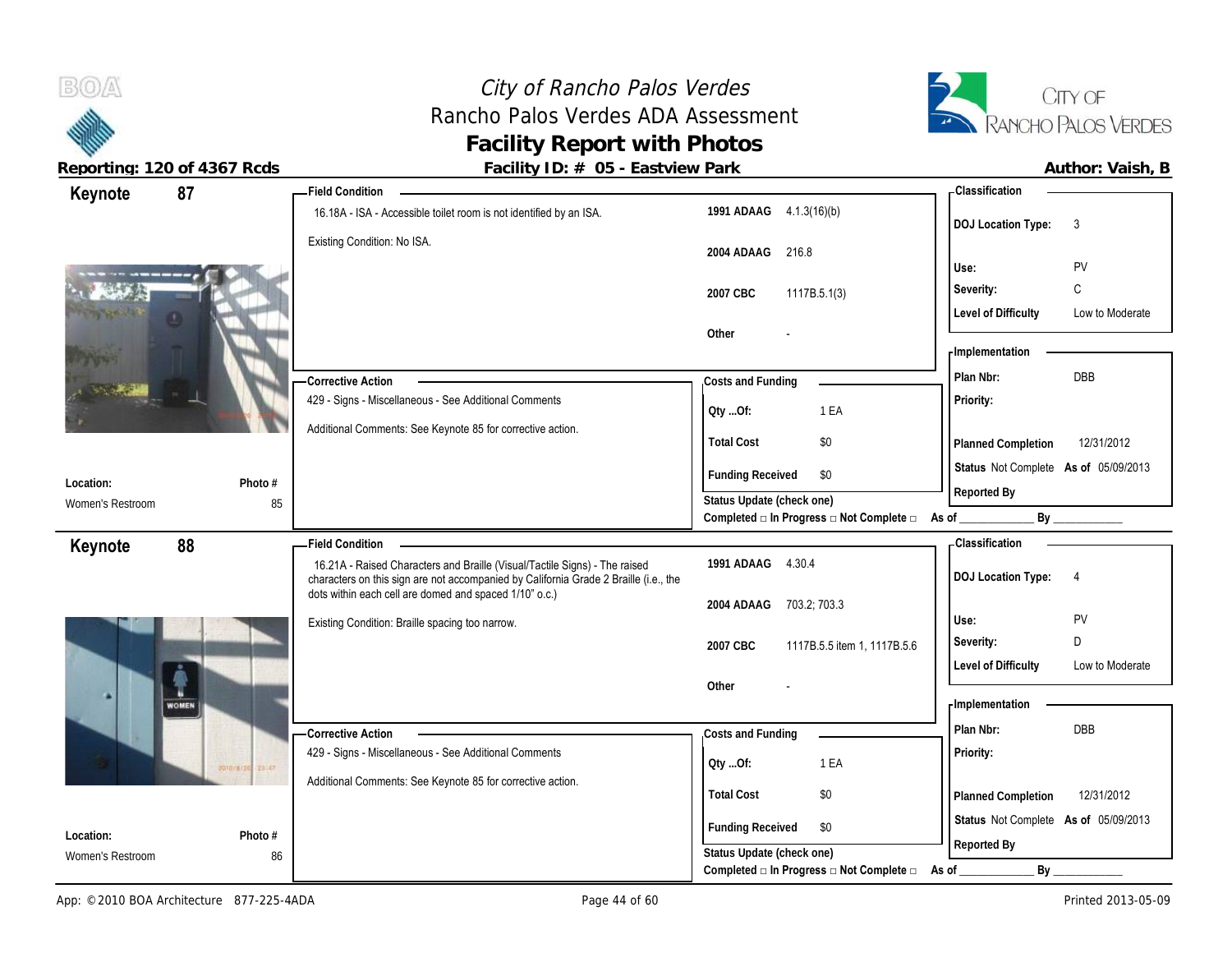# City of Rancho Palos Verdes
## Rancho Palos Verdes ADA Assessment
## Facility Report with Photos

**Reporting: 120 of 4367 Rcds** | **Facility ID: # 05 - Eastview Park** | **Author: Vaish, B**

---

## Keynote 87

**Field Condition**

16.18A - ISA - Accessible toilet room is not identified by an ISA.

Existing Condition: No ISA.

| | |
|---|---|
| **1991 ADAAG** | 4.1.3(16)(b) |
| **2004 ADAAG** | 216.8 |
| **2007 CBC** | 1117B.5.1(3) |
| **Other** | - |

**Classification**

| | |
|---|---|
| **DOJ Location Type:** | 3 |
| **Use:** | PV |
| **Severity:** | C |
| **Level of Difficulty** | Low to Moderate |

**Corrective Action**

429 - Signs - Miscellaneous - See Additional Comments

Additional Comments: See Keynote 85 for corrective action.

**Costs and Funding**

| | |
|---|---|
| **Qty ...Of:** | 1 EA |
| **Total Cost** | $0 |
| **Funding Received** | $0 |

**Implementation**

| | |
|---|---|
| **Plan Nbr:** | DBB |
| **Priority:** | |
| **Planned Completion** | 12/31/2012 |
| **Status** | Not Complete **As of** 05/09/2013 |
| **Reported By** | |

**Location:** Women's Restroom  
**Photo #** 85

**Status Update (check one)**  
Completed □ In Progress □ Not Complete □ As of ____________ By ____________

---

## Keynote 88

**Field Condition**

16.21A - Raised Characters and Braille (Visual/Tactile Signs) - The raised characters on this sign are not accompanied by California Grade 2 Braille (i.e., the dots within each cell are domed and spaced 1/10" o.c.)

Existing Condition: Braille spacing too narrow.

| | |
|---|---|
| **1991 ADAAG** | 4.30.4 |
| **2004 ADAAG** | 703.2; 703.3 |
| **2007 CBC** | 1117B.5.5 item 1, 1117B.5.6 |
| **Other** | - |

**Classification**

| | |
|---|---|
| **DOJ Location Type:** | 4 |
| **Use:** | PV |
| **Severity:** | D |
| **Level of Difficulty** | Low to Moderate |

**Corrective Action**

429 - Signs - Miscellaneous - See Additional Comments

Additional Comments: See Keynote 85 for corrective action.

**Costs and Funding**

| | |
|---|---|
| **Qty ...Of:** | 1 EA |
| **Total Cost** | $0 |
| **Funding Received** | $0 |

**Implementation**

| | |
|---|---|
| **Plan Nbr:** | DBB |
| **Priority:** | |
| **Planned Completion** | 12/31/2012 |
| **Status** | Not Complete **As of** 05/09/2013 |
| **Reported By** | |

**Location:** Women's Restroom  
**Photo #** 86

**Status Update (check one)**  
Completed □ In Progress □ Not Complete □ As of ____________ By ____________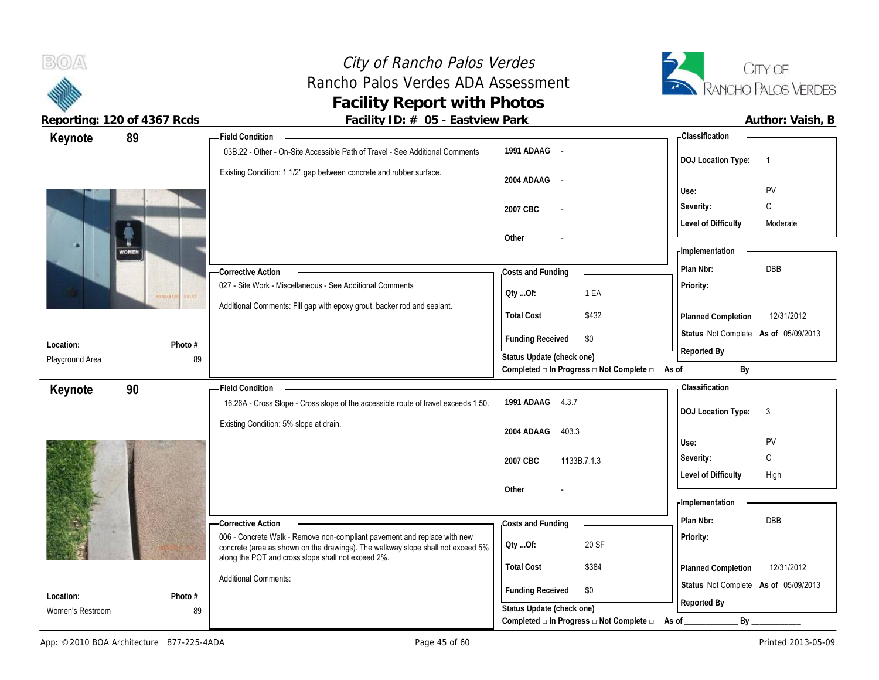# City of Rancho Palos Verdes
## Rancho Palos Verdes ADA Assessment
## Facility Report with Photos

**Reporting: 120 of 4367 Rcds** | **Facility ID: # 05 - Eastview Park** | **Author: Vaish, B**

---

## Keynote 89

**Location:** Playground Area
**Photo #** 89

**Field Condition**

03B.22 - Other - On-Site Accessible Path of Travel - See Additional Comments

Existing Condition: 1 1/2" gap between concrete and rubber surface.

| | |
|---|---|
| 1991 ADAAG | - |
| 2004 ADAAG | - |
| 2007 CBC | - |
| Other | - |

**Corrective Action**

027 - Site Work - Miscellaneous - See Additional Comments

Additional Comments: Fill gap with epoxy grout, backer rod and sealant.

**Costs and Funding**

| | |
|---|---|
| Qty ...Of: | 1 EA |
| Total Cost | $432 |
| Funding Received | $0 |

Status Update (check one)
Completed □ In Progress □ Not Complete □ As of ____________ By ____________

**Classification**

| | |
|---|---|
| DOJ Location Type: | 1 |
| Use: | PV |
| Severity: | C |
| Level of Difficulty | Moderate |

**Implementation**

| | |
|---|---|
| Plan Nbr: | DBB |
| Priority: | |
| Planned Completion | 12/31/2012 |
| Status | Not Complete As of 05/09/2013 |
| Reported By | |

---

## Keynote 90

**Location:** Women's Restroom
**Photo #** 89

**Field Condition**

16.26A - Cross Slope - Cross slope of the accessible route of travel exceeds 1:50.

Existing Condition: 5% slope at drain.

| | |
|---|---|
| 1991 ADAAG | 4.3.7 |
| 2004 ADAAG | 403.3 |
| 2007 CBC | 1133B.7.1.3 |
| Other | - |

**Corrective Action**

006 - Concrete Walk - Remove non-compliant pavement and replace with new concrete (area as shown on the drawings). The walkway slope shall not exceed 5% along the POT and cross slope shall not exceed 2%.

Additional Comments:

**Costs and Funding**

| | |
|---|---|
| Qty ...Of: | 20 SF |
| Total Cost | $384 |
| Funding Received | $0 |

Status Update (check one)
Completed □ In Progress □ Not Complete □ As of ____________ By ____________

**Classification**

| | |
|---|---|
| DOJ Location Type: | 3 |
| Use: | PV |
| Severity: | C |
| Level of Difficulty | High |

**Implementation**

| | |
|---|---|
| Plan Nbr: | DBB |
| Priority: | |
| Planned Completion | 12/31/2012 |
| Status | Not Complete As of 05/09/2013 |
| Reported By | |

---

App: © 2010 BOA Architecture 877-225-4ADA | Printed 2013-05-09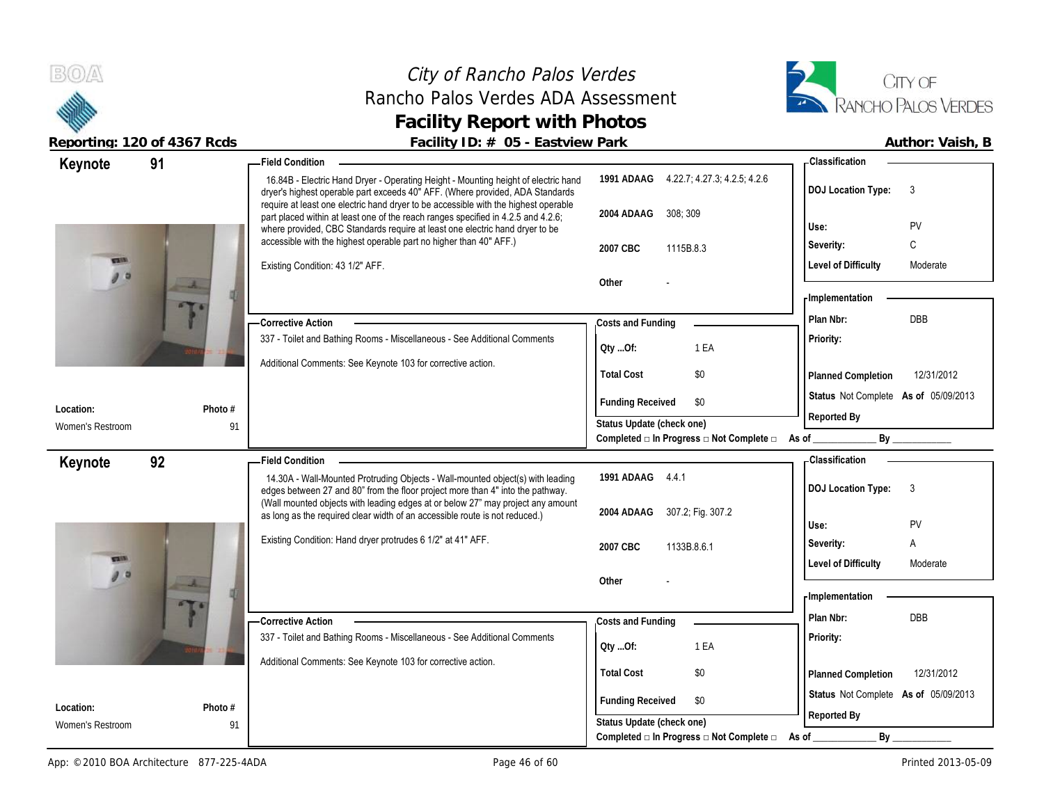# City of Rancho Palos Verdes
## Rancho Palos Verdes ADA Assessment
## Facility Report with Photos

**Reporting: 120 of 4367 Rcds** | **Facility ID: # 05 - Eastview Park** | **Author: Vaish, B**

---

### Keynote 91

**Field Condition**

16.84B - Electric Hand Dryer - Operating Height - Mounting height of electric hand dryer's highest operable part exceeds 40" AFF. (Where provided, ADA Standards require at least one electric hand dryer to be accessible with the highest operable part placed within at least one of the reach ranges specified in 4.2.5 and 4.2.6; where provided, CBC Standards require at least one electric hand dryer to be accessible with the highest operable part no higher than 40" AFF.)

Existing Condition: 43 1/2" AFF.

| Code | Reference |
|---|---|
| 1991 ADAAG | 4.22.7; 4.27.3; 4.2.5; 4.2.6 |
| 2004 ADAAG | 308; 309 |
| 2007 CBC | 1115B.8.3 |
| Other | - |

**Classification**

| | |
|---|---|
| DOJ Location Type: | 3 |
| Use: | PV |
| Severity: | C |
| Level of Difficulty | Moderate |

**Corrective Action**

337 - Toilet and Bathing Rooms - Miscellaneous - See Additional Comments

Additional Comments: See Keynote 103 for corrective action.

**Costs and Funding**

| | |
|---|---|
| Qty ...Of: | 1 EA |
| Total Cost | $0 |
| Funding Received | $0 |

**Implementation**

| | |
|---|---|
| Plan Nbr: | DBB |
| Priority: | |
| Planned Completion | 12/31/2012 |
| Status | Not Complete **As of** 05/09/2013 |
| Reported By | |

**Location:** Women's Restroom | **Photo #** 91

Status Update (check one)
Completed □ In Progress □ Not Complete □ As of ____________ By ____________

---

### Keynote 92

**Field Condition**

14.30A - Wall-Mounted Protruding Objects - Wall-mounted object(s) with leading edges between 27 and 80" from the floor project more than 4" into the pathway. (Wall mounted objects with leading edges at or below 27" may project any amount as long as the required clear width of an accessible route is not reduced.)

Existing Condition: Hand dryer protrudes 6 1/2" at 41" AFF.

| Code | Reference |
|---|---|
| 1991 ADAAG | 4.4.1 |
| 2004 ADAAG | 307.2; Fig. 307.2 |
| 2007 CBC | 1133B.8.6.1 |
| Other | - |

**Classification**

| | |
|---|---|
| DOJ Location Type: | 3 |
| Use: | PV |
| Severity: | A |
| Level of Difficulty | Moderate |

**Corrective Action**

337 - Toilet and Bathing Rooms - Miscellaneous - See Additional Comments

Additional Comments: See Keynote 103 for corrective action.

**Costs and Funding**

| | |
|---|---|
| Qty ...Of: | 1 EA |
| Total Cost | $0 |
| Funding Received | $0 |

**Implementation**

| | |
|---|---|
| Plan Nbr: | DBB |
| Priority: | |
| Planned Completion | 12/31/2012 |
| Status | Not Complete **As of** 05/09/2013 |
| Reported By | |

**Location:** Women's Restroom | **Photo #** 91

Status Update (check one)
Completed □ In Progress □ Not Complete □ As of ____________ By ____________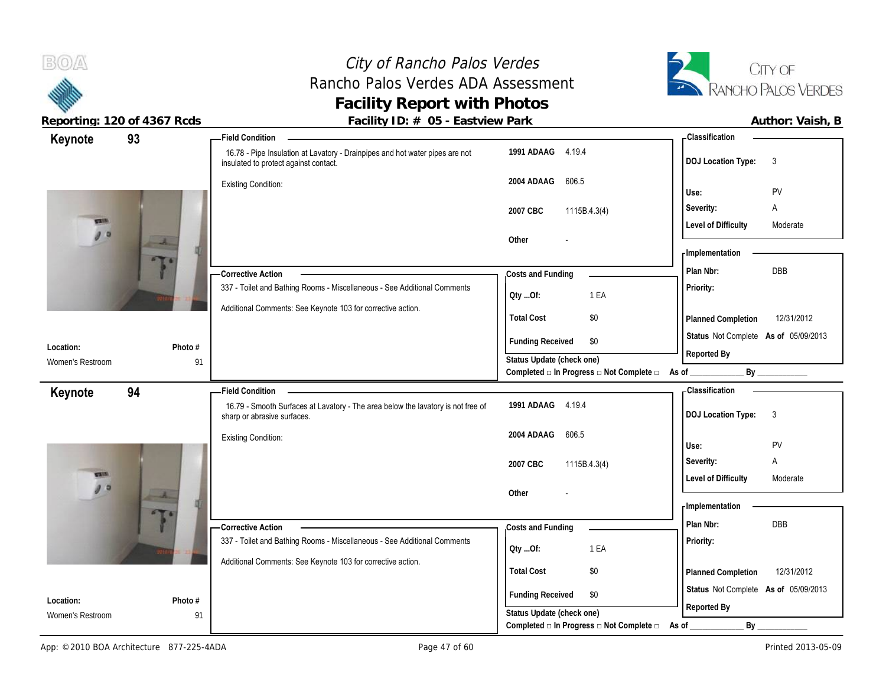# City of Rancho Palos Verdes
## Rancho Palos Verdes ADA Assessment
## Facility Report with Photos

**Reporting: 120 of 4367 Rcds** — **Facility ID: # 05 - Eastview Park** — **Author: Vaish, B**

---

## Keynote 93

**Field Condition**

16.78 - Pipe Insulation at Lavatory - Drainpipes and hot water pipes are not insulated to protect against contact.

Existing Condition:

| | |
|---|---|
| 1991 ADAAG | 4.19.4 |
| 2004 ADAAG | 606.5 |
| 2007 CBC | 1115B.4.3(4) |
| Other | - |

**Classification**

| | |
|---|---|
| DOJ Location Type: | 3 |
| Use: | PV |
| Severity: | A |
| Level of Difficulty | Moderate |

**Corrective Action**

337 - Toilet and Bathing Rooms - Miscellaneous - See Additional Comments

Additional Comments: See Keynote 103 for corrective action.

**Costs and Funding**

| | |
|---|---|
| Qty ...Of: | 1 EA |
| Total Cost | $0 |
| Funding Received | $0 |

Status Update (check one)
Completed □ In Progress □ Not Complete □ As of ____________ By ____________

**Implementation**

| | |
|---|---|
| Plan Nbr: | DBB |
| Priority: | |
| Planned Completion | 12/31/2012 |
| Status | Not Complete As of 05/09/2013 |
| Reported By | |

| Location: | Photo # |
|---|---|
| Women's Restroom | 91 |

---

## Keynote 94

**Field Condition**

16.79 - Smooth Surfaces at Lavatory - The area below the lavatory is not free of sharp or abrasive surfaces.

Existing Condition:

| | |
|---|---|
| 1991 ADAAG | 4.19.4 |
| 2004 ADAAG | 606.5 |
| 2007 CBC | 1115B.4.3(4) |
| Other | - |

**Classification**

| | |
|---|---|
| DOJ Location Type: | 3 |
| Use: | PV |
| Severity: | A |
| Level of Difficulty | Moderate |

**Corrective Action**

337 - Toilet and Bathing Rooms - Miscellaneous - See Additional Comments

Additional Comments: See Keynote 103 for corrective action.

**Costs and Funding**

| | |
|---|---|
| Qty ...Of: | 1 EA |
| Total Cost | $0 |
| Funding Received | $0 |

Status Update (check one)
Completed □ In Progress □ Not Complete □ As of ____________ By ____________

**Implementation**

| | |
|---|---|
| Plan Nbr: | DBB |
| Priority: | |
| Planned Completion | 12/31/2012 |
| Status | Not Complete As of 05/09/2013 |
| Reported By | |

| Location: | Photo # |
|---|---|
| Women's Restroom | 91 |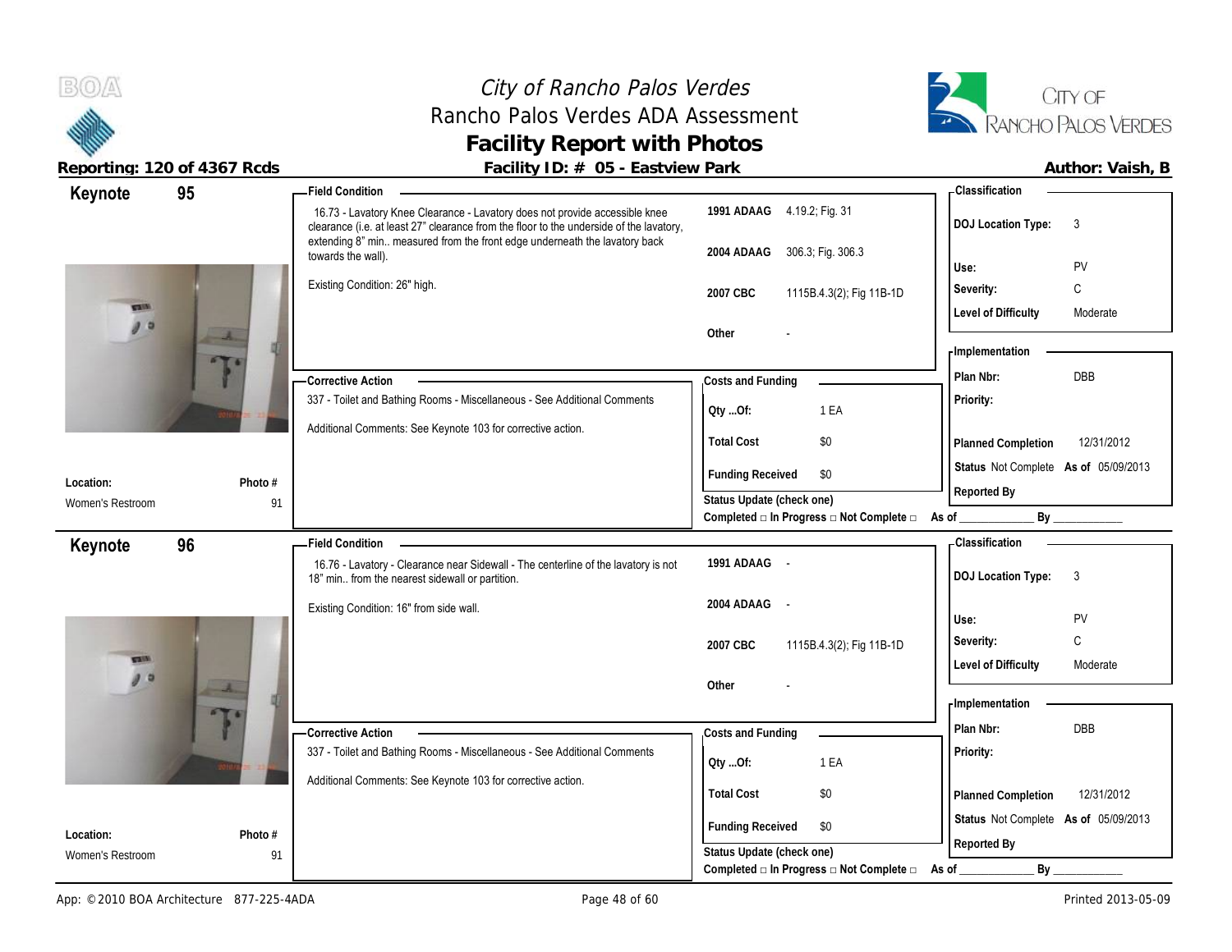# City of Rancho Palos Verdes
## Rancho Palos Verdes ADA Assessment
## Facility Report with Photos

**Reporting: 120 of 4367 Rcds** — **Facility ID: # 05 - Eastview Park** — **Author: Vaish, B**

---

### Keynote 95

**Field Condition**

16.73 - Lavatory Knee Clearance - Lavatory does not provide accessible knee clearance (i.e. at least 27" clearance from the floor to the underside of the lavatory, extending 8" min.. measured from the front edge underneath the lavatory back towards the wall).

Existing Condition: 26" high.

| Code | Reference |
|---|---|
| 1991 ADAAG | 4.19.2; Fig. 31 |
| 2004 ADAAG | 306.3; Fig. 306.3 |
| 2007 CBC | 1115B.4.3(2); Fig 11B-1D |
| Other | - |

**Classification**

| | |
|---|---|
| DOJ Location Type: | 3 |
| Use: | PV |
| Severity: | C |
| Level of Difficulty | Moderate |

**Corrective Action**

337 - Toilet and Bathing Rooms - Miscellaneous - See Additional Comments

Additional Comments: See Keynote 103 for corrective action.

**Costs and Funding**

| | |
|---|---|
| Qty ...Of: | 1 EA |
| Total Cost | $0 |
| Funding Received | $0 |

Status Update (check one)
Completed □ In Progress □ Not Complete □ As of ____________ By ____________

**Implementation**

| | |
|---|---|
| Plan Nbr: | DBB |
| Priority: | |
| Planned Completion | 12/31/2012 |
| Status | Not Complete As of 05/09/2013 |
| Reported By | |

| Location: | Photo # |
|---|---|
| Women's Restroom | 91 |

---

### Keynote 96

**Field Condition**

16.76 - Lavatory - Clearance near Sidewall - The centerline of the lavatory is not 18" min.. from the nearest sidewall or partition.

Existing Condition: 16" from side wall.

| Code | Reference |
|---|---|
| 1991 ADAAG | - |
| 2004 ADAAG | - |
| 2007 CBC | 1115B.4.3(2); Fig 11B-1D |
| Other | - |

**Classification**

| | |
|---|---|
| DOJ Location Type: | 3 |
| Use: | PV |
| Severity: | C |
| Level of Difficulty | Moderate |

**Corrective Action**

337 - Toilet and Bathing Rooms - Miscellaneous - See Additional Comments

Additional Comments: See Keynote 103 for corrective action.

**Costs and Funding**

| | |
|---|---|
| Qty ...Of: | 1 EA |
| Total Cost | $0 |
| Funding Received | $0 |

Status Update (check one)
Completed □ In Progress □ Not Complete □ As of ____________ By ____________

**Implementation**

| | |
|---|---|
| Plan Nbr: | DBB |
| Priority: | |
| Planned Completion | 12/31/2012 |
| Status | Not Complete As of 05/09/2013 |
| Reported By | |

| Location: | Photo # |
|---|---|
| Women's Restroom | 91 |

App: © 2010 BOA Architecture 877-225-4ADA — Printed 2013-05-09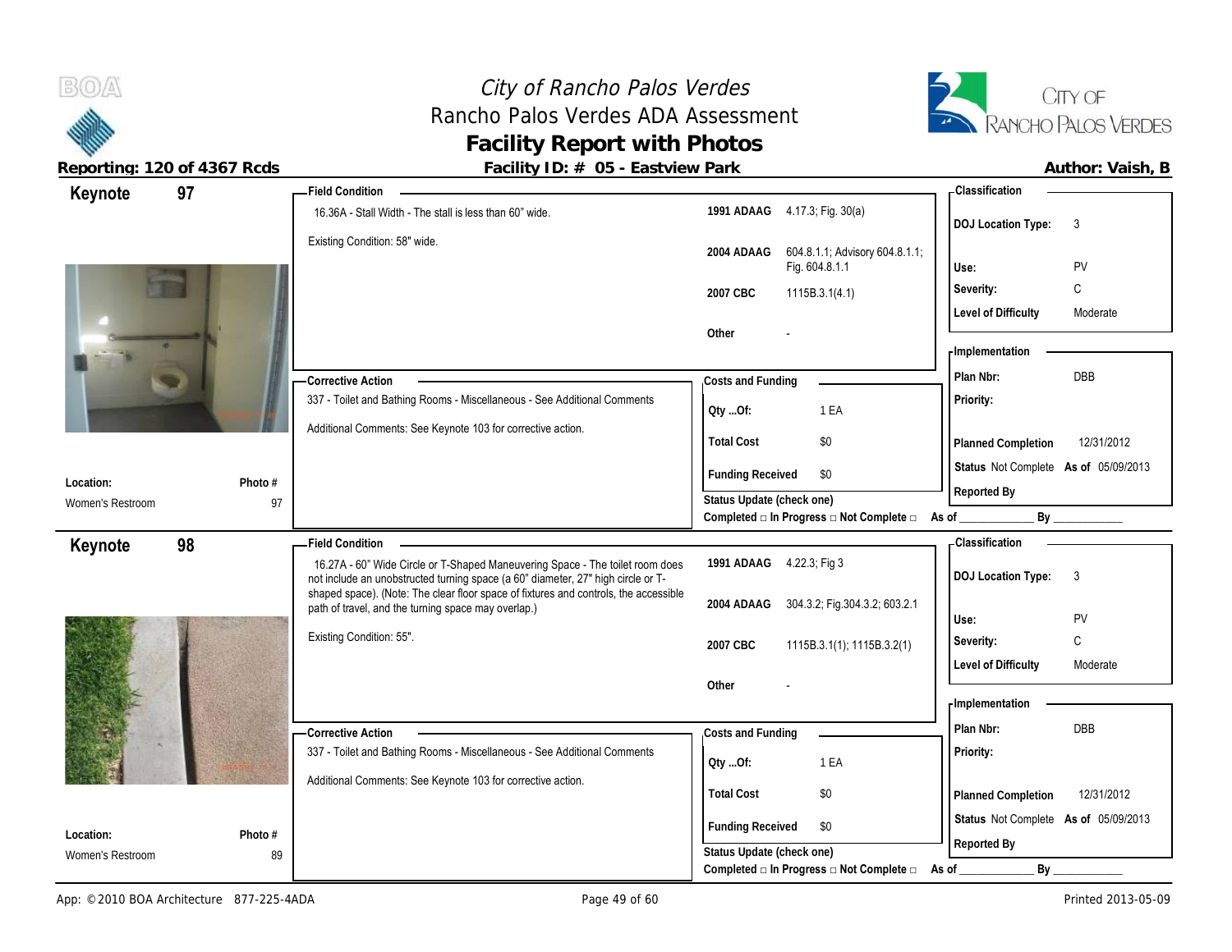# City of Rancho Palos Verdes
## Rancho Palos Verdes ADA Assessment
## Facility Report with Photos

**Reporting: 120 of 4367 Rcds** — **Facility ID: # 05 - Eastview Park** — **Author: Vaish, B**

---

## Keynote 97

**Location:** Women's Restroom
**Photo #:** 97

**Field Condition**

16.36A - Stall Width - The stall is less than 60" wide.

Existing Condition: 58" wide.

| Code | Reference |
|---|---|
| 1991 ADAAG | 4.17.3; Fig. 30(a) |
| 2004 ADAAG | 604.8.1.1; Advisory 604.8.1.1; Fig. 604.8.1.1 |
| 2007 CBC | 1115B.3.1(4.1) |
| Other | - |

**Classification**

| | |
|---|---|
| DOJ Location Type: | 3 |
| Use: | PV |
| Severity: | C |
| Level of Difficulty | Moderate |

**Corrective Action**

337 - Toilet and Bathing Rooms - Miscellaneous - See Additional Comments

Additional Comments: See Keynote 103 for corrective action.

**Costs and Funding**

| | |
|---|---|
| Qty ...Of: | 1 EA |
| Total Cost | $0 |
| Funding Received | $0 |

**Implementation**

| | |
|---|---|
| Plan Nbr: | DBB |
| Priority: | |
| Planned Completion | 12/31/2012 |
| Status | Not Complete As of 05/09/2013 |
| Reported By | |

Status Update (check one)
Completed □ In Progress □ Not Complete □ As of ____________ By ____________

---

## Keynote 98

**Location:** Women's Restroom
**Photo #:** 89

**Field Condition**

16.27A - 60" Wide Circle or T-Shaped Maneuvering Space - The toilet room does not include an unobstructed turning space (a 60" diameter, 27" high circle or T-shaped space). (Note: The clear floor space of fixtures and controls, the accessible path of travel, and the turning space may overlap.)

Existing Condition: 55".

| Code | Reference |
|---|---|
| 1991 ADAAG | 4.22.3; Fig 3 |
| 2004 ADAAG | 304.3.2; Fig.304.3.2; 603.2.1 |
| 2007 CBC | 1115B.3.1(1); 1115B.3.2(1) |
| Other | - |

**Classification**

| | |
|---|---|
| DOJ Location Type: | 3 |
| Use: | PV |
| Severity: | C |
| Level of Difficulty | Moderate |

**Corrective Action**

337 - Toilet and Bathing Rooms - Miscellaneous - See Additional Comments

Additional Comments: See Keynote 103 for corrective action.

**Costs and Funding**

| | |
|---|---|
| Qty ...Of: | 1 EA |
| Total Cost | $0 |
| Funding Received | $0 |

**Implementation**

| | |
|---|---|
| Plan Nbr: | DBB |
| Priority: | |
| Planned Completion | 12/31/2012 |
| Status | Not Complete As of 05/09/2013 |
| Reported By | |

Status Update (check one)
Completed □ In Progress □ Not Complete □ As of ____________ By ____________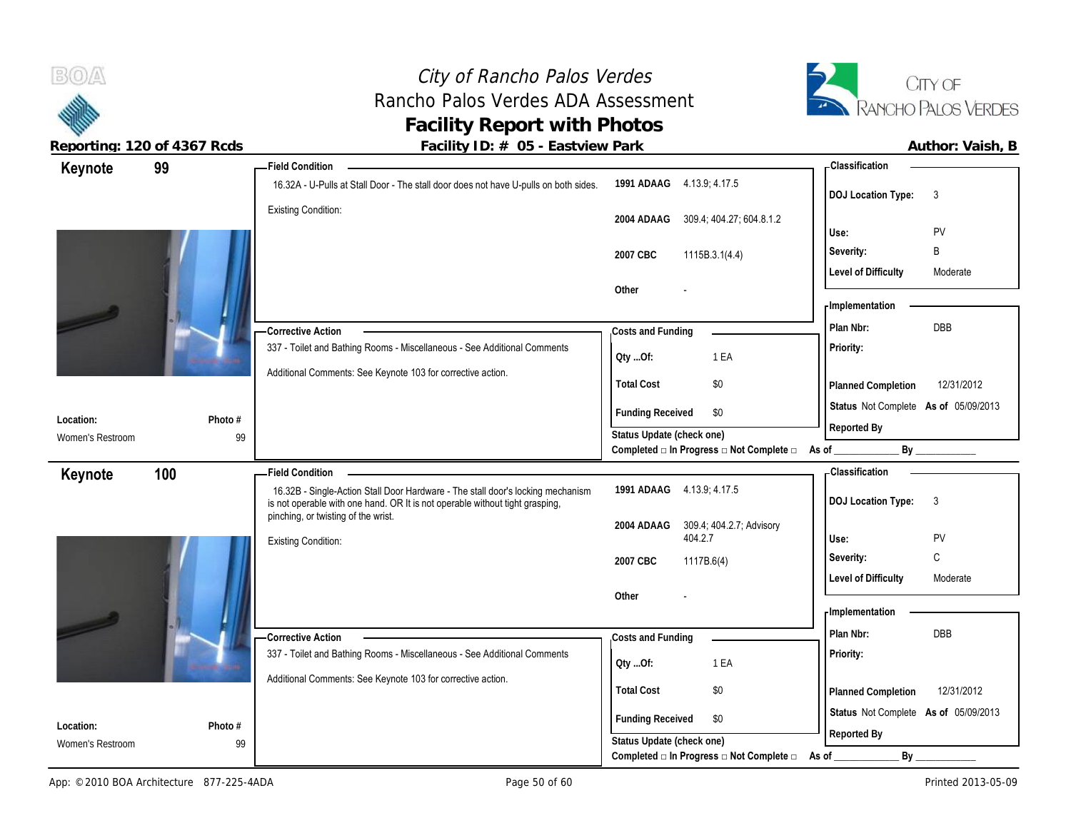# City of Rancho Palos Verdes
## Rancho Palos Verdes ADA Assessment
## Facility Report with Photos

**Reporting: 120 of 4367 Rcds** | **Facility ID: # 05 - Eastview Park** | **Author: Vaish, B**

---

### Keynote 99

**Field Condition**

16.32A - U-Pulls at Stall Door - The stall door does not have U-pulls on both sides.

Existing Condition:

| | |
|---|---|
| **1991 ADAAG** | 4.13.9; 4.17.5 |
| **2004 ADAAG** | 309.4; 404.27; 604.8.1.2 |
| **2007 CBC** | 1115B.3.1(4.4) |
| **Other** | - |

**Classification**

| | |
|---|---|
| **DOJ Location Type:** | 3 |
| **Use:** | PV |
| **Severity:** | B |
| **Level of Difficulty** | Moderate |

**Corrective Action**

337 - Toilet and Bathing Rooms - Miscellaneous - See Additional Comments

Additional Comments: See Keynote 103 for corrective action.

**Costs and Funding**

| | |
|---|---|
| **Qty ...Of:** | 1 EA |
| **Total Cost** | $0 |
| **Funding Received** | $0 |

**Implementation**

| | |
|---|---|
| **Plan Nbr:** | DBB |
| **Priority:** | |
| **Planned Completion** | 12/31/2012 |
| **Status** | Not Complete **As of** 05/09/2013 |
| **Reported By** | |

**Location:** Women's Restroom

**Photo #** 99

**Status Update (check one)**

Completed □ In Progress □ Not Complete □ As of ____________ By ____________

---

### Keynote 100

**Field Condition**

16.32B - Single-Action Stall Door Hardware - The stall door's locking mechanism is not operable with one hand. OR It is not operable without tight grasping, pinching, or twisting of the wrist.

Existing Condition:

| | |
|---|---|
| **1991 ADAAG** | 4.13.9; 4.17.5 |
| **2004 ADAAG** | 309.4; 404.2.7; Advisory 404.2.7 |
| **2007 CBC** | 1117B.6(4) |
| **Other** | - |

**Classification**

| | |
|---|---|
| **DOJ Location Type:** | 3 |
| **Use:** | PV |
| **Severity:** | C |
| **Level of Difficulty** | Moderate |

**Corrective Action**

337 - Toilet and Bathing Rooms - Miscellaneous - See Additional Comments

Additional Comments: See Keynote 103 for corrective action.

**Costs and Funding**

| | |
|---|---|
| **Qty ...Of:** | 1 EA |
| **Total Cost** | $0 |
| **Funding Received** | $0 |

**Implementation**

| | |
|---|---|
| **Plan Nbr:** | DBB |
| **Priority:** | |
| **Planned Completion** | 12/31/2012 |
| **Status** | Not Complete **As of** 05/09/2013 |
| **Reported By** | |

**Location:** Women's Restroom

**Photo #** 99

**Status Update (check one)**

Completed □ In Progress □ Not Complete □ As of ____________ By ____________

---

App: © 2010 BOA Architecture 877-225-4ADA | Printed 2013-05-09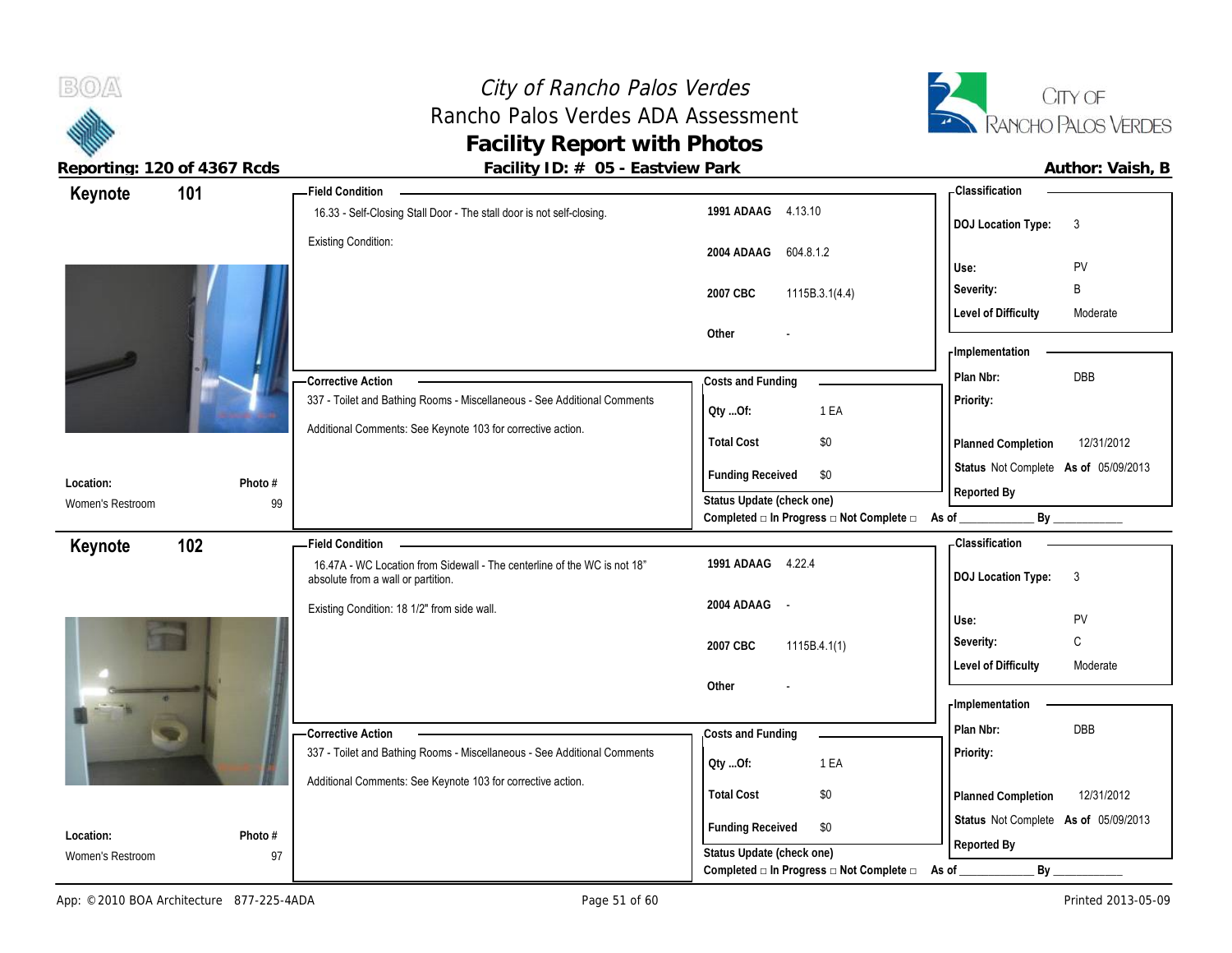# City of Rancho Palos Verdes
## Rancho Palos Verdes ADA Assessment
## Facility Report with Photos

**Reporting: 120 of 4367 Rcds** — **Facility ID: # 05 - Eastview Park** — **Author: Vaish, B**

---

## Keynote 101

**Location:** Women's Restroom
**Photo #:** 99

**Field Condition**

16.33 - Self-Closing Stall Door - The stall door is not self-closing.

Existing Condition:

| | |
|---|---|
| 1991 ADAAG | 4.13.10 |
| 2004 ADAAG | 604.8.1.2 |
| 2007 CBC | 1115B.3.1(4.4) |
| Other | - |

**Corrective Action**

337 - Toilet and Bathing Rooms - Miscellaneous - See Additional Comments

Additional Comments: See Keynote 103 for corrective action.

**Costs and Funding**

| | |
|---|---|
| Qty ...Of: | 1 EA |
| Total Cost | $0 |
| Funding Received | $0 |

Status Update (check one)
Completed □ In Progress □ Not Complete □ As of ____________ By ____________

**Classification**

| | |
|---|---|
| DOJ Location Type: | 3 |
| Use: | PV |
| Severity: | B |
| Level of Difficulty | Moderate |

**Implementation**

| | |
|---|---|
| Plan Nbr: | DBB |
| Priority: | |
| Planned Completion | 12/31/2012 |
| Status | Not Complete As of 05/09/2013 |
| Reported By | |

---

## Keynote 102

**Location:** Women's Restroom
**Photo #:** 97

**Field Condition**

16.47A - WC Location from Sidewall - The centerline of the WC is not 18" absolute from a wall or partition.

Existing Condition: 18 1/2" from side wall.

| | |
|---|---|
| 1991 ADAAG | 4.22.4 |
| 2004 ADAAG | - |
| 2007 CBC | 1115B.4.1(1) |
| Other | - |

**Corrective Action**

337 - Toilet and Bathing Rooms - Miscellaneous - See Additional Comments

Additional Comments: See Keynote 103 for corrective action.

**Costs and Funding**

| | |
|---|---|
| Qty ...Of: | 1 EA |
| Total Cost | $0 |
| Funding Received | $0 |

Status Update (check one)
Completed □ In Progress □ Not Complete □ As of ____________ By ____________

**Classification**

| | |
|---|---|
| DOJ Location Type: | 3 |
| Use: | PV |
| Severity: | C |
| Level of Difficulty | Moderate |

**Implementation**

| | |
|---|---|
| Plan Nbr: | DBB |
| Priority: | |
| Planned Completion | 12/31/2012 |
| Status | Not Complete As of 05/09/2013 |
| Reported By | |

---

App: © 2010 BOA Architecture 877-225-4ADA — Printed 2013-05-09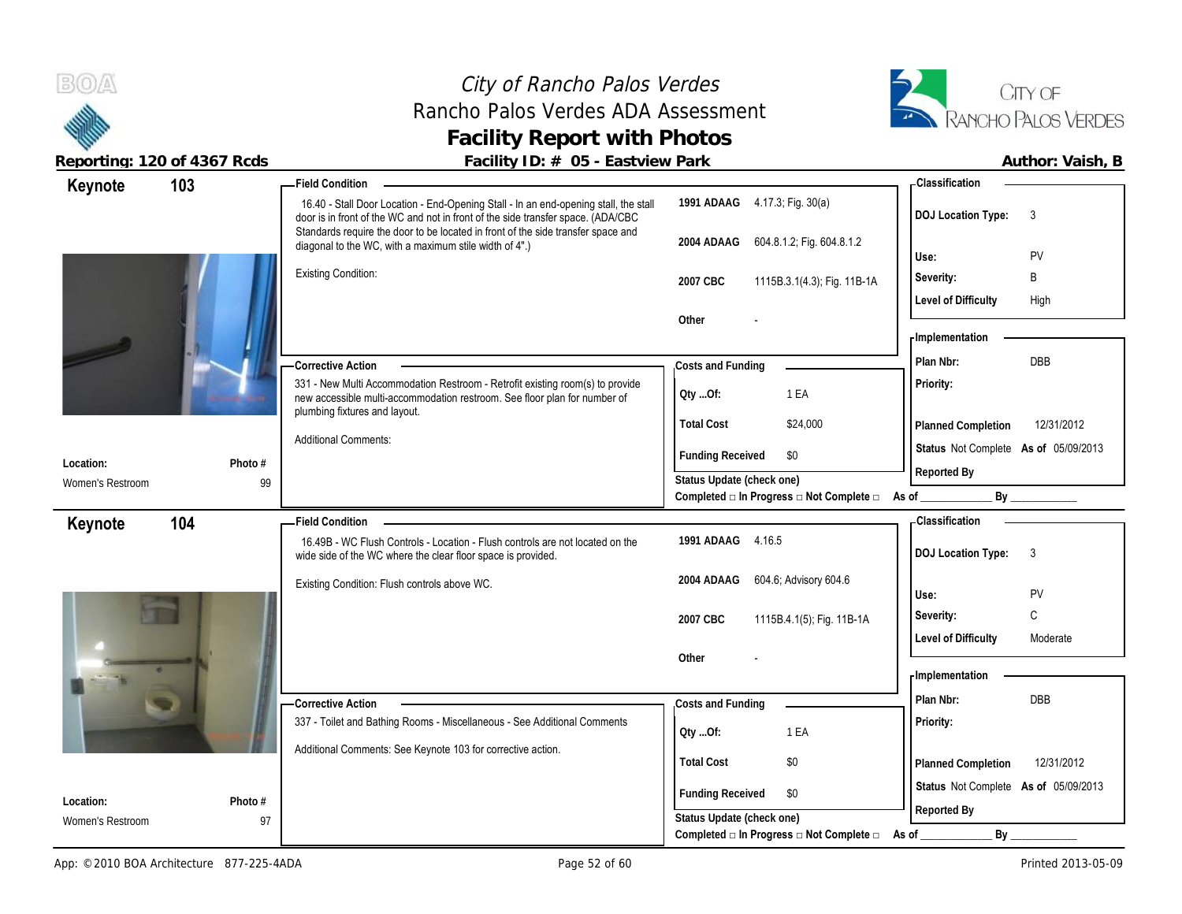# City of Rancho Palos Verdes
## Rancho Palos Verdes ADA Assessment
## Facility Report with Photos

**Reporting: 120 of 4367 Rcds** | **Facility ID: # 05 - Eastview Park** | **Author: Vaish, B**

---

## Keynote 103

**Field Condition**

16.40 - Stall Door Location - End-Opening Stall - In an end-opening stall, the stall door is in front of the WC and not in front of the side transfer space. (ADA/CBC Standards require the door to be located in front of the side transfer space and diagonal to the WC, with a maximum stile width of 4".)

Existing Condition:

| Standard | Reference |
|---|---|
| 1991 ADAAG | 4.17.3; Fig. 30(a) |
| 2004 ADAAG | 604.8.1.2; Fig. 604.8.1.2 |
| 2007 CBC | 1115B.3.1(4.3); Fig. 11B-1A |
| Other | - |

**Classification**

| | |
|---|---|
| DOJ Location Type: | 3 |
| Use: | PV |
| Severity: | B |
| Level of Difficulty | High |

**Corrective Action**

331 - New Multi Accommodation Restroom - Retrofit existing room(s) to provide new accessible multi-accommodation restroom. See floor plan for number of plumbing fixtures and layout.

Additional Comments:

**Costs and Funding**

| | |
|---|---|
| Qty ...Of: | 1 EA |
| Total Cost | $24,000 |
| Funding Received | $0 |

Status Update (check one)
Completed □ In Progress □ Not Complete □ As of ____________ By ____________

**Implementation**

| | |
|---|---|
| Plan Nbr: | DBB |
| Priority: | |
| Planned Completion | 12/31/2012 |
| Status | Not Complete As of 05/09/2013 |
| Reported By | |

**Location:** Women's Restroom
**Photo #** 99

---

## Keynote 104

**Field Condition**

16.49B - WC Flush Controls - Location - Flush controls are not located on the wide side of the WC where the clear floor space is provided.

Existing Condition: Flush controls above WC.

| Standard | Reference |
|---|---|
| 1991 ADAAG | 4.16.5 |
| 2004 ADAAG | 604.6; Advisory 604.6 |
| 2007 CBC | 1115B.4.1(5); Fig. 11B-1A |
| Other | - |

**Classification**

| | |
|---|---|
| DOJ Location Type: | 3 |
| Use: | PV |
| Severity: | C |
| Level of Difficulty | Moderate |

**Corrective Action**

337 - Toilet and Bathing Rooms - Miscellaneous - See Additional Comments

Additional Comments: See Keynote 103 for corrective action.

**Costs and Funding**

| | |
|---|---|
| Qty ...Of: | 1 EA |
| Total Cost | $0 |
| Funding Received | $0 |

Status Update (check one)
Completed □ In Progress □ Not Complete □ As of ____________ By ____________

**Implementation**

| | |
|---|---|
| Plan Nbr: | DBB |
| Priority: | |
| Planned Completion | 12/31/2012 |
| Status | Not Complete As of 05/09/2013 |
| Reported By | |

**Location:** Women's Restroom
**Photo #** 97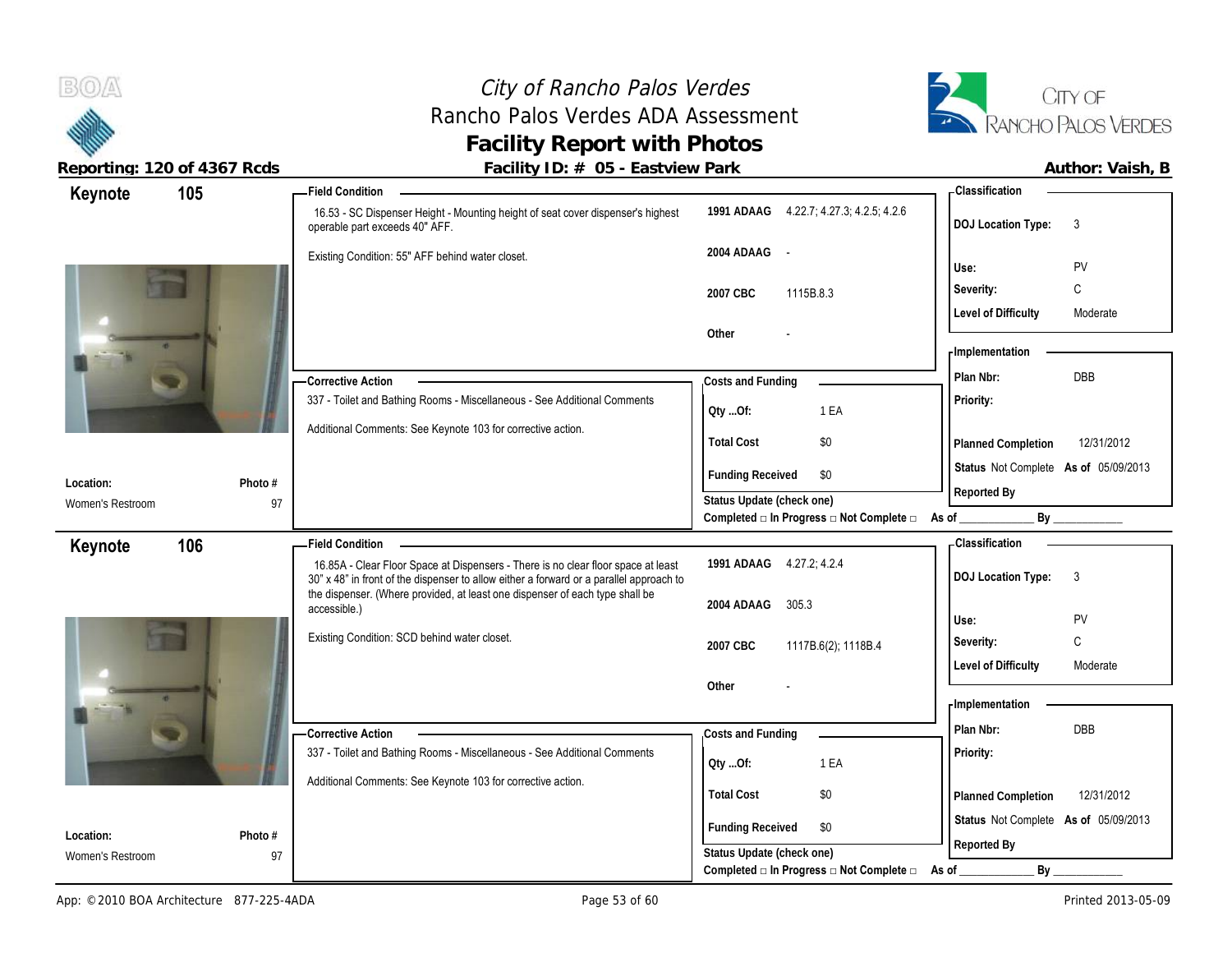# City of Rancho Palos Verdes
## Rancho Palos Verdes ADA Assessment
## Facility Report with Photos

**Reporting: 120 of 4367 Rcds** | **Facility ID: # 05 - Eastview Park** | **Author: Vaish, B**

---

## Keynote 105

**Location:** Women's Restroom
**Photo #:** 97

**Field Condition**

16.53 - SC Dispenser Height - Mounting height of seat cover dispenser's highest operable part exceeds 40" AFF.

Existing Condition: 55" AFF behind water closet.

| Code | Reference |
|---|---|
| 1991 ADAAG | 4.22.7; 4.27.3; 4.2.5; 4.2.6 |
| 2004 ADAAG | - |
| 2007 CBC | 1115B.8.3 |
| Other | - |

**Corrective Action**

337 - Toilet and Bathing Rooms - Miscellaneous - See Additional Comments

Additional Comments: See Keynote 103 for corrective action.

**Costs and Funding**

| | |
|---|---|
| Qty ...Of: | 1 EA |
| Total Cost | $0 |
| Funding Received | $0 |

Status Update (check one)
Completed □ In Progress □ Not Complete □ As of ____________ By ____________

**Classification**

| | |
|---|---|
| DOJ Location Type: | 3 |
| Use: | PV |
| Severity: | C |
| Level of Difficulty | Moderate |

**Implementation**

| | |
|---|---|
| Plan Nbr: | DBB |
| Priority: | |
| Planned Completion | 12/31/2012 |
| Status | Not Complete As of 05/09/2013 |
| Reported By | |

---

## Keynote 106

**Location:** Women's Restroom
**Photo #:** 97

**Field Condition**

16.85A - Clear Floor Space at Dispensers - There is no clear floor space at least 30" x 48" in front of the dispenser to allow either a forward or a parallel approach to the dispenser. (Where provided, at least one dispenser of each type shall be accessible.)

Existing Condition: SCD behind water closet.

| Code | Reference |
|---|---|
| 1991 ADAAG | 4.27.2; 4.2.4 |
| 2004 ADAAG | 305.3 |
| 2007 CBC | 1117B.6(2); 1118B.4 |
| Other | - |

**Corrective Action**

337 - Toilet and Bathing Rooms - Miscellaneous - See Additional Comments

Additional Comments: See Keynote 103 for corrective action.

**Costs and Funding**

| | |
|---|---|
| Qty ...Of: | 1 EA |
| Total Cost | $0 |
| Funding Received | $0 |

Status Update (check one)
Completed □ In Progress □ Not Complete □ As of ____________ By ____________

**Classification**

| | |
|---|---|
| DOJ Location Type: | 3 |
| Use: | PV |
| Severity: | C |
| Level of Difficulty | Moderate |

**Implementation**

| | |
|---|---|
| Plan Nbr: | DBB |
| Priority: | |
| Planned Completion | 12/31/2012 |
| Status | Not Complete As of 05/09/2013 |
| Reported By | |

App: © 2010 BOA Architecture 877-225-4ADA | Printed 2013-05-09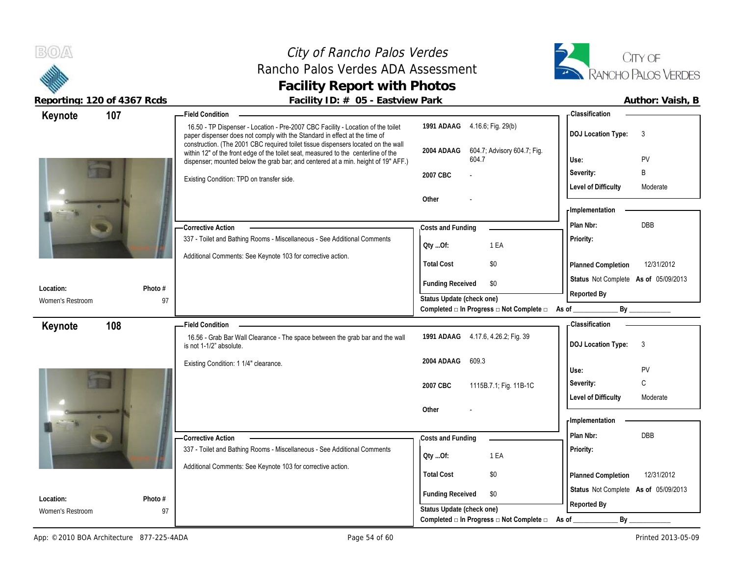# City of Rancho Palos Verdes
## Rancho Palos Verdes ADA Assessment
### Facility Report with Photos

**Reporting: 120 of 4367 Rcds** | **Facility ID: # 05 - Eastview Park** | **Author: Vaish, B**

---

## Keynote 107

**Location:** Women's Restroom
**Photo #:** 97

**Field Condition**

16.50 - TP Dispenser - Location - Pre-2007 CBC Facility - Location of the toilet paper dispenser does not comply with the Standard in effect at the time of construction. (The 2001 CBC required toilet tissue dispensers located on the wall within 12" of the front edge of the toilet seat, measured to the centerline of the dispenser; mounted below the grab bar; and centered at a min. height of 19" AFF.)

Existing Condition: TPD on transfer side.

| | |
|---|---|
| 1991 ADAAG | 4.16.6; Fig. 29(b) |
| 2004 ADAAG | 604.7; Advisory 604.7; Fig. 604.7 |
| 2007 CBC | - |
| Other | - |

**Classification**

| | |
|---|---|
| DOJ Location Type: | 3 |
| Use: | PV |
| Severity: | B |
| Level of Difficulty | Moderate |

**Corrective Action**

337 - Toilet and Bathing Rooms - Miscellaneous - See Additional Comments

Additional Comments: See Keynote 103 for corrective action.

**Costs and Funding**

| | |
|---|---|
| Qty ...Of: | 1 EA |
| Total Cost | $0 |
| Funding Received | $0 |

Status Update (check one)
Completed □ In Progress □ Not Complete □ As of ____________ By ____________

**Implementation**

| | |
|---|---|
| Plan Nbr: | DBB |
| Priority: | |
| Planned Completion | 12/31/2012 |
| Status | Not Complete As of 05/09/2013 |
| Reported By | |

---

## Keynote 108

**Location:** Women's Restroom
**Photo #:** 97

**Field Condition**

16.56 - Grab Bar Wall Clearance - The space between the grab bar and the wall is not 1-1/2" absolute.

Existing Condition: 1 1/4" clearance.

| | |
|---|---|
| 1991 ADAAG | 4.17.6, 4.26.2; Fig. 39 |
| 2004 ADAAG | 609.3 |
| 2007 CBC | 1115B.7.1; Fig. 11B-1C |
| Other | - |

**Classification**

| | |
|---|---|
| DOJ Location Type: | 3 |
| Use: | PV |
| Severity: | C |
| Level of Difficulty | Moderate |

**Corrective Action**

337 - Toilet and Bathing Rooms - Miscellaneous - See Additional Comments

Additional Comments: See Keynote 103 for corrective action.

**Costs and Funding**

| | |
|---|---|
| Qty ...Of: | 1 EA |
| Total Cost | $0 |
| Funding Received | $0 |

Status Update (check one)
Completed □ In Progress □ Not Complete □ As of ____________ By ____________

**Implementation**

| | |
|---|---|
| Plan Nbr: | DBB |
| Priority: | |
| Planned Completion | 12/31/2012 |
| Status | Not Complete As of 05/09/2013 |
| Reported By | |

---

App: © 2010 BOA Architecture 877-225-4ADA | Printed 2013-05-09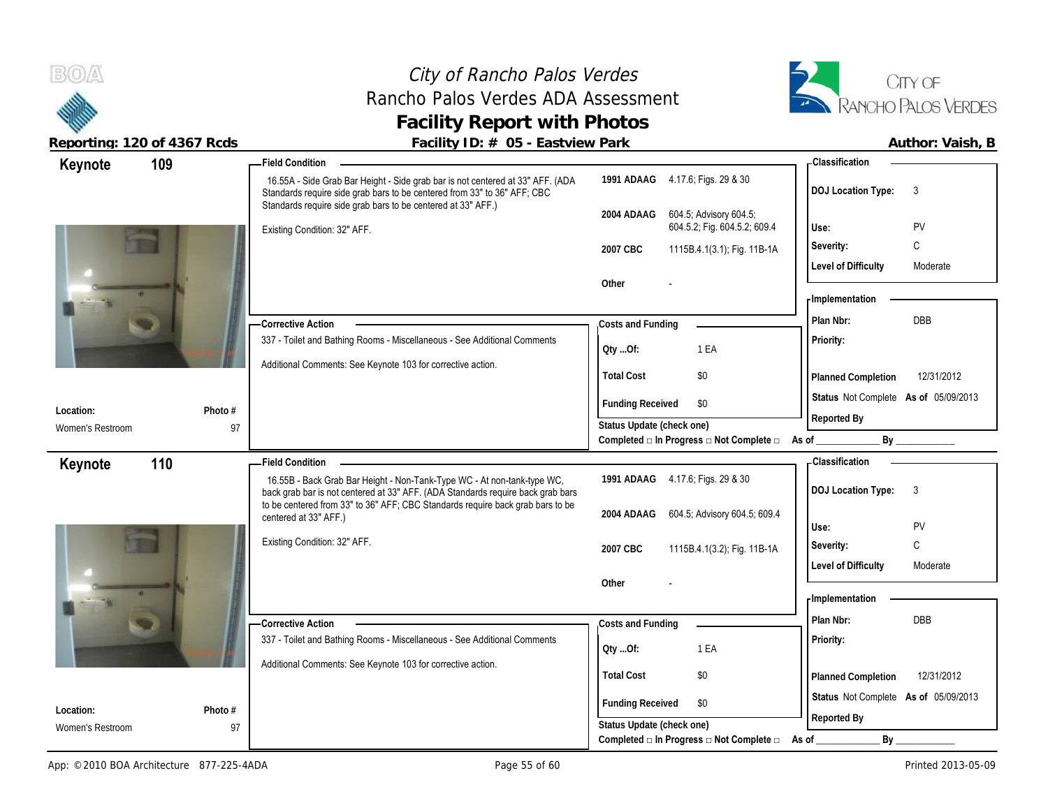# City of Rancho Palos Verdes
## Rancho Palos Verdes ADA Assessment
## Facility Report with Photos

**Reporting: 120 of 4367 Rcds** | **Facility ID: # 05 - Eastview Park** | **Author: Vaish, B**

---

## Keynote 109

**Field Condition**

16.55A - Side Grab Bar Height - Side grab bar is not centered at 33" AFF. (ADA Standards require side grab bars to be centered from 33" to 36" AFF; CBC Standards require side grab bars to be centered at 33" AFF.)

Existing Condition: 32" AFF.

| | |
|---|---|
| 1991 ADAAG | 4.17.6; Figs. 29 & 30 |
| 2004 ADAAG | 604.5; Advisory 604.5; 604.5.2; Fig. 604.5.2; 609.4 |
| 2007 CBC | 1115B.4.1(3.1); Fig. 11B-1A |
| Other | - |

**Classification**

| | |
|---|---|
| DOJ Location Type: | 3 |
| Use: | PV |
| Severity: | C |
| Level of Difficulty | Moderate |

**Corrective Action**

337 - Toilet and Bathing Rooms - Miscellaneous - See Additional Comments

Additional Comments: See Keynote 103 for corrective action.

**Costs and Funding**

| | |
|---|---|
| Qty ...Of: | 1 EA |
| Total Cost | $0 |
| Funding Received | $0 |

Status Update (check one)
Completed □ In Progress □ Not Complete □ As of ____________ By ____________

**Implementation**

| | |
|---|---|
| Plan Nbr: | DBB |
| Priority: | |
| Planned Completion | 12/31/2012 |
| Status | Not Complete As of 05/09/2013 |
| Reported By | |

| Location: | Photo # |
|---|---|
| Women's Restroom | 97 |

---

## Keynote 110

**Field Condition**

16.55B - Back Grab Bar Height - Non-Tank-Type WC - At non-tank-type WC, back grab bar is not centered at 33" AFF. (ADA Standards require back grab bars to be centered from 33" to 36" AFF; CBC Standards require back grab bars to be centered at 33" AFF.)

Existing Condition: 32" AFF.

| | |
|---|---|
| 1991 ADAAG | 4.17.6; Figs. 29 & 30 |
| 2004 ADAAG | 604.5; Advisory 604.5; 609.4 |
| 2007 CBC | 1115B.4.1(3.2); Fig. 11B-1A |
| Other | - |

**Classification**

| | |
|---|---|
| DOJ Location Type: | 3 |
| Use: | PV |
| Severity: | C |
| Level of Difficulty | Moderate |

**Corrective Action**

337 - Toilet and Bathing Rooms - Miscellaneous - See Additional Comments

Additional Comments: See Keynote 103 for corrective action.

**Costs and Funding**

| | |
|---|---|
| Qty ...Of: | 1 EA |
| Total Cost | $0 |
| Funding Received | $0 |

Status Update (check one)
Completed □ In Progress □ Not Complete □ As of ____________ By ____________

**Implementation**

| | |
|---|---|
| Plan Nbr: | DBB |
| Priority: | |
| Planned Completion | 12/31/2012 |
| Status | Not Complete As of 05/09/2013 |
| Reported By | |

| Location: | Photo # |
|---|---|
| Women's Restroom | 97 |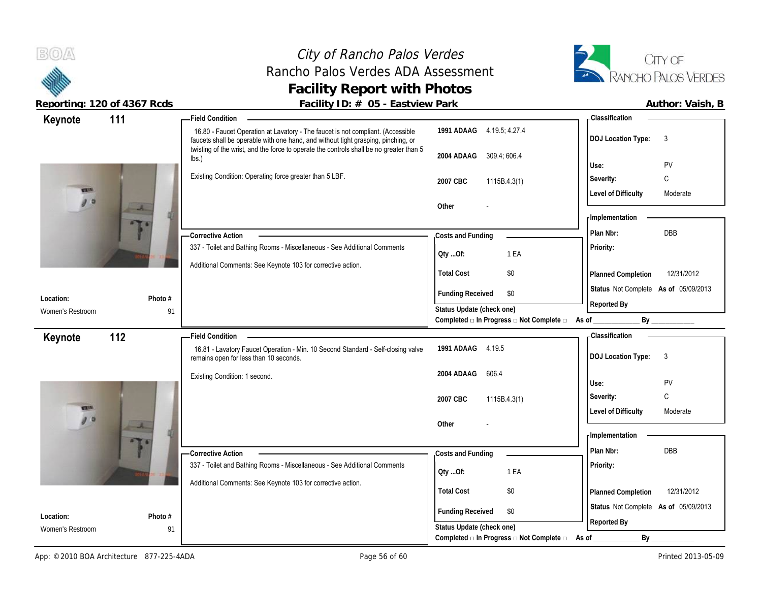# City of Rancho Palos Verdes
## Rancho Palos Verdes ADA Assessment
### Facility Report with Photos

**Reporting: 120 of 4367 Rcds** | **Facility ID: # 05 - Eastview Park** | **Author: Vaish, B**

---

## Keynote 111

**Field Condition**

16.80 - Faucet Operation at Lavatory - The faucet is not compliant. (Accessible faucets shall be operable with one hand, and without tight grasping, pinching, or twisting of the wrist, and the force to operate the controls shall be no greater than 5 lbs.)

Existing Condition: Operating force greater than 5 LBF.

| Code | Reference |
|---|---|
| 1991 ADAAG | 4.19.5; 4.27.4 |
| 2004 ADAAG | 309.4; 606.4 |
| 2007 CBC | 1115B.4.3(1) |
| Other | - |

**Classification**

| | |
|---|---|
| DOJ Location Type: | 3 |
| Use: | PV |
| Severity: | C |
| Level of Difficulty | Moderate |

**Corrective Action**

337 - Toilet and Bathing Rooms - Miscellaneous - See Additional Comments

Additional Comments: See Keynote 103 for corrective action.

**Costs and Funding**

| | |
|---|---|
| Qty ...Of: | 1 EA |
| Total Cost | $0 |
| Funding Received | $0 |

**Implementation**

| | |
|---|---|
| Plan Nbr: | DBB |
| Priority: | |
| Planned Completion | 12/31/2012 |
| Status | Not Complete As of 05/09/2013 |
| Reported By | |

**Location:** Women's Restroom | **Photo #** 91

Status Update (check one)
Completed □ In Progress □ Not Complete □ As of ____________ By ____________

---

## Keynote 112

**Field Condition**

16.81 - Lavatory Faucet Operation - Min. 10 Second Standard - Self-closing valve remains open for less than 10 seconds.

Existing Condition: 1 second.

| Code | Reference |
|---|---|
| 1991 ADAAG | 4.19.5 |
| 2004 ADAAG | 606.4 |
| 2007 CBC | 1115B.4.3(1) |
| Other | - |

**Classification**

| | |
|---|---|
| DOJ Location Type: | 3 |
| Use: | PV |
| Severity: | C |
| Level of Difficulty | Moderate |

**Corrective Action**

337 - Toilet and Bathing Rooms - Miscellaneous - See Additional Comments

Additional Comments: See Keynote 103 for corrective action.

**Costs and Funding**

| | |
|---|---|
| Qty ...Of: | 1 EA |
| Total Cost | $0 |
| Funding Received | $0 |

**Implementation**

| | |
|---|---|
| Plan Nbr: | DBB |
| Priority: | |
| Planned Completion | 12/31/2012 |
| Status | Not Complete As of 05/09/2013 |
| Reported By | |

**Location:** Women's Restroom | **Photo #** 91

Status Update (check one)
Completed □ In Progress □ Not Complete □ As of ____________ By ____________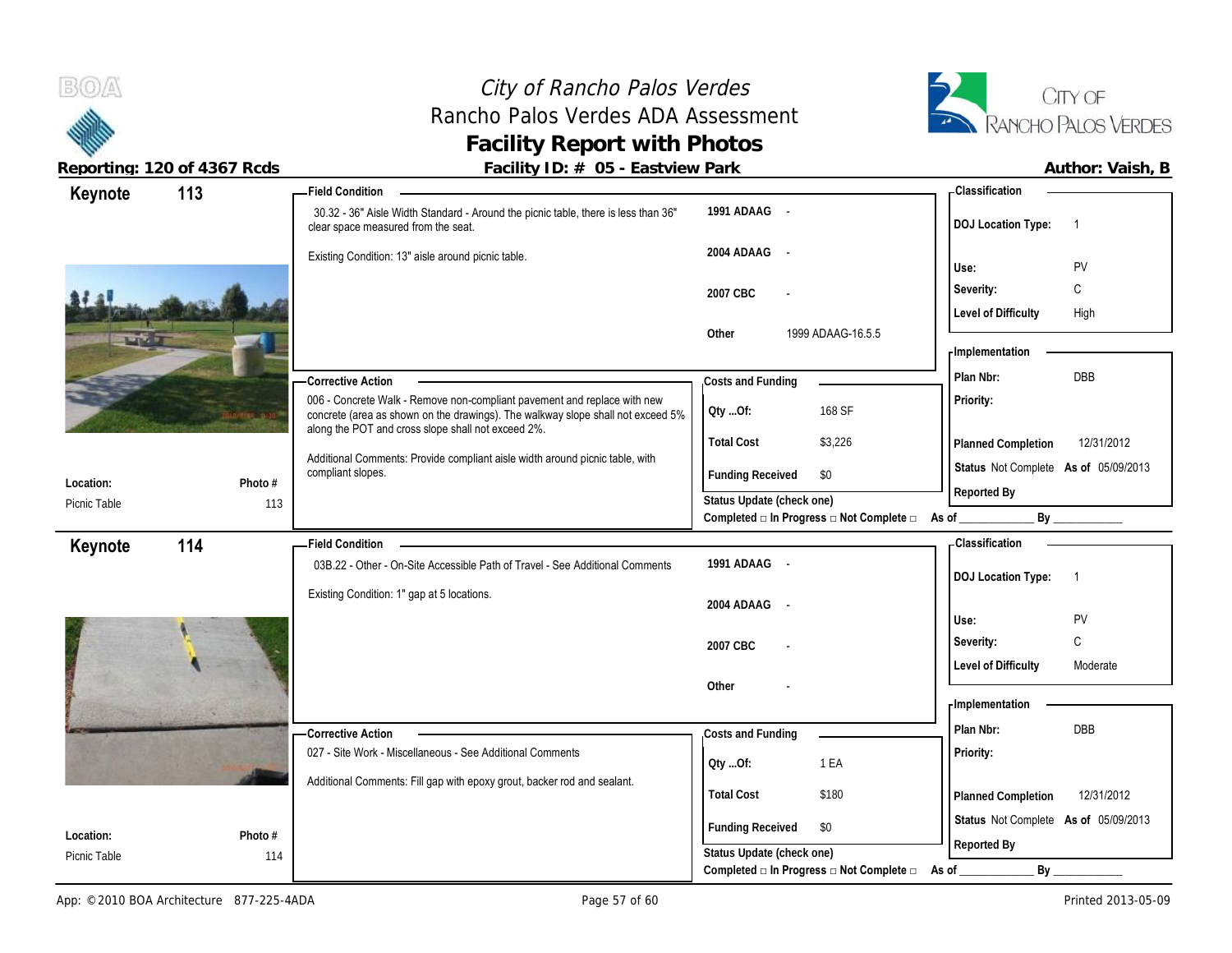# City of Rancho Palos Verdes
## Rancho Palos Verdes ADA Assessment
## Facility Report with Photos

**Reporting: 120 of 4367 Rcds** | **Facility ID: # 05 - Eastview Park** | **Author: Vaish, B**

---

## Keynote 113

**Field Condition**

30.32 - 36" Aisle Width Standard - Around the picnic table, there is less than 36" clear space measured from the seat.

Existing Condition: 13" aisle around picnic table.

| | |
|---|---|
| 1991 ADAAG | - |
| 2004 ADAAG | - |
| 2007 CBC | - |
| Other | 1999 ADAAG-16.5.5 |

**Classification**

| | |
|---|---|
| DOJ Location Type: | 1 |
| Use: | PV |
| Severity: | C |
| Level of Difficulty | High |

**Corrective Action**

006 - Concrete Walk - Remove non-compliant pavement and replace with new concrete (area as shown on the drawings). The walkway slope shall not exceed 5% along the POT and cross slope shall not exceed 2%.

Additional Comments: Provide compliant aisle width around picnic table, with compliant slopes.

**Costs and Funding**

| | |
|---|---|
| Qty ...Of: | 168 SF |
| Total Cost | $3,226 |
| Funding Received | $0 |

Status Update (check one)
Completed □ In Progress □ Not Complete □ As of ____________ By ____________

**Implementation**

| | |
|---|---|
| Plan Nbr: | DBB |
| Priority: | |
| Planned Completion | 12/31/2012 |
| Status | Not Complete As of 05/09/2013 |
| Reported By | |

**Location:** Picnic Table
**Photo #** 113

---

## Keynote 114

**Field Condition**

03B.22 - Other - On-Site Accessible Path of Travel - See Additional Comments

Existing Condition: 1" gap at 5 locations.

| | |
|---|---|
| 1991 ADAAG | - |
| 2004 ADAAG | - |
| 2007 CBC | - |
| Other | - |

**Classification**

| | |
|---|---|
| DOJ Location Type: | 1 |
| Use: | PV |
| Severity: | C |
| Level of Difficulty | Moderate |

**Corrective Action**

027 - Site Work - Miscellaneous - See Additional Comments

Additional Comments: Fill gap with epoxy grout, backer rod and sealant.

**Costs and Funding**

| | |
|---|---|
| Qty ...Of: | 1 EA |
| Total Cost | $180 |
| Funding Received | $0 |

Status Update (check one)
Completed □ In Progress □ Not Complete □ As of ____________ By ____________

**Implementation**

| | |
|---|---|
| Plan Nbr: | DBB |
| Priority: | |
| Planned Completion | 12/31/2012 |
| Status | Not Complete As of 05/09/2013 |
| Reported By | |

**Location:** Picnic Table
**Photo #** 114

---

App: © 2010 BOA Architecture 877-225-4ADA | Printed 2013-05-09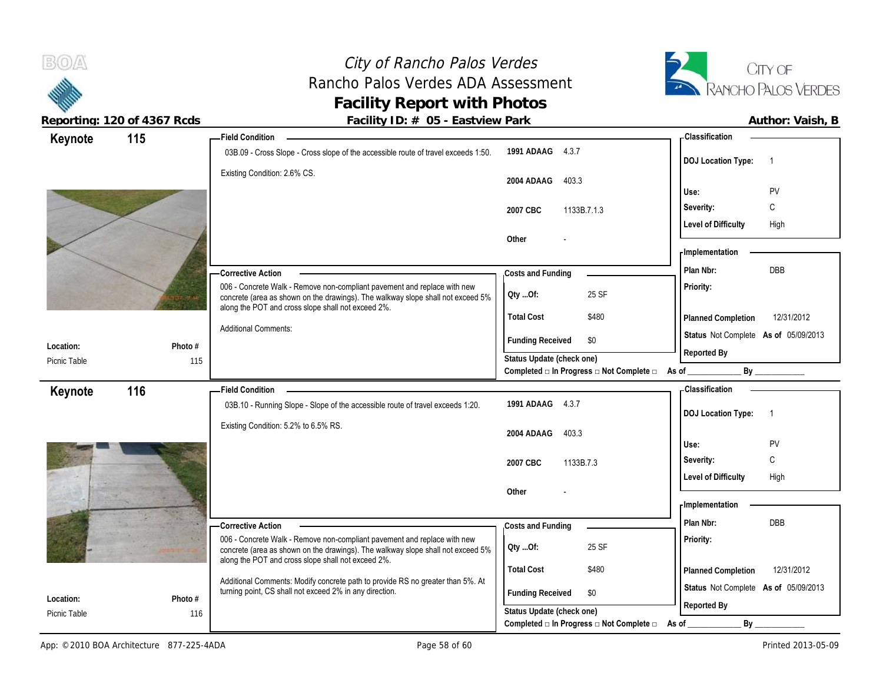# City of Rancho Palos Verdes
## Rancho Palos Verdes ADA Assessment
## Facility Report with Photos

**Reporting: 120 of 4367 Rcds** | **Facility ID: # 05 - Eastview Park** | **Author: Vaish, B**

---

### Keynote 115

**Field Condition**

03B.09 - Cross Slope - Cross slope of the accessible route of travel exceeds 1:50.

Existing Condition: 2.6% CS.

| Code | Reference |
|---|---|
| 1991 ADAAG | 4.3.7 |
| 2004 ADAAG | 403.3 |
| 2007 CBC | 1133B.7.1.3 |
| Other | - |

**Classification**

| | |
|---|---|
| DOJ Location Type: | 1 |
| Use: | PV |
| Severity: | C |
| Level of Difficulty | High |

**Corrective Action**

006 - Concrete Walk - Remove non-compliant pavement and replace with new concrete (area as shown on the drawings). The walkway slope shall not exceed 5% along the POT and cross slope shall not exceed 2%.

Additional Comments:

**Costs and Funding**

| | |
|---|---|
| Qty ...Of: | 25 SF |
| Total Cost | $480 |
| Funding Received | $0 |

Status Update (check one)
Completed □ In Progress □ Not Complete □ As of ____________ By ____________

**Implementation**

| | |
|---|---|
| Plan Nbr: | DBB |
| Priority: | |
| Planned Completion | 12/31/2012 |
| Status | Not Complete As of 05/09/2013 |
| Reported By | |

| Location: | Photo # |
|---|---|
| Picnic Table | 115 |

---

### Keynote 116

**Field Condition**

03B.10 - Running Slope - Slope of the accessible route of travel exceeds 1:20.

Existing Condition: 5.2% to 6.5% RS.

| Code | Reference |
|---|---|
| 1991 ADAAG | 4.3.7 |
| 2004 ADAAG | 403.3 |
| 2007 CBC | 1133B.7.3 |
| Other | - |

**Classification**

| | |
|---|---|
| DOJ Location Type: | 1 |
| Use: | PV |
| Severity: | C |
| Level of Difficulty | High |

**Corrective Action**

006 - Concrete Walk - Remove non-compliant pavement and replace with new concrete (area as shown on the drawings). The walkway slope shall not exceed 5% along the POT and cross slope shall not exceed 2%.

Additional Comments: Modify concrete path to provide RS no greater than 5%. At turning point, CS shall not exceed 2% in any direction.

**Costs and Funding**

| | |
|---|---|
| Qty ...Of: | 25 SF |
| Total Cost | $480 |
| Funding Received | $0 |

Status Update (check one)
Completed □ In Progress □ Not Complete □ As of ____________ By ____________

**Implementation**

| | |
|---|---|
| Plan Nbr: | DBB |
| Priority: | |
| Planned Completion | 12/31/2012 |
| Status | Not Complete As of 05/09/2013 |
| Reported By | |

| Location: | Photo # |
|---|---|
| Picnic Table | 116 |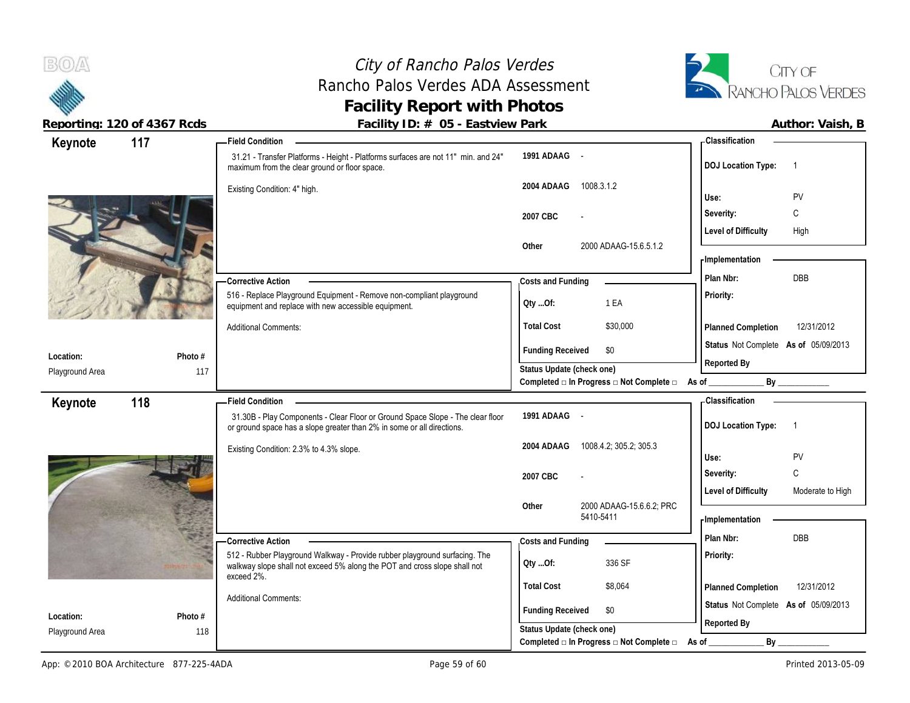# City of Rancho Palos Verdes
## Rancho Palos Verdes ADA Assessment
## Facility Report with Photos

**Reporting: 120 of 4367 Rcds** | **Facility ID: # 05 - Eastview Park** | **Author: Vaish, B**

---

## Keynote 117

**Field Condition**

31.21 - Transfer Platforms - Height - Platforms surfaces are not 11" min. and 24" maximum from the clear ground or floor space.

Existing Condition: 4" high.

| Code | Reference |
|---|---|
| 1991 ADAAG | - |
| 2004 ADAAG | 1008.3.1.2 |
| 2007 CBC | - |
| Other | 2000 ADAAG-15.6.5.1.2 |

**Classification**

| | |
|---|---|
| DOJ Location Type: | 1 |
| Use: | PV |
| Severity: | C |
| Level of Difficulty | High |

**Corrective Action**

516 - Replace Playground Equipment - Remove non-compliant playground equipment and replace with new accessible equipment.

Additional Comments:

**Costs and Funding**

| | |
|---|---|
| Qty ...Of: | 1 EA |
| Total Cost | $30,000 |
| Funding Received | $0 |

Status Update (check one)
Completed □ In Progress □ Not Complete □ As of ____________ By ____________

**Implementation**

| | |
|---|---|
| Plan Nbr: | DBB |
| Priority: | |
| Planned Completion | 12/31/2012 |
| Status | Not Complete As of 05/09/2013 |
| Reported By | |

Location: Playground Area
Photo #: 117

---

## Keynote 118

**Field Condition**

31.30B - Play Components - Clear Floor or Ground Space Slope - The clear floor or ground space has a slope greater than 2% in some or all directions.

Existing Condition: 2.3% to 4.3% slope.

| Code | Reference |
|---|---|
| 1991 ADAAG | - |
| 2004 ADAAG | 1008.4.2; 305.2; 305.3 |
| 2007 CBC | - |
| Other | 2000 ADAAG-15.6.6.2; PRC 5410-5411 |

**Classification**

| | |
|---|---|
| DOJ Location Type: | 1 |
| Use: | PV |
| Severity: | C |
| Level of Difficulty | Moderate to High |

**Corrective Action**

512 - Rubber Playground Walkway - Provide rubber playground surfacing. The walkway slope shall not exceed 5% along the POT and cross slope shall not exceed 2%.

Additional Comments:

**Costs and Funding**

| | |
|---|---|
| Qty ...Of: | 336 SF |
| Total Cost | $8,064 |
| Funding Received | $0 |

Status Update (check one)
Completed □ In Progress □ Not Complete □ As of ____________ By ____________

**Implementation**

| | |
|---|---|
| Plan Nbr: | DBB |
| Priority: | |
| Planned Completion | 12/31/2012 |
| Status | Not Complete As of 05/09/2013 |
| Reported By | |

Location: Playground Area
Photo #: 118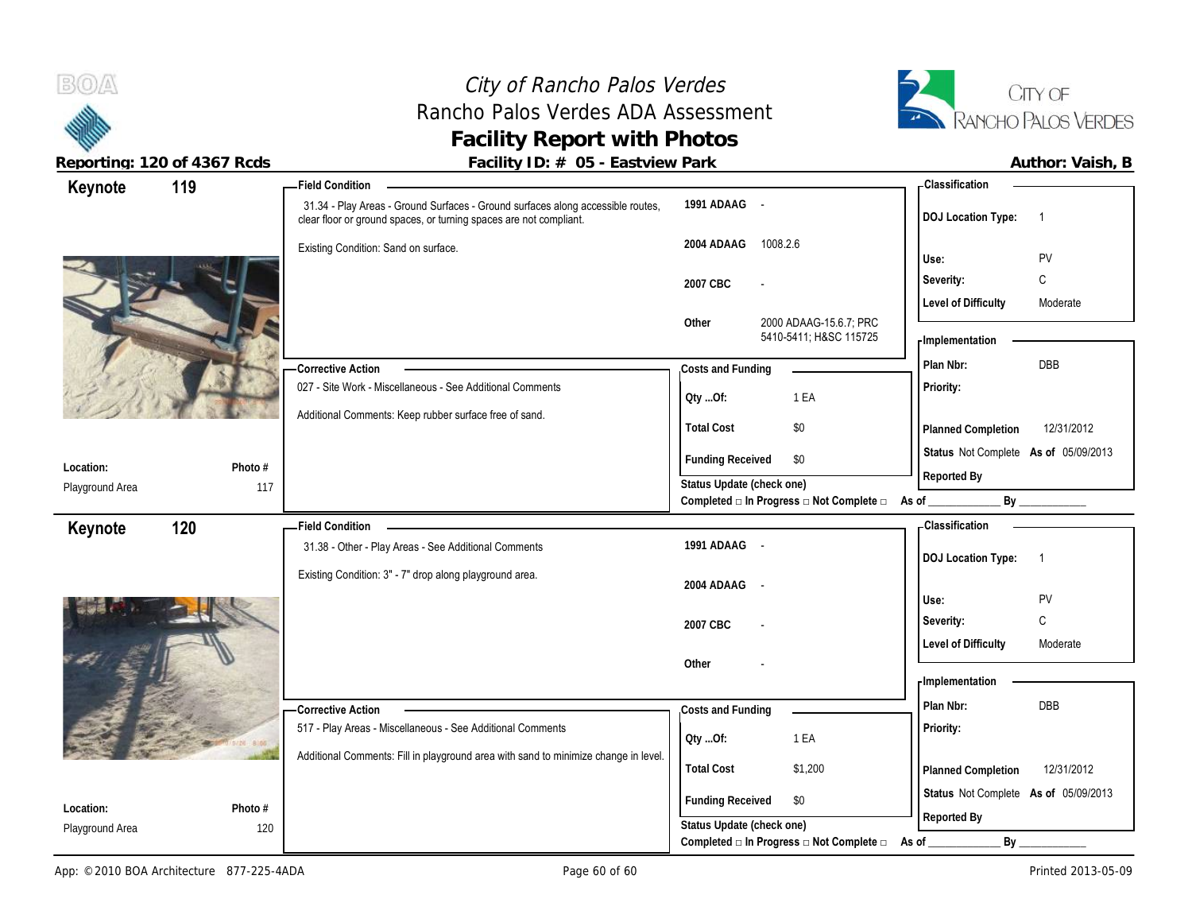# City of Rancho Palos Verdes
## Rancho Palos Verdes ADA Assessment
## Facility Report with Photos

**Reporting: 120 of 4367 Rcds** | **Facility ID: # 05 - Eastview Park** | **Author: Vaish, B**

---

### Keynote 119

**Location:** Playground Area
**Photo #** 117

**Field Condition**

31.34 - Play Areas - Ground Surfaces - Ground surfaces along accessible routes, clear floor or ground spaces, or turning spaces are not compliant.

Existing Condition: Sand on surface.

| | |
|---|---|
| 1991 ADAAG | - |
| 2004 ADAAG | 1008.2.6 |
| 2007 CBC | - |
| Other | 2000 ADAAG-15.6.7; PRC 5410-5411; H&SC 115725 |

**Corrective Action**

027 - Site Work - Miscellaneous - See Additional Comments

Additional Comments: Keep rubber surface free of sand.

**Costs and Funding**

| | |
|---|---|
| Qty ...Of: | 1 EA |
| Total Cost | $0 |
| Funding Received | $0 |

Status Update (check one)
Completed □ In Progress □ Not Complete □ As of ____________ By ____________

**Classification**

| | |
|---|---|
| DOJ Location Type: | 1 |
| Use: | PV |
| Severity: | C |
| Level of Difficulty | Moderate |

**Implementation**

| | |
|---|---|
| Plan Nbr: | DBB |
| Priority: | |
| Planned Completion | 12/31/2012 |
| Status | Not Complete As of 05/09/2013 |
| Reported By | |

---

### Keynote 120

**Location:** Playground Area
**Photo #** 120

**Field Condition**

31.38 - Other - Play Areas - See Additional Comments

Existing Condition: 3" - 7" drop along playground area.

| | |
|---|---|
| 1991 ADAAG | - |
| 2004 ADAAG | - |
| 2007 CBC | - |
| Other | - |

**Corrective Action**

517 - Play Areas - Miscellaneous - See Additional Comments

Additional Comments: Fill in playground area with sand to minimize change in level.

**Costs and Funding**

| | |
|---|---|
| Qty ...Of: | 1 EA |
| Total Cost | $1,200 |
| Funding Received | $0 |

Status Update (check one)
Completed □ In Progress □ Not Complete □ As of ____________ By ____________

**Classification**

| | |
|---|---|
| DOJ Location Type: | 1 |
| Use: | PV |
| Severity: | C |
| Level of Difficulty | Moderate |

**Implementation**

| | |
|---|---|
| Plan Nbr: | DBB |
| Priority: | |
| Planned Completion | 12/31/2012 |
| Status | Not Complete As of 05/09/2013 |
| Reported By | |